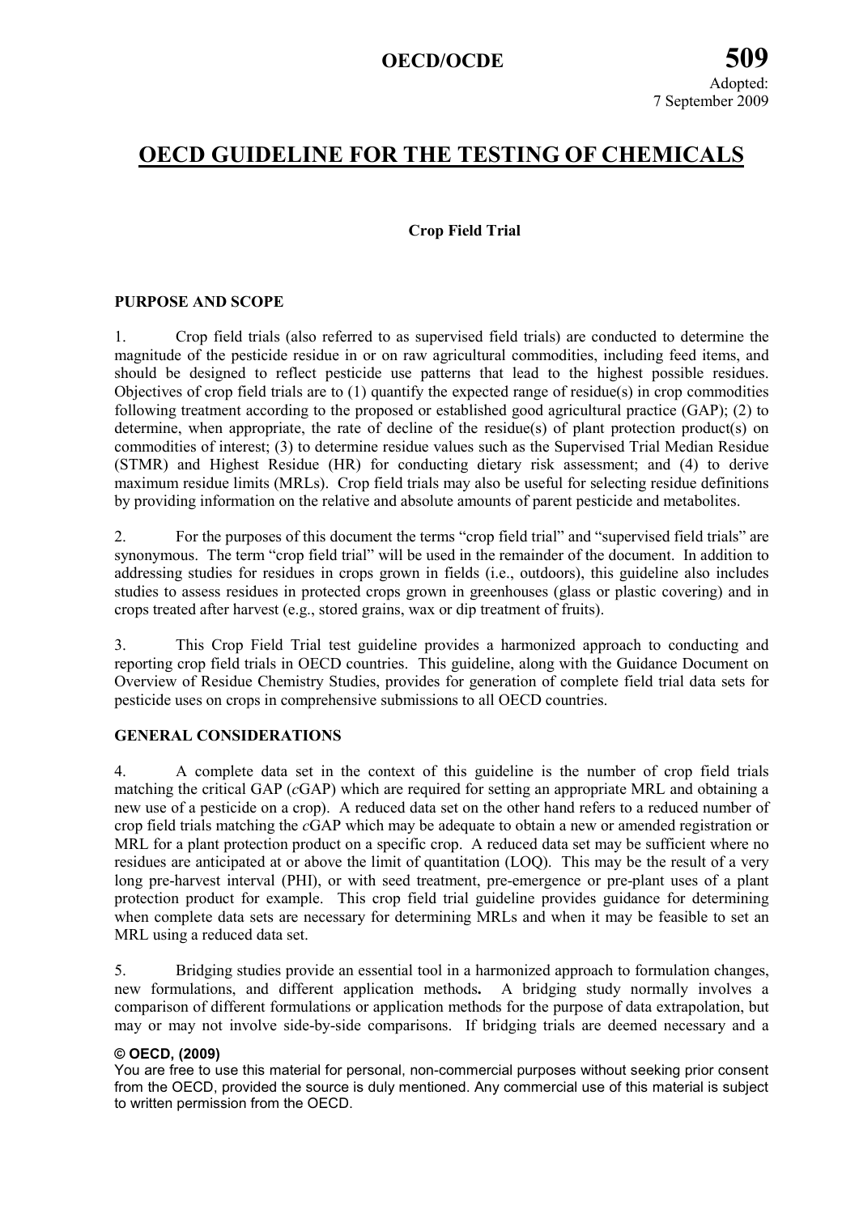**OECD/OCDE** **509**

Adopted:
7 September 2009

# OECD GUIDELINE FOR THE TESTING OF CHEMICALS

**Crop Field Trial**

## PURPOSE AND SCOPE

1. Crop field trials (also referred to as supervised field trials) are conducted to determine the magnitude of the pesticide residue in or on raw agricultural commodities, including feed items, and should be designed to reflect pesticide use patterns that lead to the highest possible residues. Objectives of crop field trials are to (1) quantify the expected range of residue(s) in crop commodities following treatment according to the proposed or established good agricultural practice (GAP); (2) to determine, when appropriate, the rate of decline of the residue(s) of plant protection product(s) on commodities of interest; (3) to determine residue values such as the Supervised Trial Median Residue (STMR) and Highest Residue (HR) for conducting dietary risk assessment; and (4) to derive maximum residue limits (MRLs). Crop field trials may also be useful for selecting residue definitions by providing information on the relative and absolute amounts of parent pesticide and metabolites.

2. For the purposes of this document the terms "crop field trial" and "supervised field trials" are synonymous. The term "crop field trial" will be used in the remainder of the document. In addition to addressing studies for residues in crops grown in fields (i.e., outdoors), this guideline also includes studies to assess residues in protected crops grown in greenhouses (glass or plastic covering) and in crops treated after harvest (e.g., stored grains, wax or dip treatment of fruits).

3. This Crop Field Trial test guideline provides a harmonized approach to conducting and reporting crop field trials in OECD countries. This guideline, along with the Guidance Document on Overview of Residue Chemistry Studies, provides for generation of complete field trial data sets for pesticide uses on crops in comprehensive submissions to all OECD countries.

## GENERAL CONSIDERATIONS

4. A complete data set in the context of this guideline is the number of crop field trials matching the critical GAP (*c*GAP) which are required for setting an appropriate MRL and obtaining a new use of a pesticide on a crop). A reduced data set on the other hand refers to a reduced number of crop field trials matching the *c*GAP which may be adequate to obtain a new or amended registration or MRL for a plant protection product on a specific crop. A reduced data set may be sufficient where no residues are anticipated at or above the limit of quantitation (LOQ). This may be the result of a very long pre-harvest interval (PHI), or with seed treatment, pre-emergence or pre-plant uses of a plant protection product for example. This crop field trial guideline provides guidance for determining when complete data sets are necessary for determining MRLs and when it may be feasible to set an MRL using a reduced data set.

5. Bridging studies provide an essential tool in a harmonized approach to formulation changes, new formulations, and different application methods**.** A bridging study normally involves a comparison of different formulations or application methods for the purpose of data extrapolation, but may or may not involve side-by-side comparisons. If bridging trials are deemed necessary and a

**© OECD, (2009)**

You are free to use this material for personal, non-commercial purposes without seeking prior consent from the OECD, provided the source is duly mentioned. Any commercial use of this material is subject to written permission from the OECD.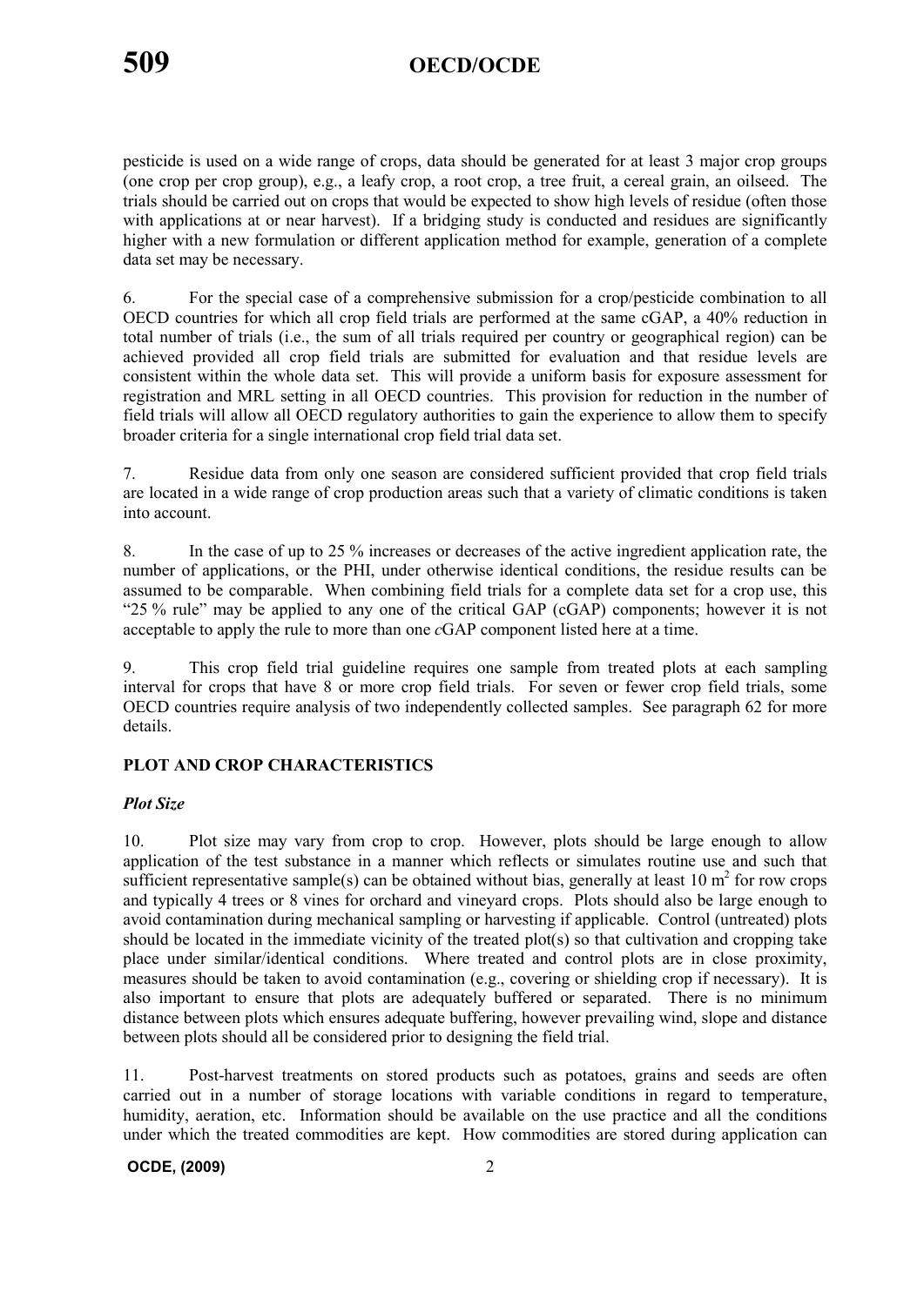pesticide is used on a wide range of crops, data should be generated for at least 3 major crop groups (one crop per crop group), e.g., a leafy crop, a root crop, a tree fruit, a cereal grain, an oilseed. The trials should be carried out on crops that would be expected to show high levels of residue (often those with applications at or near harvest). If a bridging study is conducted and residues are significantly higher with a new formulation or different application method for example, generation of a complete data set may be necessary.

6. For the special case of a comprehensive submission for a crop/pesticide combination to all OECD countries for which all crop field trials are performed at the same cGAP, a 40% reduction in total number of trials (i.e., the sum of all trials required per country or geographical region) can be achieved provided all crop field trials are submitted for evaluation and that residue levels are consistent within the whole data set. This will provide a uniform basis for exposure assessment for registration and MRL setting in all OECD countries. This provision for reduction in the number of field trials will allow all OECD regulatory authorities to gain the experience to allow them to specify broader criteria for a single international crop field trial data set.

7. Residue data from only one season are considered sufficient provided that crop field trials are located in a wide range of crop production areas such that a variety of climatic conditions is taken into account.

8. In the case of up to 25 % increases or decreases of the active ingredient application rate, the number of applications, or the PHI, under otherwise identical conditions, the residue results can be assumed to be comparable. When combining field trials for a complete data set for a crop use, this "25 % rule" may be applied to any one of the critical GAP (cGAP) components; however it is not acceptable to apply the rule to more than one *c*GAP component listed here at a time.

9. This crop field trial guideline requires one sample from treated plots at each sampling interval for crops that have 8 or more crop field trials. For seven or fewer crop field trials, some OECD countries require analysis of two independently collected samples. See paragraph 62 for more details.

## PLOT AND CROP CHARACTERISTICS

### *Plot Size*

10. Plot size may vary from crop to crop. However, plots should be large enough to allow application of the test substance in a manner which reflects or simulates routine use and such that sufficient representative sample(s) can be obtained without bias, generally at least 10 $m^2$ for row crops and typically 4 trees or 8 vines for orchard and vineyard crops. Plots should also be large enough to avoid contamination during mechanical sampling or harvesting if applicable. Control (untreated) plots should be located in the immediate vicinity of the treated plot(s) so that cultivation and cropping take place under similar/identical conditions. Where treated and control plots are in close proximity, measures should be taken to avoid contamination (e.g., covering or shielding crop if necessary). It is also important to ensure that plots are adequately buffered or separated. There is no minimum distance between plots which ensures adequate buffering, however prevailing wind, slope and distance between plots should all be considered prior to designing the field trial.

11. Post-harvest treatments on stored products such as potatoes, grains and seeds are often carried out in a number of storage locations with variable conditions in regard to temperature, humidity, aeration, etc. Information should be available on the use practice and all the conditions under which the treated commodities are kept. How commodities are stored during application can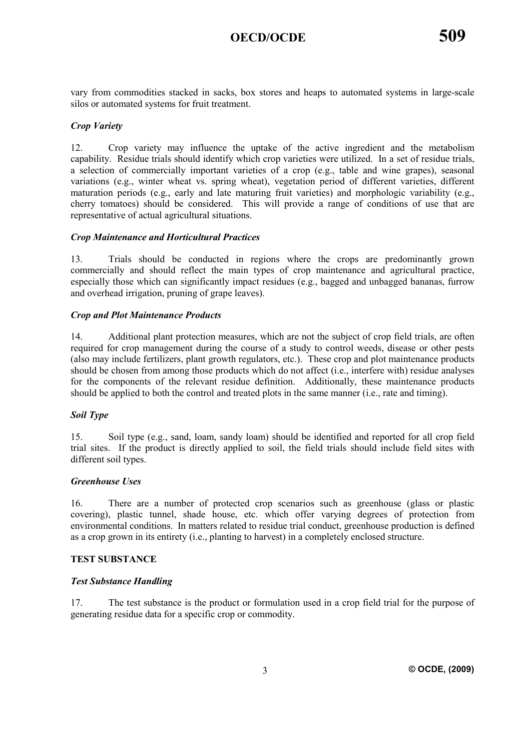vary from commodities stacked in sacks, box stores and heaps to automated systems in large-scale silos or automated systems for fruit treatment.

### *Crop Variety*

12. Crop variety may influence the uptake of the active ingredient and the metabolism capability. Residue trials should identify which crop varieties were utilized. In a set of residue trials, a selection of commercially important varieties of a crop (e.g., table and wine grapes), seasonal variations (e.g., winter wheat vs. spring wheat), vegetation period of different varieties, different maturation periods (e.g., early and late maturing fruit varieties) and morphologic variability (e.g., cherry tomatoes) should be considered. This will provide a range of conditions of use that are representative of actual agricultural situations.

### *Crop Maintenance and Horticultural Practices*

13. Trials should be conducted in regions where the crops are predominantly grown commercially and should reflect the main types of crop maintenance and agricultural practice, especially those which can significantly impact residues (e.g., bagged and unbagged bananas, furrow and overhead irrigation, pruning of grape leaves).

### *Crop and Plot Maintenance Products*

14. Additional plant protection measures, which are not the subject of crop field trials, are often required for crop management during the course of a study to control weeds, disease or other pests (also may include fertilizers, plant growth regulators, etc.). These crop and plot maintenance products should be chosen from among those products which do not affect (i.e., interfere with) residue analyses for the components of the relevant residue definition. Additionally, these maintenance products should be applied to both the control and treated plots in the same manner (i.e., rate and timing).

### *Soil Type*

15. Soil type (e.g., sand, loam, sandy loam) should be identified and reported for all crop field trial sites. If the product is directly applied to soil, the field trials should include field sites with different soil types.

### *Greenhouse Uses*

16. There are a number of protected crop scenarios such as greenhouse (glass or plastic covering), plastic tunnel, shade house, etc. which offer varying degrees of protection from environmental conditions. In matters related to residue trial conduct, greenhouse production is defined as a crop grown in its entirety (i.e., planting to harvest) in a completely enclosed structure.

## TEST SUBSTANCE

### *Test Substance Handling*

17. The test substance is the product or formulation used in a crop field trial for the purpose of generating residue data for a specific crop or commodity.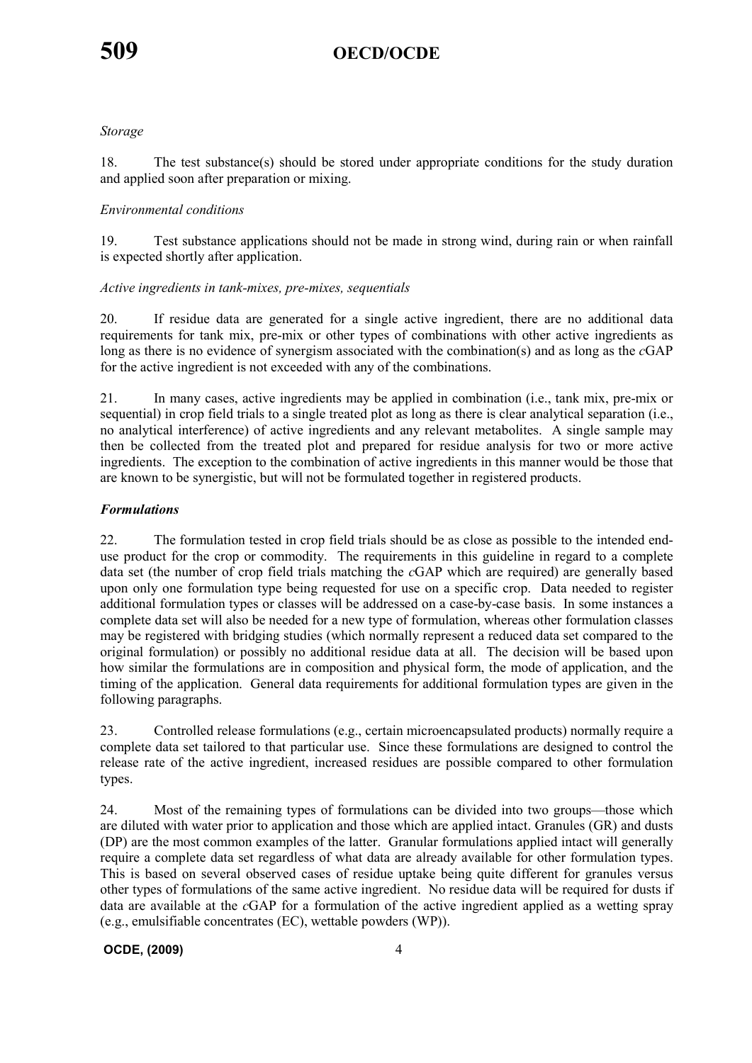*Storage*

18. The test substance(s) should be stored under appropriate conditions for the study duration and applied soon after preparation or mixing.

*Environmental conditions*

19. Test substance applications should not be made in strong wind, during rain or when rainfall is expected shortly after application.

*Active ingredients in tank-mixes, pre-mixes, sequentials*

20. If residue data are generated for a single active ingredient, there are no additional data requirements for tank mix, pre-mix or other types of combinations with other active ingredients as long as there is no evidence of synergism associated with the combination(s) and as long as the *c*GAP for the active ingredient is not exceeded with any of the combinations.

21. In many cases, active ingredients may be applied in combination (i.e., tank mix, pre-mix or sequential) in crop field trials to a single treated plot as long as there is clear analytical separation (i.e., no analytical interference) of active ingredients and any relevant metabolites. A single sample may then be collected from the treated plot and prepared for residue analysis for two or more active ingredients. The exception to the combination of active ingredients in this manner would be those that are known to be synergistic, but will not be formulated together in registered products.

***Formulations***

22. The formulation tested in crop field trials should be as close as possible to the intended end-use product for the crop or commodity. The requirements in this guideline in regard to a complete data set (the number of crop field trials matching the *c*GAP which are required) are generally based upon only one formulation type being requested for use on a specific crop. Data needed to register additional formulation types or classes will be addressed on a case-by-case basis. In some instances a complete data set will also be needed for a new type of formulation, whereas other formulation classes may be registered with bridging studies (which normally represent a reduced data set compared to the original formulation) or possibly no additional residue data at all. The decision will be based upon how similar the formulations are in composition and physical form, the mode of application, and the timing of the application. General data requirements for additional formulation types are given in the following paragraphs.

23. Controlled release formulations (e.g., certain microencapsulated products) normally require a complete data set tailored to that particular use. Since these formulations are designed to control the release rate of the active ingredient, increased residues are possible compared to other formulation types.

24. Most of the remaining types of formulations can be divided into two groups—those which are diluted with water prior to application and those which are applied intact. Granules (GR) and dusts (DP) are the most common examples of the latter. Granular formulations applied intact will generally require a complete data set regardless of what data are already available for other formulation types. This is based on several observed cases of residue uptake being quite different for granules versus other types of formulations of the same active ingredient. No residue data will be required for dusts if data are available at the *c*GAP for a formulation of the active ingredient applied as a wetting spray (e.g., emulsifiable concentrates (EC), wettable powders (WP)).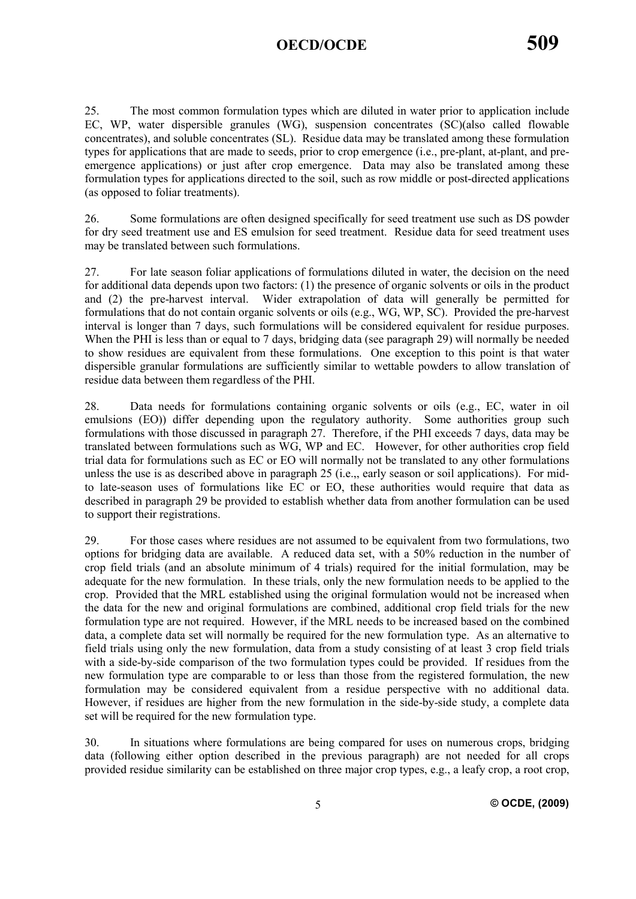25. The most common formulation types which are diluted in water prior to application include EC, WP, water dispersible granules (WG), suspension concentrates (SC)(also called flowable concentrates), and soluble concentrates (SL). Residue data may be translated among these formulation types for applications that are made to seeds, prior to crop emergence (i.e., pre-plant, at-plant, and pre-emergence applications) or just after crop emergence. Data may also be translated among these formulation types for applications directed to the soil, such as row middle or post-directed applications (as opposed to foliar treatments).

26. Some formulations are often designed specifically for seed treatment use such as DS powder for dry seed treatment use and ES emulsion for seed treatment. Residue data for seed treatment uses may be translated between such formulations.

27. For late season foliar applications of formulations diluted in water, the decision on the need for additional data depends upon two factors: (1) the presence of organic solvents or oils in the product and (2) the pre-harvest interval. Wider extrapolation of data will generally be permitted for formulations that do not contain organic solvents or oils (e.g., WG, WP, SC). Provided the pre-harvest interval is longer than 7 days, such formulations will be considered equivalent for residue purposes. When the PHI is less than or equal to 7 days, bridging data (see paragraph 29) will normally be needed to show residues are equivalent from these formulations. One exception to this point is that water dispersible granular formulations are sufficiently similar to wettable powders to allow translation of residue data between them regardless of the PHI.

28. Data needs for formulations containing organic solvents or oils (e.g., EC, water in oil emulsions (EO)) differ depending upon the regulatory authority. Some authorities group such formulations with those discussed in paragraph 27. Therefore, if the PHI exceeds 7 days, data may be translated between formulations such as WG, WP and EC. However, for other authorities crop field trial data for formulations such as EC or EO will normally not be translated to any other formulations unless the use is as described above in paragraph 25 (i.e.,, early season or soil applications). For mid- to late-season uses of formulations like EC or EO, these authorities would require that data as described in paragraph 29 be provided to establish whether data from another formulation can be used to support their registrations.

29. For those cases where residues are not assumed to be equivalent from two formulations, two options for bridging data are available. A reduced data set, with a 50% reduction in the number of crop field trials (and an absolute minimum of 4 trials) required for the initial formulation, may be adequate for the new formulation. In these trials, only the new formulation needs to be applied to the crop. Provided that the MRL established using the original formulation would not be increased when the data for the new and original formulations are combined, additional crop field trials for the new formulation type are not required. However, if the MRL needs to be increased based on the combined data, a complete data set will normally be required for the new formulation type. As an alternative to field trials using only the new formulation, data from a study consisting of at least 3 crop field trials with a side-by-side comparison of the two formulation types could be provided. If residues from the new formulation type are comparable to or less than those from the registered formulation, the new formulation may be considered equivalent from a residue perspective with no additional data. However, if residues are higher from the new formulation in the side-by-side study, a complete data set will be required for the new formulation type.

30. In situations where formulations are being compared for uses on numerous crops, bridging data (following either option described in the previous paragraph) are not needed for all crops provided residue similarity can be established on three major crop types, e.g., a leafy crop, a root crop,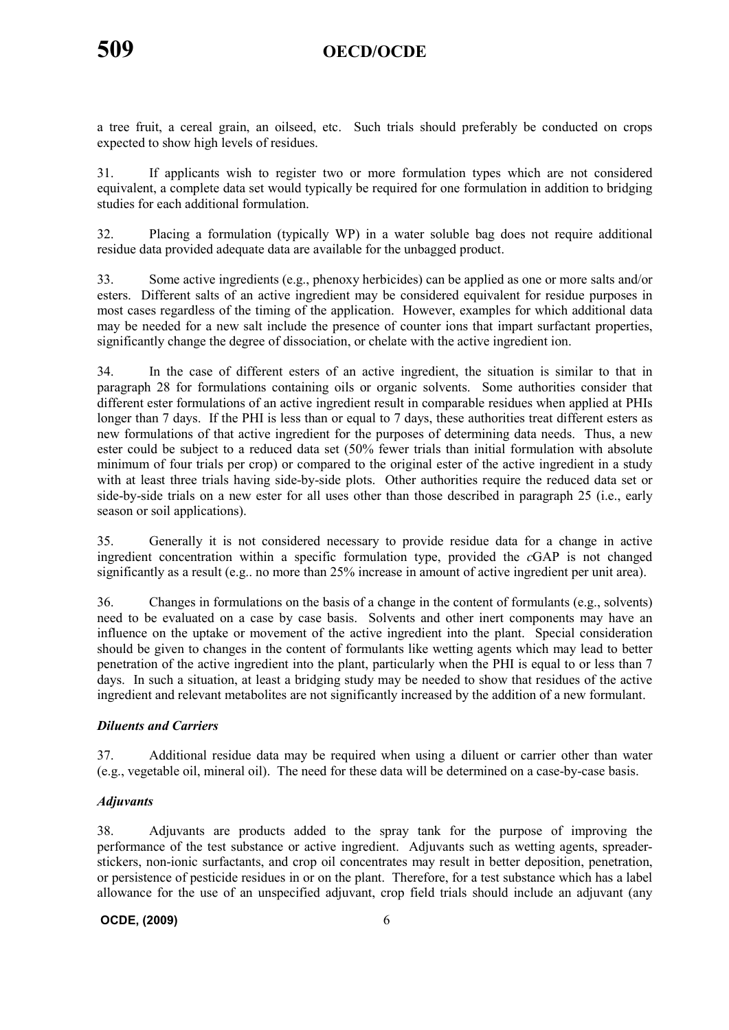a tree fruit, a cereal grain, an oilseed, etc. Such trials should preferably be conducted on crops expected to show high levels of residues.

31. If applicants wish to register two or more formulation types which are not considered equivalent, a complete data set would typically be required for one formulation in addition to bridging studies for each additional formulation.

32. Placing a formulation (typically WP) in a water soluble bag does not require additional residue data provided adequate data are available for the unbagged product.

33. Some active ingredients (e.g., phenoxy herbicides) can be applied as one or more salts and/or esters. Different salts of an active ingredient may be considered equivalent for residue purposes in most cases regardless of the timing of the application. However, examples for which additional data may be needed for a new salt include the presence of counter ions that impart surfactant properties, significantly change the degree of dissociation, or chelate with the active ingredient ion.

34. In the case of different esters of an active ingredient, the situation is similar to that in paragraph 28 for formulations containing oils or organic solvents. Some authorities consider that different ester formulations of an active ingredient result in comparable residues when applied at PHIs longer than 7 days. If the PHI is less than or equal to 7 days, these authorities treat different esters as new formulations of that active ingredient for the purposes of determining data needs. Thus, a new ester could be subject to a reduced data set (50% fewer trials than initial formulation with absolute minimum of four trials per crop) or compared to the original ester of the active ingredient in a study with at least three trials having side-by-side plots. Other authorities require the reduced data set or side-by-side trials on a new ester for all uses other than those described in paragraph 25 (i.e., early season or soil applications).

35. Generally it is not considered necessary to provide residue data for a change in active ingredient concentration within a specific formulation type, provided the *c*GAP is not changed significantly as a result (e.g.. no more than 25% increase in amount of active ingredient per unit area).

36. Changes in formulations on the basis of a change in the content of formulants (e.g., solvents) need to be evaluated on a case by case basis. Solvents and other inert components may have an influence on the uptake or movement of the active ingredient into the plant. Special consideration should be given to changes in the content of formulants like wetting agents which may lead to better penetration of the active ingredient into the plant, particularly when the PHI is equal to or less than 7 days. In such a situation, at least a bridging study may be needed to show that residues of the active ingredient and relevant metabolites are not significantly increased by the addition of a new formulant.

### *Diluents and Carriers*

37. Additional residue data may be required when using a diluent or carrier other than water (e.g., vegetable oil, mineral oil). The need for these data will be determined on a case-by-case basis.

### *Adjuvants*

38. Adjuvants are products added to the spray tank for the purpose of improving the performance of the test substance or active ingredient. Adjuvants such as wetting agents, spreader-stickers, non-ionic surfactants, and crop oil concentrates may result in better deposition, penetration, or persistence of pesticide residues in or on the plant. Therefore, for a test substance which has a label allowance for the use of an unspecified adjuvant, crop field trials should include an adjuvant (any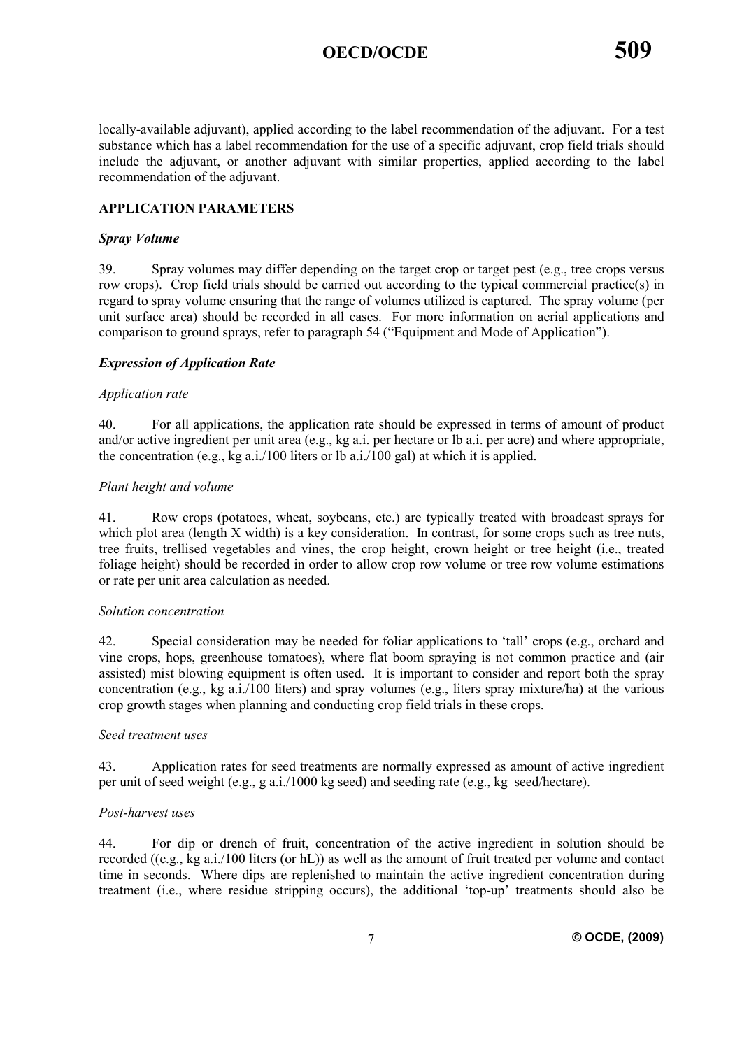locally-available adjuvant), applied according to the label recommendation of the adjuvant. For a test substance which has a label recommendation for the use of a specific adjuvant, crop field trials should include the adjuvant, or another adjuvant with similar properties, applied according to the label recommendation of the adjuvant.

## APPLICATION PARAMETERS

### *Spray Volume*

39. Spray volumes may differ depending on the target crop or target pest (e.g., tree crops versus row crops). Crop field trials should be carried out according to the typical commercial practice(s) in regard to spray volume ensuring that the range of volumes utilized is captured. The spray volume (per unit surface area) should be recorded in all cases. For more information on aerial applications and comparison to ground sprays, refer to paragraph 54 ("Equipment and Mode of Application").

### *Expression of Application Rate*

#### *Application rate*

40. For all applications, the application rate should be expressed in terms of amount of product and/or active ingredient per unit area (e.g., kg a.i. per hectare or lb a.i. per acre) and where appropriate, the concentration (e.g., kg a.i./100 liters or lb a.i./100 gal) at which it is applied.

#### *Plant height and volume*

41. Row crops (potatoes, wheat, soybeans, etc.) are typically treated with broadcast sprays for which plot area (length X width) is a key consideration. In contrast, for some crops such as tree nuts, tree fruits, trellised vegetables and vines, the crop height, crown height or tree height (i.e., treated foliage height) should be recorded in order to allow crop row volume or tree row volume estimations or rate per unit area calculation as needed.

#### *Solution concentration*

42. Special consideration may be needed for foliar applications to 'tall' crops (e.g., orchard and vine crops, hops, greenhouse tomatoes), where flat boom spraying is not common practice and (air assisted) mist blowing equipment is often used. It is important to consider and report both the spray concentration (e.g., kg a.i./100 liters) and spray volumes (e.g., liters spray mixture/ha) at the various crop growth stages when planning and conducting crop field trials in these crops.

#### *Seed treatment uses*

43. Application rates for seed treatments are normally expressed as amount of active ingredient per unit of seed weight (e.g., g a.i./1000 kg seed) and seeding rate (e.g., kg seed/hectare).

#### *Post-harvest uses*

44. For dip or drench of fruit, concentration of the active ingredient in solution should be recorded ((e.g., kg a.i./100 liters (or hL)) as well as the amount of fruit treated per volume and contact time in seconds. Where dips are replenished to maintain the active ingredient concentration during treatment (i.e., where residue stripping occurs), the additional 'top-up' treatments should also be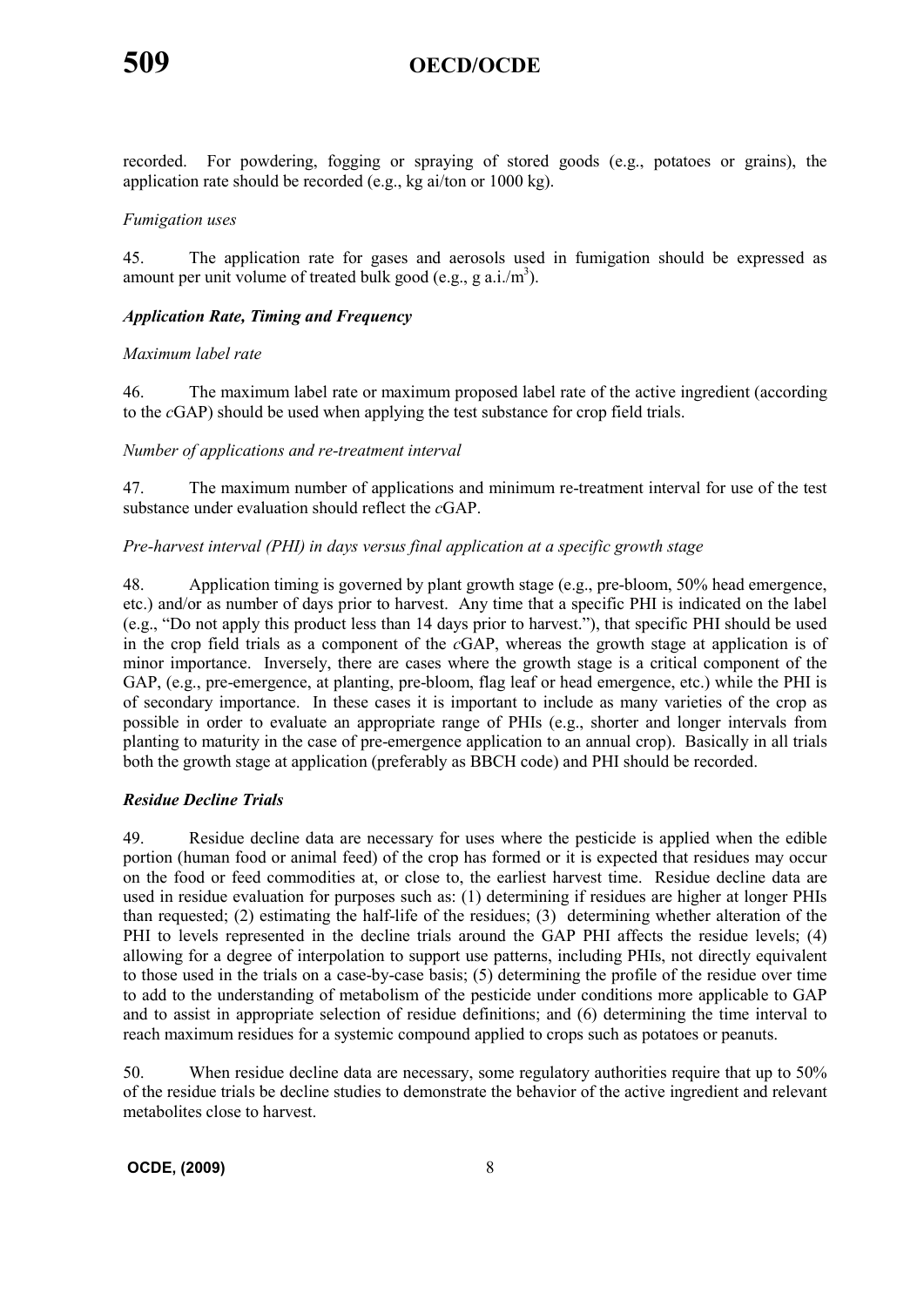recorded. For powdering, fogging or spraying of stored goods (e.g., potatoes or grains), the application rate should be recorded (e.g., kg ai/ton or 1000 kg).

*Fumigation uses*

45. The application rate for gases and aerosols used in fumigation should be expressed as amount per unit volume of treated bulk good (e.g., g a.i./$m^3$).

***Application Rate, Timing and Frequency***

*Maximum label rate*

46. The maximum label rate or maximum proposed label rate of the active ingredient (according to the *c*GAP) should be used when applying the test substance for crop field trials.

*Number of applications and re-treatment interval*

47. The maximum number of applications and minimum re-treatment interval for use of the test substance under evaluation should reflect the *c*GAP.

*Pre-harvest interval (PHI) in days versus final application at a specific growth stage*

48. Application timing is governed by plant growth stage (e.g., pre-bloom, 50% head emergence, etc.) and/or as number of days prior to harvest. Any time that a specific PHI is indicated on the label (e.g., "Do not apply this product less than 14 days prior to harvest."), that specific PHI should be used in the crop field trials as a component of the *c*GAP, whereas the growth stage at application is of minor importance. Inversely, there are cases where the growth stage is a critical component of the GAP, (e.g., pre-emergence, at planting, pre-bloom, flag leaf or head emergence, etc.) while the PHI is of secondary importance. In these cases it is important to include as many varieties of the crop as possible in order to evaluate an appropriate range of PHIs (e.g., shorter and longer intervals from planting to maturity in the case of pre-emergence application to an annual crop). Basically in all trials both the growth stage at application (preferably as BBCH code) and PHI should be recorded.

***Residue Decline Trials***

49. Residue decline data are necessary for uses where the pesticide is applied when the edible portion (human food or animal feed) of the crop has formed or it is expected that residues may occur on the food or feed commodities at, or close to, the earliest harvest time. Residue decline data are used in residue evaluation for purposes such as: (1) determining if residues are higher at longer PHIs than requested; (2) estimating the half-life of the residues; (3) determining whether alteration of the PHI to levels represented in the decline trials around the GAP PHI affects the residue levels; (4) allowing for a degree of interpolation to support use patterns, including PHIs, not directly equivalent to those used in the trials on a case-by-case basis; (5) determining the profile of the residue over time to add to the understanding of metabolism of the pesticide under conditions more applicable to GAP and to assist in appropriate selection of residue definitions; and (6) determining the time interval to reach maximum residues for a systemic compound applied to crops such as potatoes or peanuts.

50. When residue decline data are necessary, some regulatory authorities require that up to 50% of the residue trials be decline studies to demonstrate the behavior of the active ingredient and relevant metabolites close to harvest.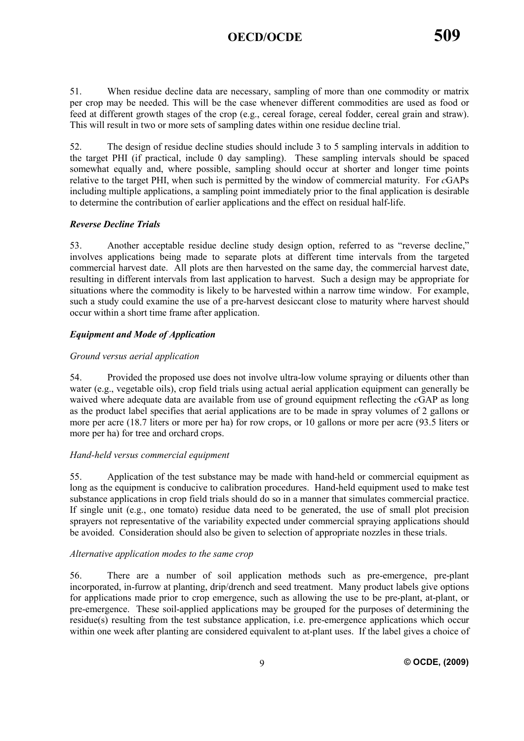51. When residue decline data are necessary, sampling of more than one commodity or matrix per crop may be needed. This will be the case whenever different commodities are used as food or feed at different growth stages of the crop (e.g., cereal forage, cereal fodder, cereal grain and straw). This will result in two or more sets of sampling dates within one residue decline trial.

52. The design of residue decline studies should include 3 to 5 sampling intervals in addition to the target PHI (if practical, include 0 day sampling). These sampling intervals should be spaced somewhat equally and, where possible, sampling should occur at shorter and longer time points relative to the target PHI, when such is permitted by the window of commercial maturity. For *c*GAPs including multiple applications, a sampling point immediately prior to the final application is desirable to determine the contribution of earlier applications and the effect on residual half-life.

### *Reverse Decline Trials*

53. Another acceptable residue decline study design option, referred to as "reverse decline," involves applications being made to separate plots at different time intervals from the targeted commercial harvest date. All plots are then harvested on the same day, the commercial harvest date, resulting in different intervals from last application to harvest. Such a design may be appropriate for situations where the commodity is likely to be harvested within a narrow time window. For example, such a study could examine the use of a pre-harvest desiccant close to maturity where harvest should occur within a short time frame after application.

### *Equipment and Mode of Application*

#### *Ground versus aerial application*

54. Provided the proposed use does not involve ultra-low volume spraying or diluents other than water (e.g., vegetable oils), crop field trials using actual aerial application equipment can generally be waived where adequate data are available from use of ground equipment reflecting the *c*GAP as long as the product label specifies that aerial applications are to be made in spray volumes of 2 gallons or more per acre (18.7 liters or more per ha) for row crops, or 10 gallons or more per acre (93.5 liters or more per ha) for tree and orchard crops.

#### *Hand-held versus commercial equipment*

55. Application of the test substance may be made with hand-held or commercial equipment as long as the equipment is conducive to calibration procedures. Hand-held equipment used to make test substance applications in crop field trials should do so in a manner that simulates commercial practice. If single unit (e.g., one tomato) residue data need to be generated, the use of small plot precision sprayers not representative of the variability expected under commercial spraying applications should be avoided. Consideration should also be given to selection of appropriate nozzles in these trials.

#### *Alternative application modes to the same crop*

56. There are a number of soil application methods such as pre-emergence, pre-plant incorporated, in-furrow at planting, drip/drench and seed treatment. Many product labels give options for applications made prior to crop emergence, such as allowing the use to be pre-plant, at-plant, or pre-emergence. These soil-applied applications may be grouped for the purposes of determining the residue(s) resulting from the test substance application, i.e. pre-emergence applications which occur within one week after planting are considered equivalent to at-plant uses. If the label gives a choice of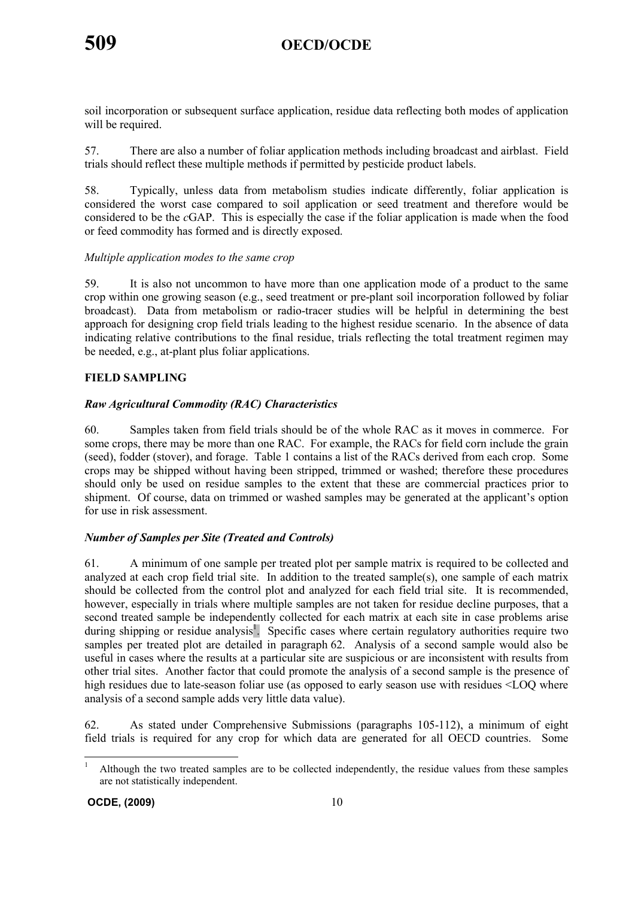soil incorporation or subsequent surface application, residue data reflecting both modes of application will be required.

57. There are also a number of foliar application methods including broadcast and airblast. Field trials should reflect these multiple methods if permitted by pesticide product labels.

58. Typically, unless data from metabolism studies indicate differently, foliar application is considered the worst case compared to soil application or seed treatment and therefore would be considered to be the *c*GAP. This is especially the case if the foliar application is made when the food or feed commodity has formed and is directly exposed.

*Multiple application modes to the same crop*

59. It is also not uncommon to have more than one application mode of a product to the same crop within one growing season (e.g., seed treatment or pre-plant soil incorporation followed by foliar broadcast). Data from metabolism or radio-tracer studies will be helpful in determining the best approach for designing crop field trials leading to the highest residue scenario. In the absence of data indicating relative contributions to the final residue, trials reflecting the total treatment regimen may be needed, e.g., at-plant plus foliar applications.

**FIELD SAMPLING**

***Raw Agricultural Commodity (RAC) Characteristics***

60. Samples taken from field trials should be of the whole RAC as it moves in commerce. For some crops, there may be more than one RAC. For example, the RACs for field corn include the grain (seed), fodder (stover), and forage. Table 1 contains a list of the RACs derived from each crop. Some crops may be shipped without having been stripped, trimmed or washed; therefore these procedures should only be used on residue samples to the extent that these are commercial practices prior to shipment. Of course, data on trimmed or washed samples may be generated at the applicant's option for use in risk assessment.

***Number of Samples per Site (Treated and Controls)***

61. A minimum of one sample per treated plot per sample matrix is required to be collected and analyzed at each crop field trial site. In addition to the treated sample(s), one sample of each matrix should be collected from the control plot and analyzed for each field trial site. It is recommended, however, especially in trials where multiple samples are not taken for residue decline purposes, that a second treated sample be independently collected for each matrix at each site in case problems arise during shipping or residue analysis[1]. Specific cases where certain regulatory authorities require two samples per treated plot are detailed in paragraph 62. Analysis of a second sample would also be useful in cases where the results at a particular site are suspicious or are inconsistent with results from other trial sites. Another factor that could promote the analysis of a second sample is the presence of high residues due to late-season foliar use (as opposed to early season use with residues <LOQ where analysis of a second sample adds very little data value).

62. As stated under Comprehensive Submissions (paragraphs 105-112), a minimum of eight field trials is required for any crop for which data are generated for all OECD countries. Some

[1] Although the two treated samples are to be collected independently, the residue values from these samples are not statistically independent.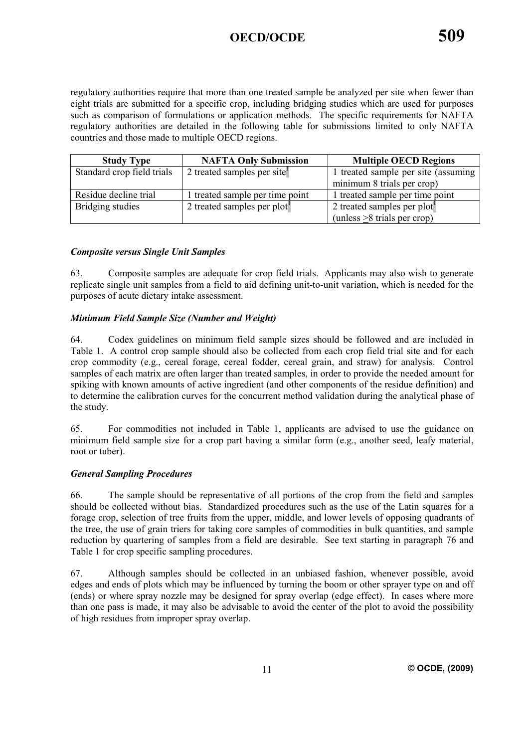regulatory authorities require that more than one treated sample be analyzed per site when fewer than eight trials are submitted for a specific crop, including bridging studies which are used for purposes such as comparison of formulations or application methods. The specific requirements for NAFTA regulatory authorities are detailed in the following table for submissions limited to only NAFTA countries and those made to multiple OECD regions.

| Study Type | NAFTA Only Submission | Multiple OECD Regions |
|---|---|---|
| Standard crop field trials | 2 treated samples per site[1] | 1 treated sample per site (assuming minimum 8 trials per crop) |
| Residue decline trial | 1 treated sample per time point | 1 treated sample per time point |
| Bridging studies | 2 treated samples per plot[1] | 2 treated samples per plot[1] (unless ≥8 trials per crop) |

### *Composite versus Single Unit Samples*

63. Composite samples are adequate for crop field trials. Applicants may also wish to generate replicate single unit samples from a field to aid defining unit-to-unit variation, which is needed for the purposes of acute dietary intake assessment.

### *Minimum Field Sample Size (Number and Weight)*

64. Codex guidelines on minimum field sample sizes should be followed and are included in Table 1. A control crop sample should also be collected from each crop field trial site and for each crop commodity (e.g., cereal forage, cereal fodder, cereal grain, and straw) for analysis. Control samples of each matrix are often larger than treated samples, in order to provide the needed amount for spiking with known amounts of active ingredient (and other components of the residue definition) and to determine the calibration curves for the concurrent method validation during the analytical phase of the study.

65. For commodities not included in Table 1, applicants are advised to use the guidance on minimum field sample size for a crop part having a similar form (e.g., another seed, leafy material, root or tuber).

### *General Sampling Procedures*

66. The sample should be representative of all portions of the crop from the field and samples should be collected without bias. Standardized procedures such as the use of the Latin squares for a forage crop, selection of tree fruits from the upper, middle, and lower levels of opposing quadrants of the tree, the use of grain triers for taking core samples of commodities in bulk quantities, and sample reduction by quartering of samples from a field are desirable. See text starting in paragraph 76 and Table 1 for crop specific sampling procedures.

67. Although samples should be collected in an unbiased fashion, whenever possible, avoid edges and ends of plots which may be influenced by turning the boom or other sprayer type on and off (ends) or where spray nozzle may be designed for spray overlap (edge effect). In cases where more than one pass is made, it may also be advisable to avoid the center of the plot to avoid the possibility of high residues from improper spray overlap.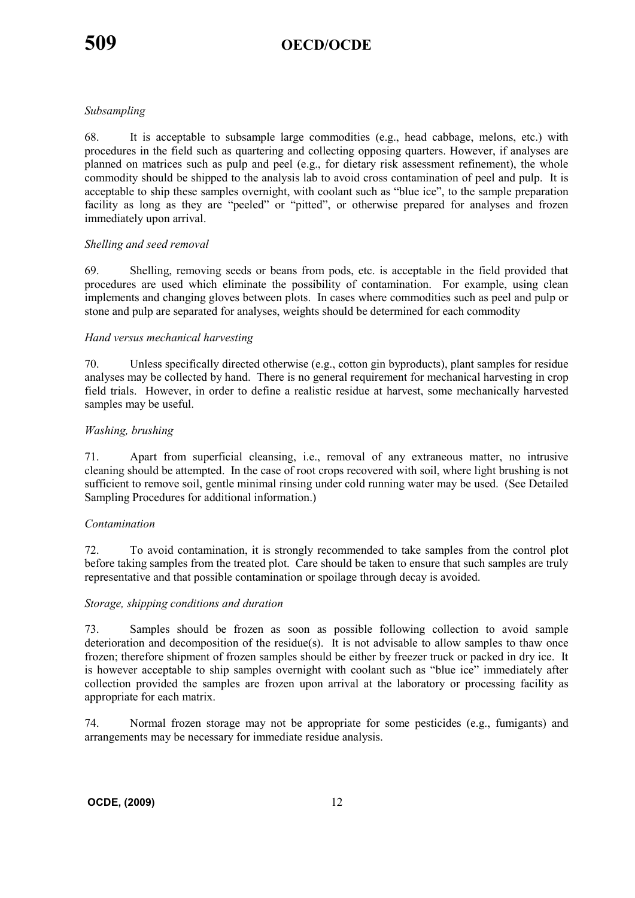*Subsampling*

68. It is acceptable to subsample large commodities (e.g., head cabbage, melons, etc.) with procedures in the field such as quartering and collecting opposing quarters. However, if analyses are planned on matrices such as pulp and peel (e.g., for dietary risk assessment refinement), the whole commodity should be shipped to the analysis lab to avoid cross contamination of peel and pulp. It is acceptable to ship these samples overnight, with coolant such as "blue ice", to the sample preparation facility as long as they are "peeled" or "pitted", or otherwise prepared for analyses and frozen immediately upon arrival.

*Shelling and seed removal*

69. Shelling, removing seeds or beans from pods, etc. is acceptable in the field provided that procedures are used which eliminate the possibility of contamination. For example, using clean implements and changing gloves between plots. In cases where commodities such as peel and pulp or stone and pulp are separated for analyses, weights should be determined for each commodity

*Hand versus mechanical harvesting*

70. Unless specifically directed otherwise (e.g., cotton gin byproducts), plant samples for residue analyses may be collected by hand. There is no general requirement for mechanical harvesting in crop field trials. However, in order to define a realistic residue at harvest, some mechanically harvested samples may be useful.

*Washing, brushing*

71. Apart from superficial cleansing, i.e., removal of any extraneous matter, no intrusive cleaning should be attempted. In the case of root crops recovered with soil, where light brushing is not sufficient to remove soil, gentle minimal rinsing under cold running water may be used. (See Detailed Sampling Procedures for additional information.)

*Contamination*

72. To avoid contamination, it is strongly recommended to take samples from the control plot before taking samples from the treated plot. Care should be taken to ensure that such samples are truly representative and that possible contamination or spoilage through decay is avoided.

*Storage, shipping conditions and duration*

73. Samples should be frozen as soon as possible following collection to avoid sample deterioration and decomposition of the residue(s). It is not advisable to allow samples to thaw once frozen; therefore shipment of frozen samples should be either by freezer truck or packed in dry ice. It is however acceptable to ship samples overnight with coolant such as "blue ice" immediately after collection provided the samples are frozen upon arrival at the laboratory or processing facility as appropriate for each matrix.

74. Normal frozen storage may not be appropriate for some pesticides (e.g., fumigants) and arrangements may be necessary for immediate residue analysis.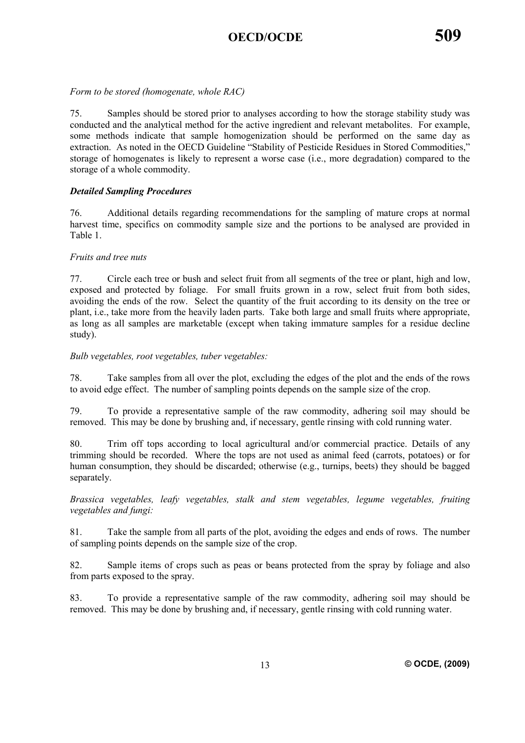*Form to be stored (homogenate, whole RAC)*

75. Samples should be stored prior to analyses according to how the storage stability study was conducted and the analytical method for the active ingredient and relevant metabolites. For example, some methods indicate that sample homogenization should be performed on the same day as extraction. As noted in the OECD Guideline "Stability of Pesticide Residues in Stored Commodities," storage of homogenates is likely to represent a worse case (i.e., more degradation) compared to the storage of a whole commodity.

***Detailed Sampling Procedures***

76. Additional details regarding recommendations for the sampling of mature crops at normal harvest time, specifics on commodity sample size and the portions to be analysed are provided in Table 1.

*Fruits and tree nuts*

77. Circle each tree or bush and select fruit from all segments of the tree or plant, high and low, exposed and protected by foliage. For small fruits grown in a row, select fruit from both sides, avoiding the ends of the row. Select the quantity of the fruit according to its density on the tree or plant, i.e., take more from the heavily laden parts. Take both large and small fruits where appropriate, as long as all samples are marketable (except when taking immature samples for a residue decline study).

*Bulb vegetables, root vegetables, tuber vegetables:*

78. Take samples from all over the plot, excluding the edges of the plot and the ends of the rows to avoid edge effect. The number of sampling points depends on the sample size of the crop.

79. To provide a representative sample of the raw commodity, adhering soil may should be removed. This may be done by brushing and, if necessary, gentle rinsing with cold running water.

80. Trim off tops according to local agricultural and/or commercial practice. Details of any trimming should be recorded. Where the tops are not used as animal feed (carrots, potatoes) or for human consumption, they should be discarded; otherwise (e.g., turnips, beets) they should be bagged separately.

*Brassica vegetables, leafy vegetables, stalk and stem vegetables, legume vegetables, fruiting vegetables and fungi:*

81. Take the sample from all parts of the plot, avoiding the edges and ends of rows. The number of sampling points depends on the sample size of the crop.

82. Sample items of crops such as peas or beans protected from the spray by foliage and also from parts exposed to the spray.

83. To provide a representative sample of the raw commodity, adhering soil may should be removed. This may be done by brushing and, if necessary, gentle rinsing with cold running water.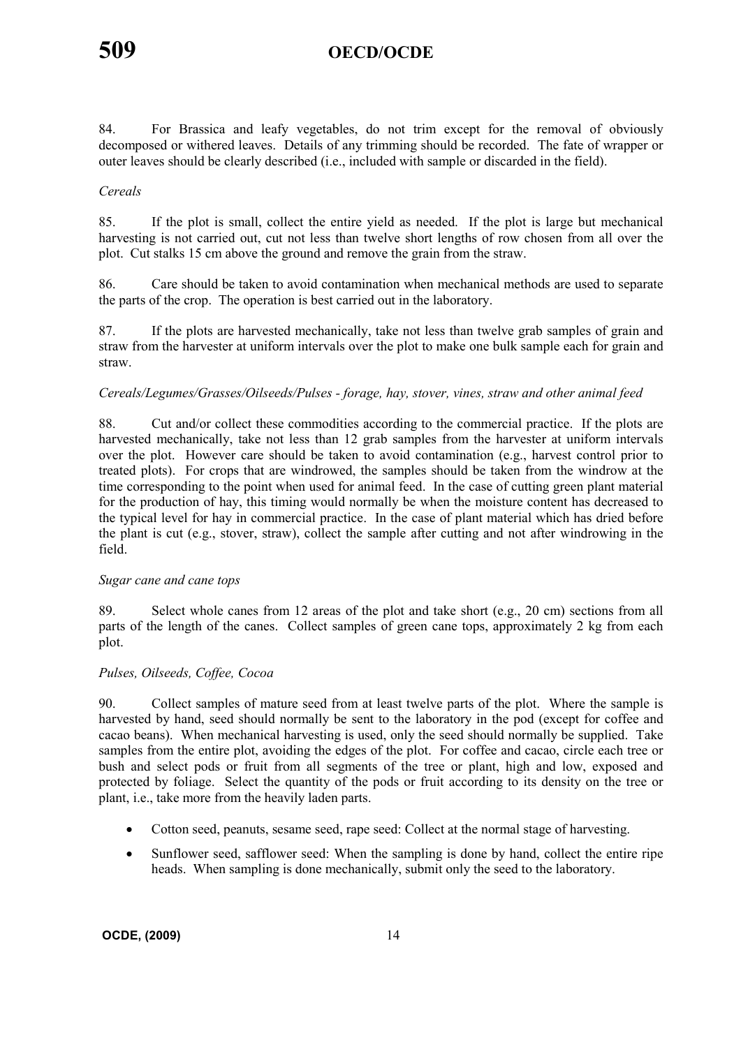84. For Brassica and leafy vegetables, do not trim except for the removal of obviously decomposed or withered leaves. Details of any trimming should be recorded. The fate of wrapper or outer leaves should be clearly described (i.e., included with sample or discarded in the field).

*Cereals*

85. If the plot is small, collect the entire yield as needed. If the plot is large but mechanical harvesting is not carried out, cut not less than twelve short lengths of row chosen from all over the plot. Cut stalks 15 cm above the ground and remove the grain from the straw.

86. Care should be taken to avoid contamination when mechanical methods are used to separate the parts of the crop. The operation is best carried out in the laboratory.

87. If the plots are harvested mechanically, take not less than twelve grab samples of grain and straw from the harvester at uniform intervals over the plot to make one bulk sample each for grain and straw.

*Cereals/Legumes/Grasses/Oilseeds/Pulses - forage, hay, stover, vines, straw and other animal feed*

88. Cut and/or collect these commodities according to the commercial practice. If the plots are harvested mechanically, take not less than 12 grab samples from the harvester at uniform intervals over the plot. However care should be taken to avoid contamination (e.g., harvest control prior to treated plots). For crops that are windrowed, the samples should be taken from the windrow at the time corresponding to the point when used for animal feed. In the case of cutting green plant material for the production of hay, this timing would normally be when the moisture content has decreased to the typical level for hay in commercial practice. In the case of plant material which has dried before the plant is cut (e.g., stover, straw), collect the sample after cutting and not after windrowing in the field.

*Sugar cane and cane tops*

89. Select whole canes from 12 areas of the plot and take short (e.g., 20 cm) sections from all parts of the length of the canes. Collect samples of green cane tops, approximately 2 kg from each plot.

*Pulses, Oilseeds, Coffee, Cocoa*

90. Collect samples of mature seed from at least twelve parts of the plot. Where the sample is harvested by hand, seed should normally be sent to the laboratory in the pod (except for coffee and cacao beans). When mechanical harvesting is used, only the seed should normally be supplied. Take samples from the entire plot, avoiding the edges of the plot. For coffee and cacao, circle each tree or bush and select pods or fruit from all segments of the tree or plant, high and low, exposed and protected by foliage. Select the quantity of the pods or fruit according to its density on the tree or plant, i.e., take more from the heavily laden parts.

- Cotton seed, peanuts, sesame seed, rape seed: Collect at the normal stage of harvesting.
- Sunflower seed, safflower seed: When the sampling is done by hand, collect the entire ripe heads. When sampling is done mechanically, submit only the seed to the laboratory.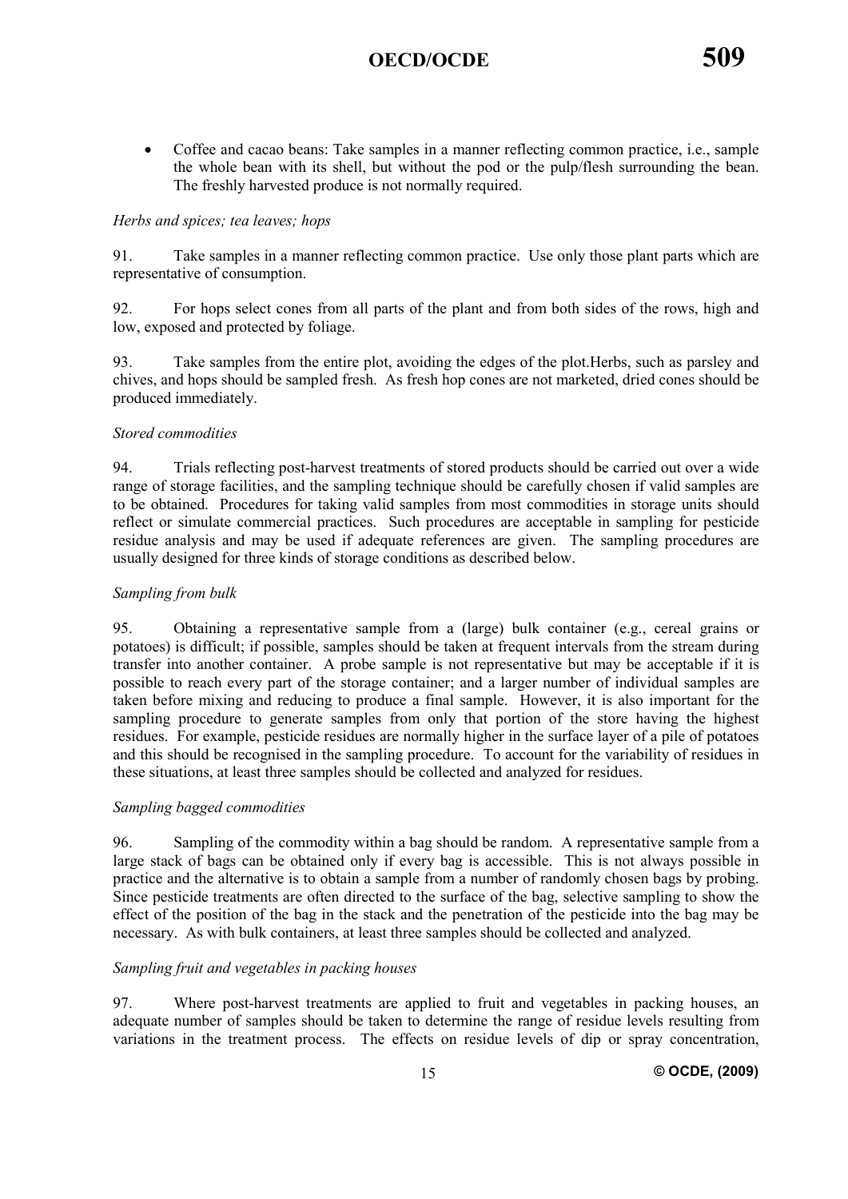- Coffee and cacao beans: Take samples in a manner reflecting common practice, i.e., sample the whole bean with its shell, but without the pod or the pulp/flesh surrounding the bean. The freshly harvested produce is not normally required.

*Herbs and spices; tea leaves; hops*

91. Take samples in a manner reflecting common practice. Use only those plant parts which are representative of consumption.

92. For hops select cones from all parts of the plant and from both sides of the rows, high and low, exposed and protected by foliage.

93. Take samples from the entire plot, avoiding the edges of the plot.Herbs, such as parsley and chives, and hops should be sampled fresh. As fresh hop cones are not marketed, dried cones should be produced immediately.

*Stored commodities*

94. Trials reflecting post-harvest treatments of stored products should be carried out over a wide range of storage facilities, and the sampling technique should be carefully chosen if valid samples are to be obtained. Procedures for taking valid samples from most commodities in storage units should reflect or simulate commercial practices. Such procedures are acceptable in sampling for pesticide residue analysis and may be used if adequate references are given. The sampling procedures are usually designed for three kinds of storage conditions as described below.

*Sampling from bulk*

95. Obtaining a representative sample from a (large) bulk container (e.g., cereal grains or potatoes) is difficult; if possible, samples should be taken at frequent intervals from the stream during transfer into another container. A probe sample is not representative but may be acceptable if it is possible to reach every part of the storage container; and a larger number of individual samples are taken before mixing and reducing to produce a final sample. However, it is also important for the sampling procedure to generate samples from only that portion of the store having the highest residues. For example, pesticide residues are normally higher in the surface layer of a pile of potatoes and this should be recognised in the sampling procedure. To account for the variability of residues in these situations, at least three samples should be collected and analyzed for residues.

*Sampling bagged commodities*

96. Sampling of the commodity within a bag should be random. A representative sample from a large stack of bags can be obtained only if every bag is accessible. This is not always possible in practice and the alternative is to obtain a sample from a number of randomly chosen bags by probing. Since pesticide treatments are often directed to the surface of the bag, selective sampling to show the effect of the position of the bag in the stack and the penetration of the pesticide into the bag may be necessary. As with bulk containers, at least three samples should be collected and analyzed.

*Sampling fruit and vegetables in packing houses*

97. Where post-harvest treatments are applied to fruit and vegetables in packing houses, an adequate number of samples should be taken to determine the range of residue levels resulting from variations in the treatment process. The effects on residue levels of dip or spray concentration,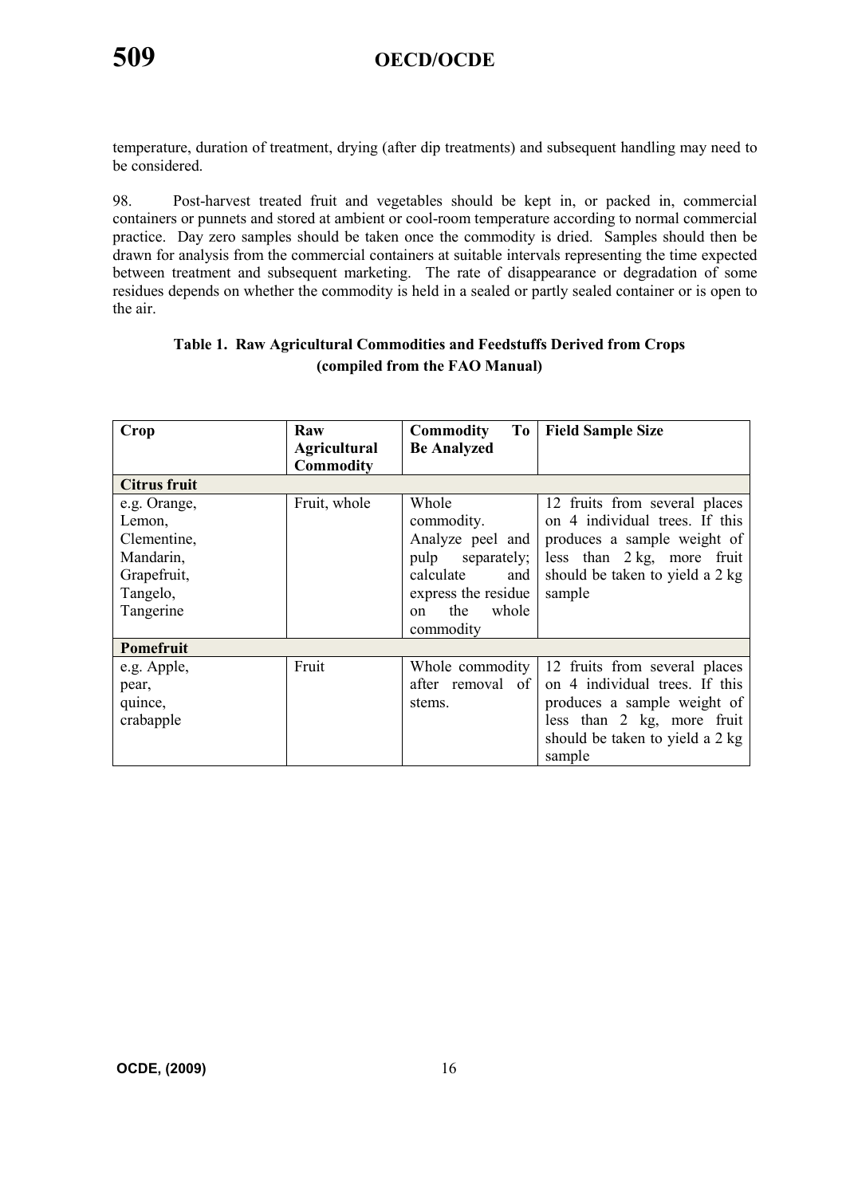temperature, duration of treatment, drying (after dip treatments) and subsequent handling may need to be considered.

98. Post-harvest treated fruit and vegetables should be kept in, or packed in, commercial containers or punnets and stored at ambient or cool-room temperature according to normal commercial practice. Day zero samples should be taken once the commodity is dried. Samples should then be drawn for analysis from the commercial containers at suitable intervals representing the time expected between treatment and subsequent marketing. The rate of disappearance or degradation of some residues depends on whether the commodity is held in a sealed or partly sealed container or is open to the air.

**Table 1. Raw Agricultural Commodities and Feedstuffs Derived from Crops (compiled from the FAO Manual)**

| Crop | Raw Agricultural Commodity | Commodity To Be Analyzed | Field Sample Size |
|---|---|---|---|
| **Citrus fruit** | | | |
| e.g. Orange, Lemon, Clementine, Mandarin, Grapefruit, Tangelo, Tangerine | Fruit, whole | Whole commodity. Analyze peel and pulp separately; calculate and express the residue on the whole commodity | 12 fruits from several places on 4 individual trees. If this produces a sample weight of less than 2 kg, more fruit should be taken to yield a 2 kg sample |
| **Pomefruit** | | | |
| e.g. Apple, pear, quince, crabapple | Fruit | Whole commodity after removal of stems. | 12 fruits from several places on 4 individual trees. If this produces a sample weight of less than 2 kg, more fruit should be taken to yield a 2 kg sample |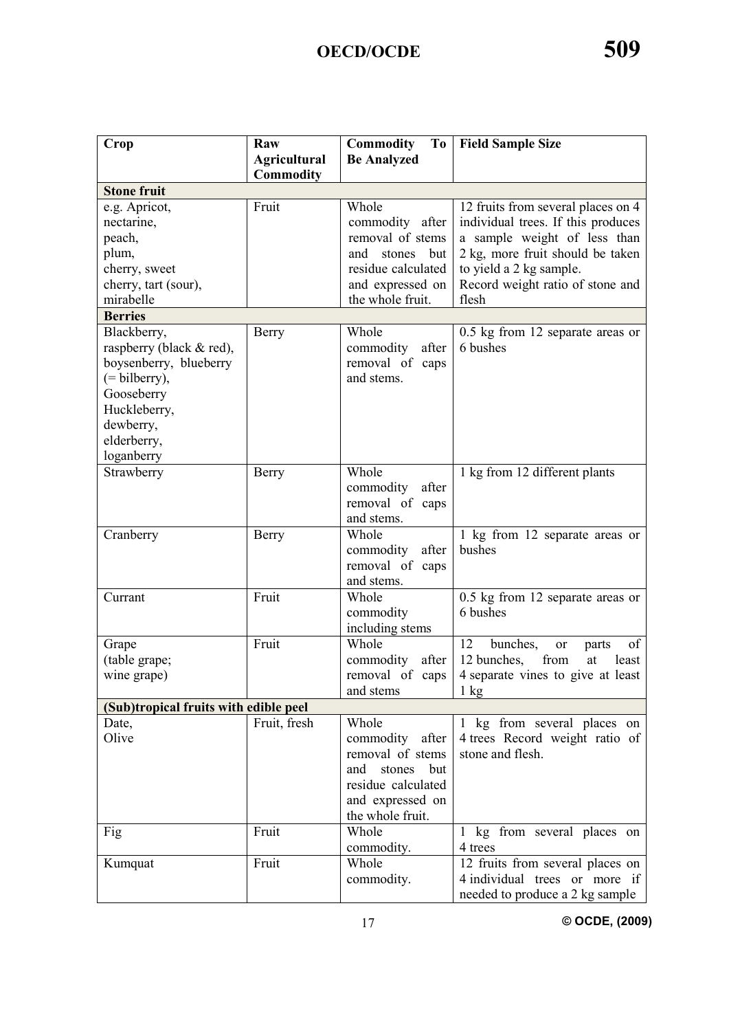| Crop | Raw Agricultural Commodity | Commodity To Be Analyzed | Field Sample Size |
|---|---|---|---|
| **Stone fruit** | | | |
| e.g. Apricot, nectarine, peach, plum, cherry, sweet cherry, tart (sour), mirabelle | Fruit | Whole commodity after removal of stems and stones but residue calculated and expressed on the whole fruit. | 12 fruits from several places on 4 individual trees. If this produces a sample weight of less than 2 kg, more fruit should be taken to yield a 2 kg sample. Record weight ratio of stone and flesh |
| **Berries** | | | |
| Blackberry, raspberry (black & red), boysenberry, blueberry (= bilberry), Gooseberry Huckleberry, dewberry, elderberry, loganberry | Berry | Whole commodity after removal of caps and stems. | 0.5 kg from 12 separate areas or 6 bushes |
| Strawberry | Berry | Whole commodity after removal of caps and stems. | 1 kg from 12 different plants |
| Cranberry | Berry | Whole commodity after removal of caps and stems. | 1 kg from 12 separate areas or bushes |
| Currant | Fruit | Whole commodity including stems | 0.5 kg from 12 separate areas or 6 bushes |
| Grape (table grape; wine grape) | Fruit | Whole commodity after removal of caps and stems | 12 bunches, or parts of 12 bunches, from at least 4 separate vines to give at least 1 kg |
| **(Sub)tropical fruits with edible peel** | | | |
| Date, Olive | Fruit, fresh | Whole commodity after removal of stems and stones but residue calculated and expressed on the whole fruit. | 1 kg from several places on 4 trees Record weight ratio of stone and flesh. |
| Fig | Fruit | Whole commodity. | 1 kg from several places on 4 trees |
| Kumquat | Fruit | Whole commodity. | 12 fruits from several places on 4 individual trees or more if needed to produce a 2 kg sample |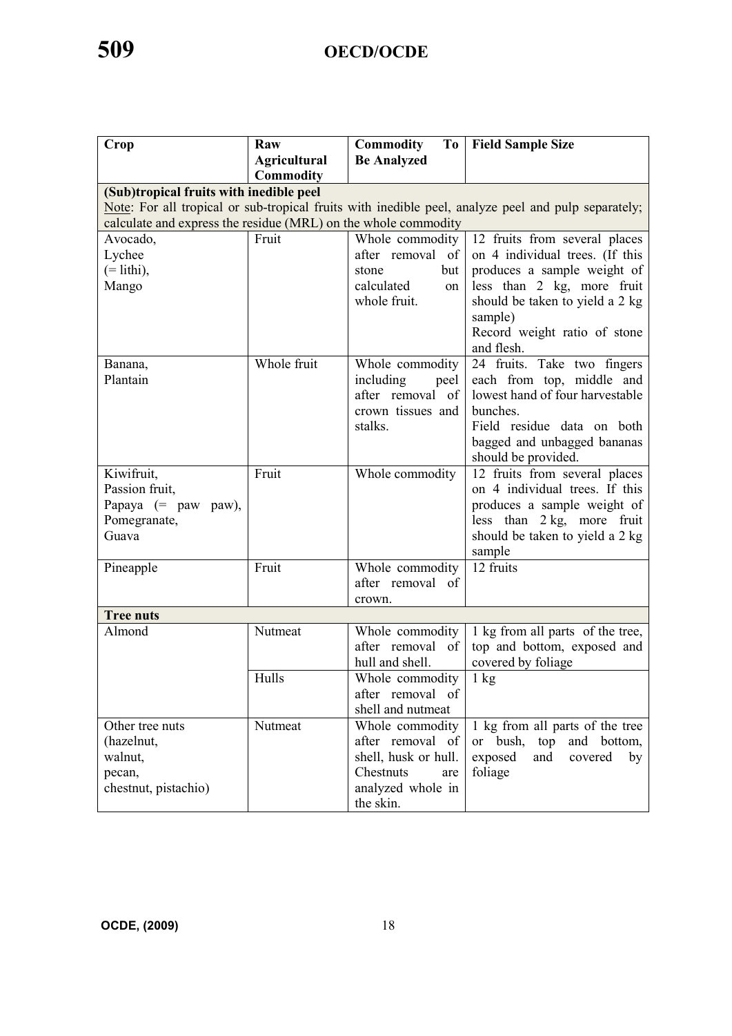| Crop | Raw Agricultural Commodity | Commodity To Be Analyzed | Field Sample Size |
|---|---|---|---|
| **(Sub)tropical fruits with inedible peel** Note: For all tropical or sub-tropical fruits with inedible peel, analyze peel and pulp separately; calculate and express the residue (MRL) on the whole commodity | | | |
| Avocado, Lychee (= lithi), Mango | Fruit | Whole commodity after removal of stone but calculated on whole fruit. | 12 fruits from several places on 4 individual trees. (If this produces a sample weight of less than 2 kg, more fruit should be taken to yield a 2 kg sample) Record weight ratio of stone and flesh. |
| Banana, Plantain | Whole fruit | Whole commodity including peel after removal of crown tissues and stalks. | 24 fruits. Take two fingers each from top, middle and lowest hand of four harvestable bunches. Field residue data on both bagged and unbagged bananas should be provided. |
| Kiwifruit, Passion fruit, Papaya (= paw paw), Pomegranate, Guava | Fruit | Whole commodity | 12 fruits from several places on 4 individual trees. If this produces a sample weight of less than 2 kg, more fruit should be taken to yield a 2 kg sample |
| Pineapple | Fruit | Whole commodity after removal of crown. | 12 fruits |
| **Tree nuts** | | | |
| Almond | Nutmeat | Whole commodity after removal of hull and shell. | 1 kg from all parts of the tree, top and bottom, exposed and covered by foliage |
| | Hulls | Whole commodity after removal of shell and nutmeat | 1 kg |
| Other tree nuts (hazelnut, walnut, pecan, chestnut, pistachio) | Nutmeat | Whole commodity after removal of shell, husk or hull. Chestnuts are analyzed whole in the skin. | 1 kg from all parts of the tree or bush, top and bottom, exposed and covered by foliage |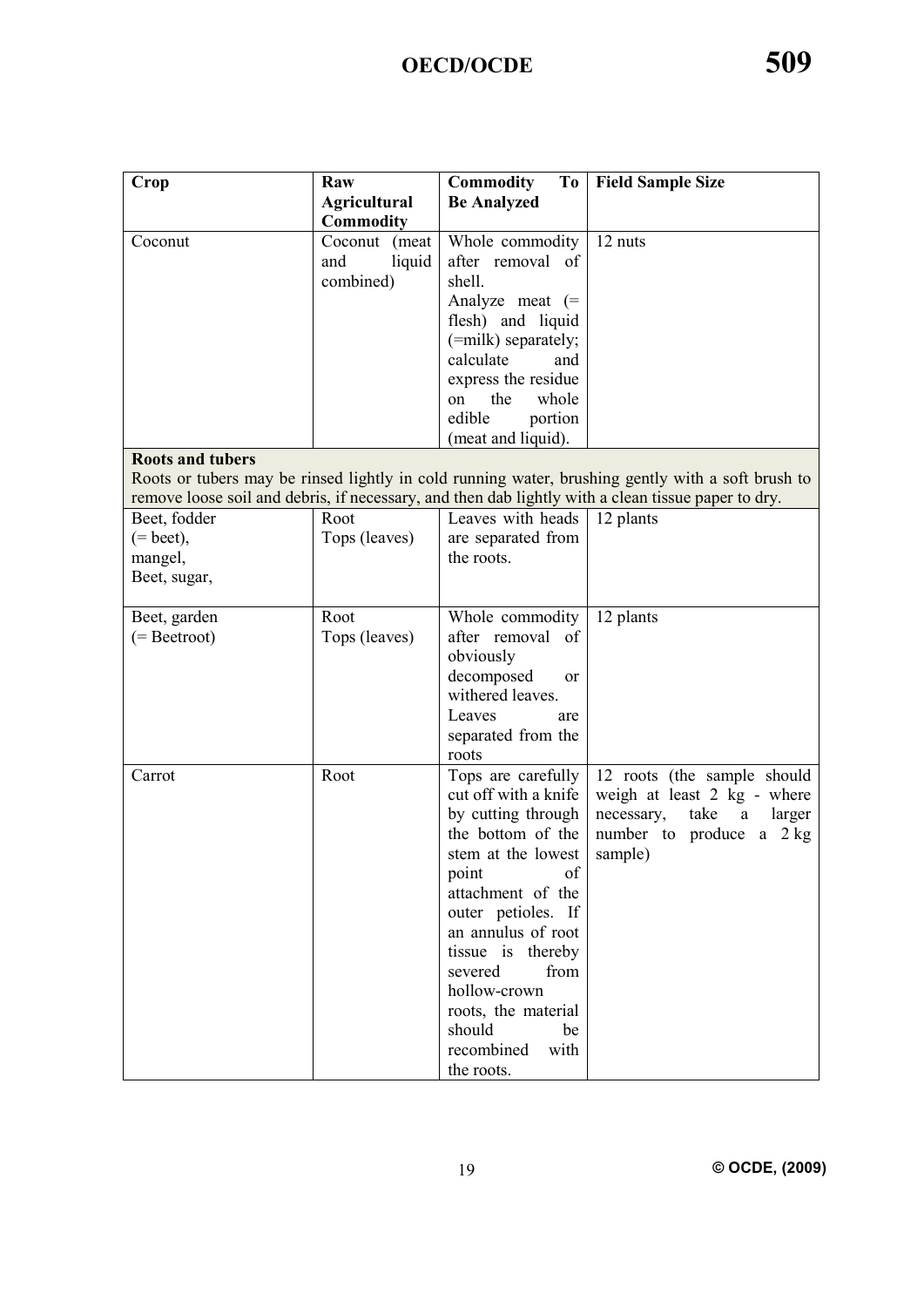| Crop | Raw Agricultural Commodity | Commodity To Be Analyzed | Field Sample Size |
|---|---|---|---|
| Coconut | Coconut (meat and liquid combined) | Whole commodity after removal of shell. Analyze meat (= flesh) and liquid (=milk) separately; calculate and express the residue on the whole edible portion (meat and liquid). | 12 nuts |
| **Roots and tubers** Roots or tubers may be rinsed lightly in cold running water, brushing gently with a soft brush to remove loose soil and debris, if necessary, and then dab lightly with a clean tissue paper to dry. | | | |
| Beet, fodder (= beet), mangel, Beet, sugar, | Root Tops (leaves) | Leaves with heads are separated from the roots. | 12 plants |
| Beet, garden (= Beetroot) | Root Tops (leaves) | Whole commodity after removal of obviously decomposed or withered leaves. Leaves are separated from the roots | 12 plants |
| Carrot | Root | Tops are carefully cut off with a knife by cutting through the bottom of the stem at the lowest point of attachment of the outer petioles. If an annulus of root tissue is thereby severed from hollow-crown roots, the material should be recombined with the roots. | 12 roots (the sample should weigh at least 2 kg - where necessary, take a larger number to produce a 2 kg sample) |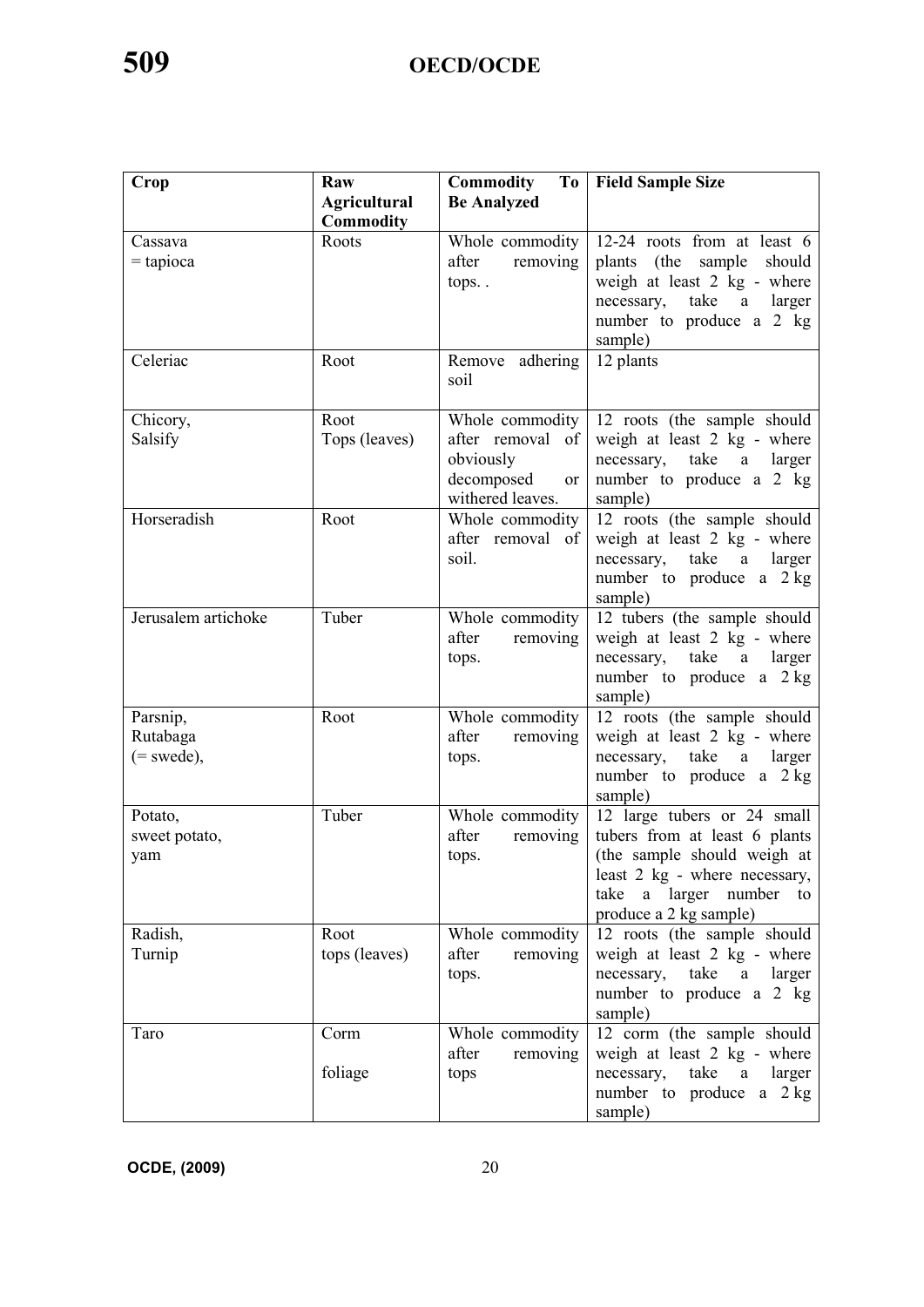| Crop | Raw Agricultural Commodity | Commodity To Be Analyzed | Field Sample Size |
|---|---|---|---|
| Cassava<br>= tapioca | Roots | Whole commodity after removing tops. . | 12-24 roots from at least 6 plants (the sample should weigh at least 2 kg - where necessary, take a larger number to produce a 2 kg sample) |
| Celeriac | Root | Remove adhering soil | 12 plants |
| Chicory,<br>Salsify | Root<br>Tops (leaves) | Whole commodity after removal of obviously decomposed or withered leaves. | 12 roots (the sample should weigh at least 2 kg - where necessary, take a larger number to produce a 2 kg sample) |
| Horseradish | Root | Whole commodity after removal of soil. | 12 roots (the sample should weigh at least 2 kg - where necessary, take a larger number to produce a 2 kg sample) |
| Jerusalem artichoke | Tuber | Whole commodity after removing tops. | 12 tubers (the sample should weigh at least 2 kg - where necessary, take a larger number to produce a 2 kg sample) |
| Parsnip,<br>Rutabaga<br>(= swede), | Root | Whole commodity after removing tops. | 12 roots (the sample should weigh at least 2 kg - where necessary, take a larger number to produce a 2 kg sample) |
| Potato,<br>sweet potato,<br>yam | Tuber | Whole commodity after removing tops. | 12 large tubers or 24 small tubers from at least 6 plants (the sample should weigh at least 2 kg - where necessary, take a larger number to produce a 2 kg sample) |
| Radish,<br>Turnip | Root<br>tops (leaves) | Whole commodity after removing tops. | 12 roots (the sample should weigh at least 2 kg - where necessary, take a larger number to produce a 2 kg sample) |
| Taro | Corm<br>foliage | Whole commodity after removing tops | 12 corm (the sample should weigh at least 2 kg - where necessary, take a larger number to produce a 2 kg sample) |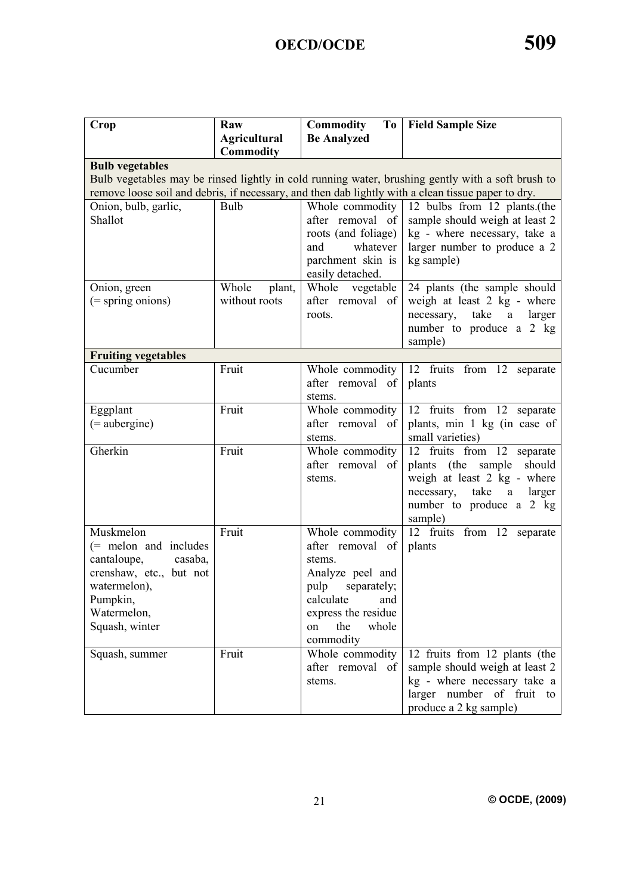| Crop | Raw Agricultural Commodity | Commodity To Be Analyzed | Field Sample Size |
|---|---|---|---|
| **Bulb vegetables** Bulb vegetables may be rinsed lightly in cold running water, brushing gently with a soft brush to remove loose soil and debris, if necessary, and then dab lightly with a clean tissue paper to dry. | | | |
| Onion, bulb, garlic, Shallot | Bulb | Whole commodity after removal of roots (and foliage) and whatever parchment skin is easily detached. | 12 bulbs from 12 plants.(the sample should weigh at least 2 kg - where necessary, take a larger number to produce a 2 kg sample) |
| Onion, green (= spring onions) | Whole plant, without roots | Whole vegetable after removal of roots. | 24 plants (the sample should weigh at least 2 kg - where necessary, take a larger number to produce a 2 kg sample) |
| **Fruiting vegetables** | | | |
| Cucumber | Fruit | Whole commodity after removal of stems. | 12 fruits from 12 separate plants |
| Eggplant (= aubergine) | Fruit | Whole commodity after removal of stems. | 12 fruits from 12 separate plants, min 1 kg (in case of small varieties) |
| Gherkin | Fruit | Whole commodity after removal of stems. | 12 fruits from 12 separate plants (the sample should weigh at least 2 kg - where necessary, take a larger number to produce a 2 kg sample) |
| Muskmelon (= melon and includes cantaloupe, casaba, crenshaw, etc., but not watermelon), Pumpkin, Watermelon, Squash, winter | Fruit | Whole commodity after removal of stems. Analyze peel and pulp separately; calculate and express the residue on the whole commodity | 12 fruits from 12 separate plants |
| Squash, summer | Fruit | Whole commodity after removal of stems. | 12 fruits from 12 plants (the sample should weigh at least 2 kg - where necessary take a larger number of fruit to produce a 2 kg sample) |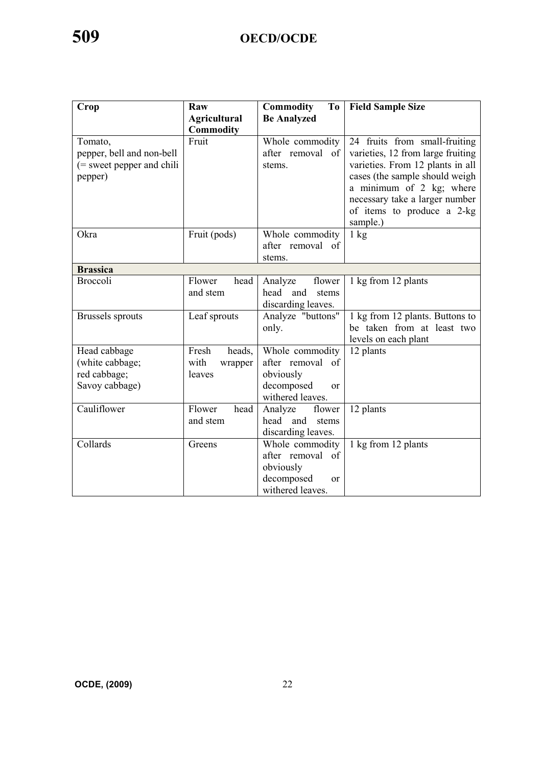| Crop | Raw Agricultural Commodity | Commodity To Be Analyzed | Field Sample Size |
|---|---|---|---|
| Tomato, pepper, bell and non-bell (= sweet pepper and chili pepper) | Fruit | Whole commodity after removal of stems. | 24 fruits from small-fruiting varieties, 12 from large fruiting varieties. From 12 plants in all cases (the sample should weigh a minimum of 2 kg; where necessary take a larger number of items to produce a 2-kg sample.) |
| Okra | Fruit (pods) | Whole commodity after removal of stems. | 1 kg |
| **Brassica** | | | |
| Broccoli | Flower head and stem | Analyze flower head and stems discarding leaves. | 1 kg from 12 plants |
| Brussels sprouts | Leaf sprouts | Analyze "buttons" only. | 1 kg from 12 plants. Buttons to be taken from at least two levels on each plant |
| Head cabbage (white cabbage; red cabbage; Savoy cabbage) | Fresh heads, with wrapper leaves | Whole commodity after removal of obviously decomposed or withered leaves. | 12 plants |
| Cauliflower | Flower head and stem | Analyze flower head and stems discarding leaves. | 12 plants |
| Collards | Greens | Whole commodity after removal of obviously decomposed or withered leaves. | 1 kg from 12 plants |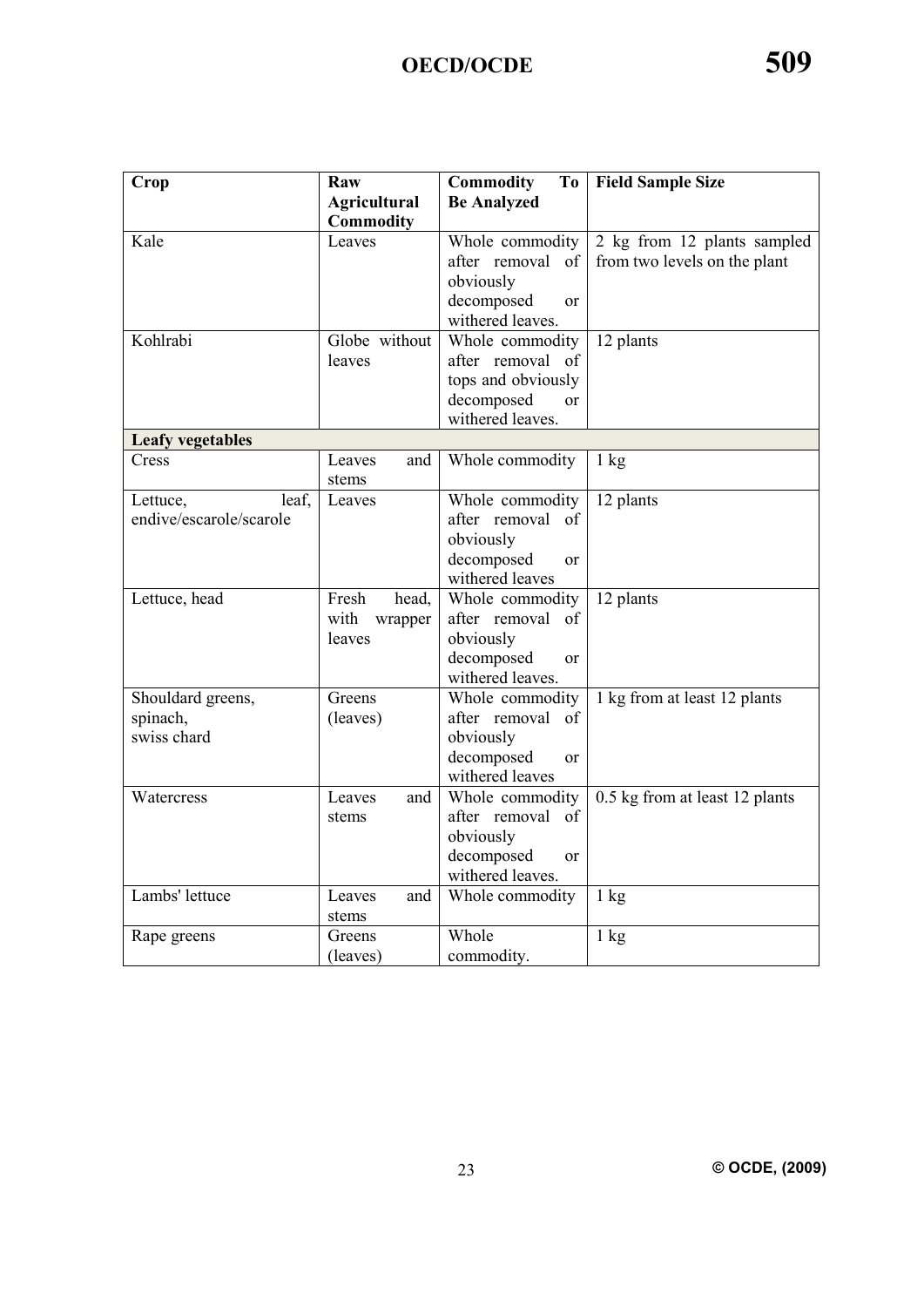| Crop | Raw Agricultural Commodity | Commodity To Be Analyzed | Field Sample Size |
| --- | --- | --- | --- |
| Kale | Leaves | Whole commodity after removal of obviously decomposed or withered leaves. | 2 kg from 12 plants sampled from two levels on the plant |
| Kohlrabi | Globe without leaves | Whole commodity after removal of tops and obviously decomposed or withered leaves. | 12 plants |
| **Leafy vegetables** | | | |
| Cress | Leaves and stems | Whole commodity | 1 kg |
| Lettuce, leaf, endive/escarole/scarole | Leaves | Whole commodity after removal of obviously decomposed or withered leaves | 12 plants |
| Lettuce, head | Fresh head, with wrapper leaves | Whole commodity after removal of obviously decomposed or withered leaves. | 12 plants |
| Shouldard greens, spinach, swiss chard | Greens (leaves) | Whole commodity after removal of obviously decomposed or withered leaves | 1 kg from at least 12 plants |
| Watercress | Leaves and stems | Whole commodity after removal of obviously decomposed or withered leaves. | 0.5 kg from at least 12 plants |
| Lambs' lettuce | Leaves and stems | Whole commodity | 1 kg |
| Rape greens | Greens (leaves) | Whole commodity. | 1 kg |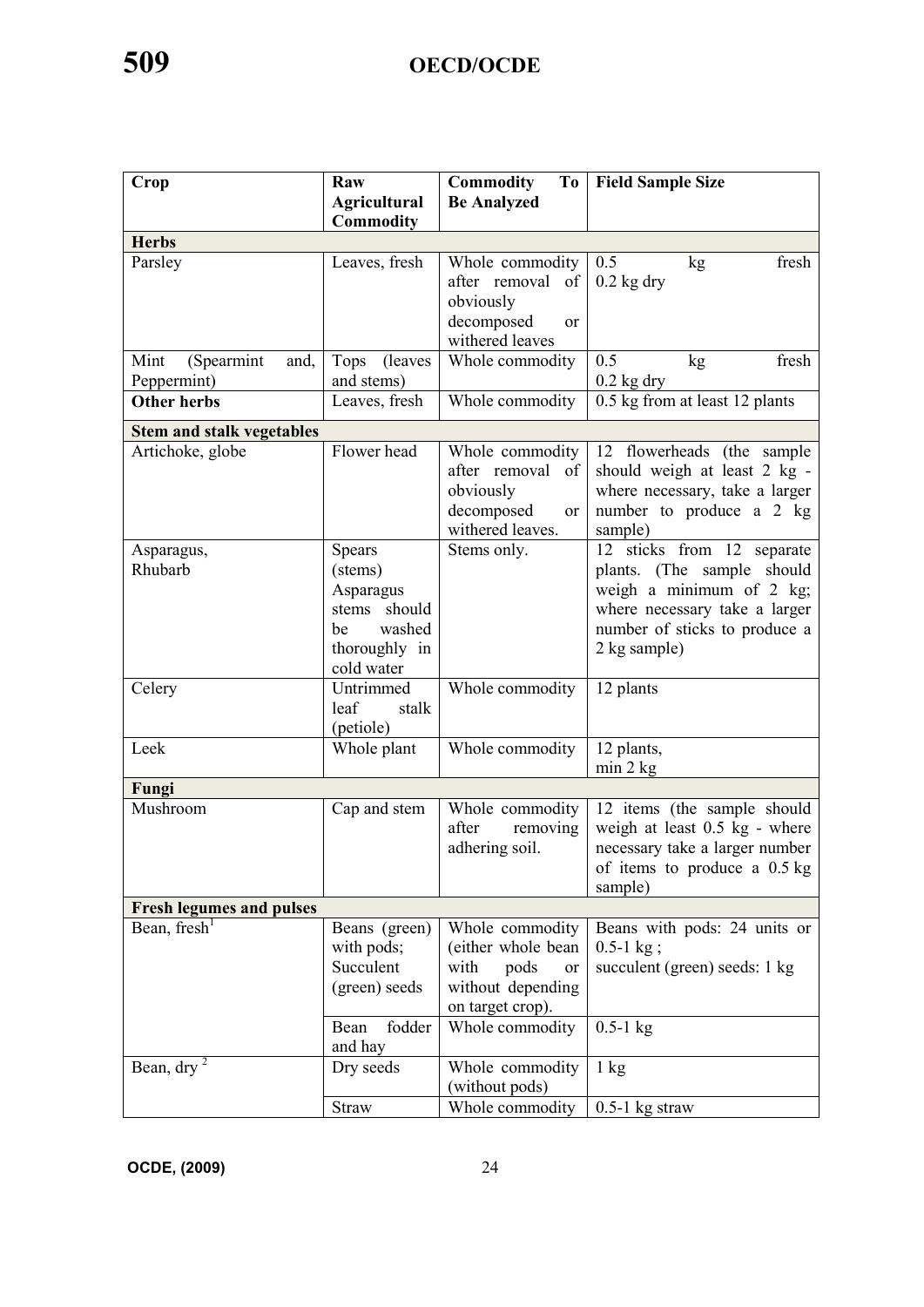| Crop | Raw Agricultural Commodity | Commodity To Be Analyzed | Field Sample Size |
|---|---|---|---|
| **Herbs** | | | |
| Parsley | Leaves, fresh | Whole commodity after removal of obviously decomposed or withered leaves | 0.5 kg fresh<br>0.2 kg dry |
| Mint (Spearmint and, Peppermint) | Tops (leaves and stems) | Whole commodity | 0.5 kg fresh<br>0.2 kg dry |
| **Other herbs** | Leaves, fresh | Whole commodity | 0.5 kg from at least 12 plants |
| **Stem and stalk vegetables** | | | |
| Artichoke, globe | Flower head | Whole commodity after removal of obviously decomposed or withered leaves. | 12 flowerheads (the sample should weigh at least 2 kg - where necessary, take a larger number to produce a 2 kg sample) |
| Asparagus,<br>Rhubarb | Spears (stems)<br>Asparagus stems should be washed thoroughly in cold water | Stems only. | 12 sticks from 12 separate plants. (The sample should weigh a minimum of 2 kg; where necessary take a larger number of sticks to produce a 2 kg sample) |
| Celery | Untrimmed leaf stalk (petiole) | Whole commodity | 12 plants |
| Leek | Whole plant | Whole commodity | 12 plants,<br>min 2 kg |
| **Fungi** | | | |
| Mushroom | Cap and stem | Whole commodity after removing adhering soil. | 12 items (the sample should weigh at least 0.5 kg - where necessary take a larger number of items to produce a 0.5 kg sample) |
| **Fresh legumes and pulses** | | | |
| Bean, fresh[1] | Beans (green) with pods; Succulent (green) seeds | Whole commodity (either whole bean with pods or without depending on target crop). | Beans with pods: 24 units or 0.5-1 kg ;<br>succulent (green) seeds: 1 kg |
| | Bean fodder and hay | Whole commodity | 0.5-1 kg |
| Bean, dry [2] | Dry seeds | Whole commodity (without pods) | 1 kg |
| | Straw | Whole commodity | 0.5-1 kg straw |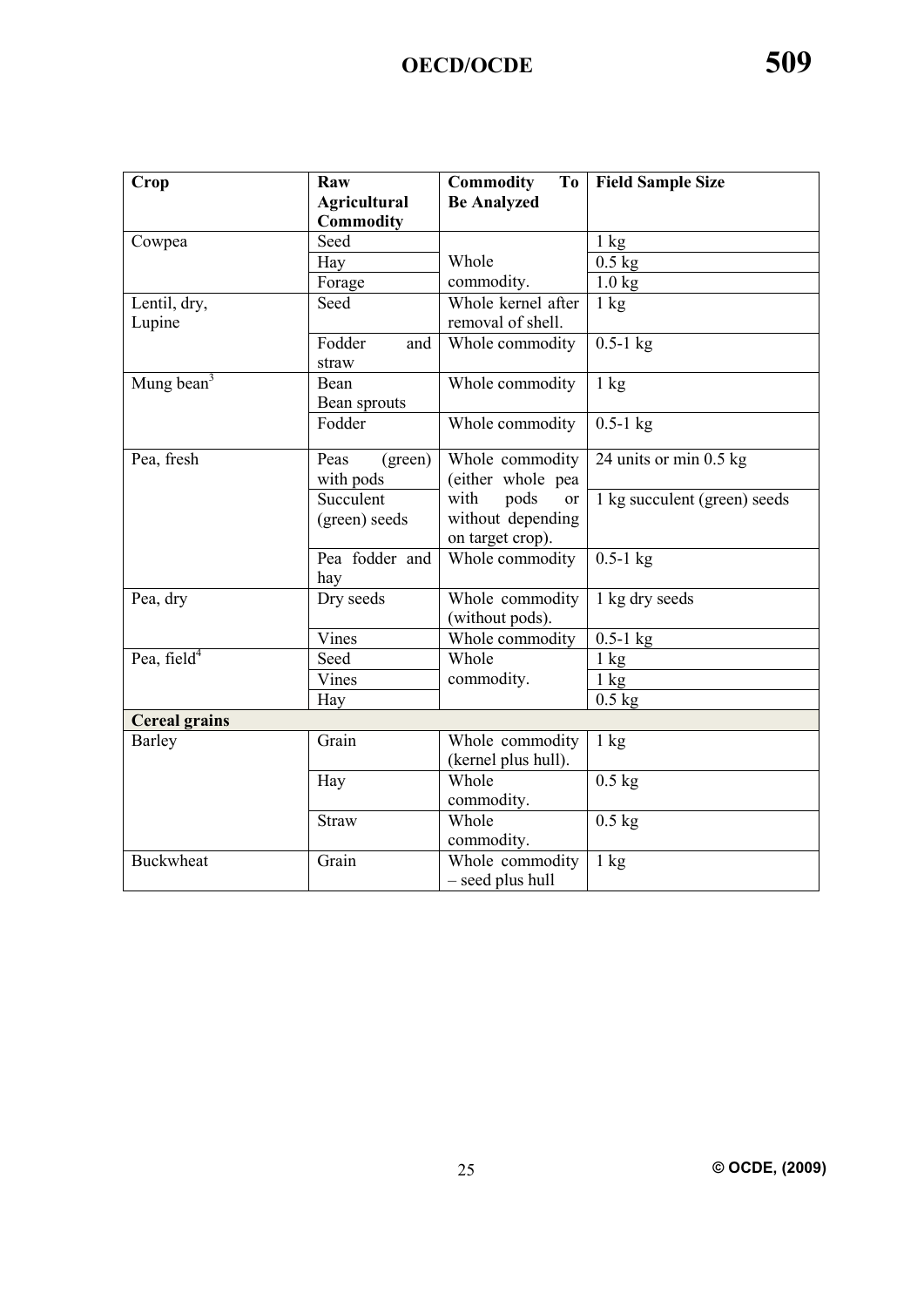| Crop | Raw Agricultural Commodity | Commodity To Be Analyzed | Field Sample Size |
|---|---|---|---|
| Cowpea | Seed | Whole commodity. | 1 kg |
| | Hay | | 0.5 kg |
| | Forage | | 1.0 kg |
| Lentil, dry, Lupine | Seed | Whole kernel after removal of shell. | 1 kg |
| | Fodder and straw | Whole commodity | 0.5-1 kg |
| Mung bean[3] | Bean Bean sprouts | Whole commodity | 1 kg |
| | Fodder | Whole commodity | 0.5-1 kg |
| Pea, fresh | Peas (green) with pods | Whole commodity (either whole pea with pods or without depending on target crop). | 24 units or min 0.5 kg |
| | Succulent (green) seeds | | 1 kg succulent (green) seeds |
| | Pea fodder and hay | Whole commodity | 0.5-1 kg |
| Pea, dry | Dry seeds | Whole commodity (without pods). | 1 kg dry seeds |
| | Vines | Whole commodity | 0.5-1 kg |
| Pea, field[4] | Seed | Whole commodity. | 1 kg |
| | Vines | | 1 kg |
| | Hay | | 0.5 kg |
| **Cereal grains** | | | |
| Barley | Grain | Whole commodity (kernel plus hull). | 1 kg |
| | Hay | Whole commodity. | 0.5 kg |
| | Straw | Whole commodity. | 0.5 kg |
| Buckwheat | Grain | Whole commodity – seed plus hull | 1 kg |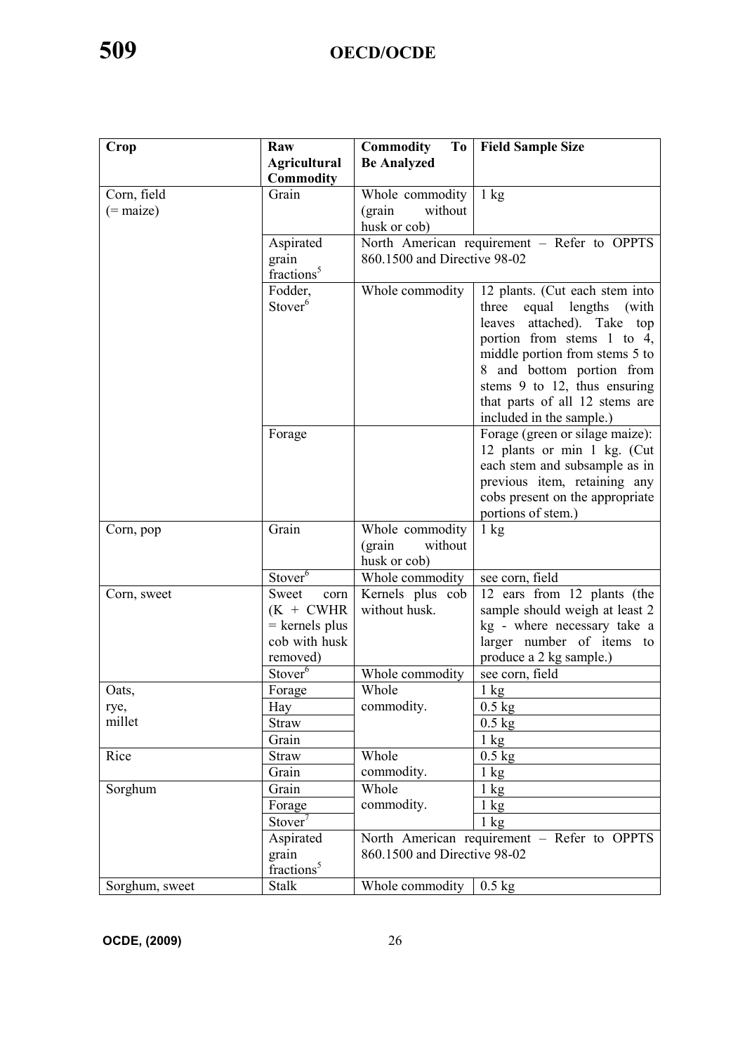| Crop | Raw Agricultural Commodity | Commodity To Be Analyzed | Field Sample Size |
|---|---|---|---|
| Corn, field (= maize) | Grain | Whole commodity (grain without husk or cob) | 1 kg |
| | Aspirated grain fractions[5] | North American requirement – Refer to OPPTS 860.1500 and Directive 98-02 | |
| | Fodder, Stover[6] | Whole commodity | 12 plants. (Cut each stem into three equal lengths (with leaves attached). Take top portion from stems 1 to 4, middle portion from stems 5 to 8 and bottom portion from stems 9 to 12, thus ensuring that parts of all 12 stems are included in the sample.) |
| | Forage | | Forage (green or silage maize): 12 plants or min 1 kg. (Cut each stem and subsample as in previous item, retaining any cobs present on the appropriate portions of stem.) |
| Corn, pop | Grain | Whole commodity (grain without husk or cob) | 1 kg |
| | Stover[6] | Whole commodity | see corn, field |
| Corn, sweet | Sweet corn (K + CWHR = kernels plus cob with husk removed) | Kernels plus cob without husk. | 12 ears from 12 plants (the sample should weigh at least 2 kg - where necessary take a larger number of items to produce a 2 kg sample.) |
| | Stover[6] | Whole commodity | see corn, field |
| Oats, rye, millet | Forage | Whole commodity. | 1 kg |
| | Hay | | 0.5 kg |
| | Straw | | 0.5 kg |
| | Grain | | 1 kg |
| Rice | Straw | Whole commodity. | 0.5 kg |
| | Grain | | 1 kg |
| Sorghum | Grain | Whole commodity. | 1 kg |
| | Forage | | 1 kg |
| | Stover[7] | | 1 kg |
| | Aspirated grain fractions[5] | North American requirement – Refer to OPPTS 860.1500 and Directive 98-02 | |
| Sorghum, sweet | Stalk | Whole commodity | 0.5 kg |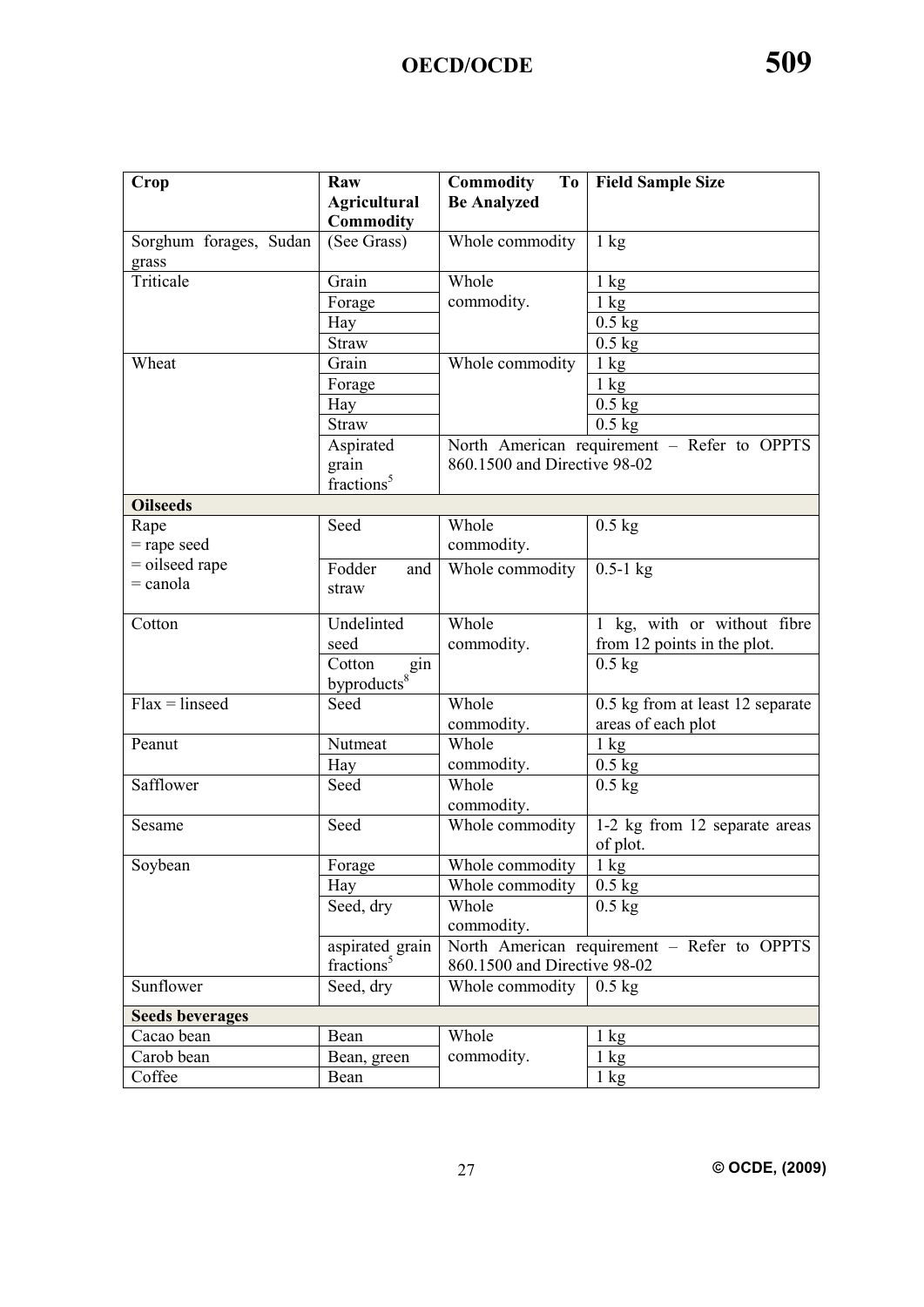| Crop | Raw Agricultural Commodity | Commodity To Be Analyzed | Field Sample Size |
|---|---|---|---|
| Sorghum forages, Sudan grass | (See Grass) | Whole commodity | 1 kg |
| Triticale | Grain | Whole commodity. | 1 kg |
| | Forage | | 1 kg |
| | Hay | | 0.5 kg |
| | Straw | | 0.5 kg |
| Wheat | Grain | Whole commodity | 1 kg |
| | Forage | | 1 kg |
| | Hay | | 0.5 kg |
| | Straw | | 0.5 kg |
| | Aspirated grain fractions[5] | North American requirement – Refer to OPPTS 860.1500 and Directive 98-02 | |
| **Oilseeds** | | | |
| Rape = rape seed = oilseed rape = canola | Seed | Whole commodity. | 0.5 kg |
| | Fodder and straw | Whole commodity | 0.5-1 kg |
| Cotton | Undelinted seed | Whole commodity. | 1 kg, with or without fibre from 12 points in the plot. |
| | Cotton gin byproducts[8] | | 0.5 kg |
| Flax = linseed | Seed | Whole commodity. | 0.5 kg from at least 12 separate areas of each plot |
| Peanut | Nutmeat | Whole commodity. | 1 kg |
| | Hay | | 0.5 kg |
| Safflower | Seed | Whole commodity. | 0.5 kg |
| Sesame | Seed | Whole commodity | 1-2 kg from 12 separate areas of plot. |
| Soybean | Forage | Whole commodity | 1 kg |
| | Hay | Whole commodity | 0.5 kg |
| | Seed, dry | Whole commodity. | 0.5 kg |
| | aspirated grain fractions[5] | North American requirement – Refer to OPPTS 860.1500 and Directive 98-02 | |
| Sunflower | Seed, dry | Whole commodity | 0.5 kg |
| **Seeds beverages** | | | |
| Cacao bean | Bean | Whole commodity. | 1 kg |
| Carob bean | Bean, green | | 1 kg |
| Coffee | Bean | | 1 kg |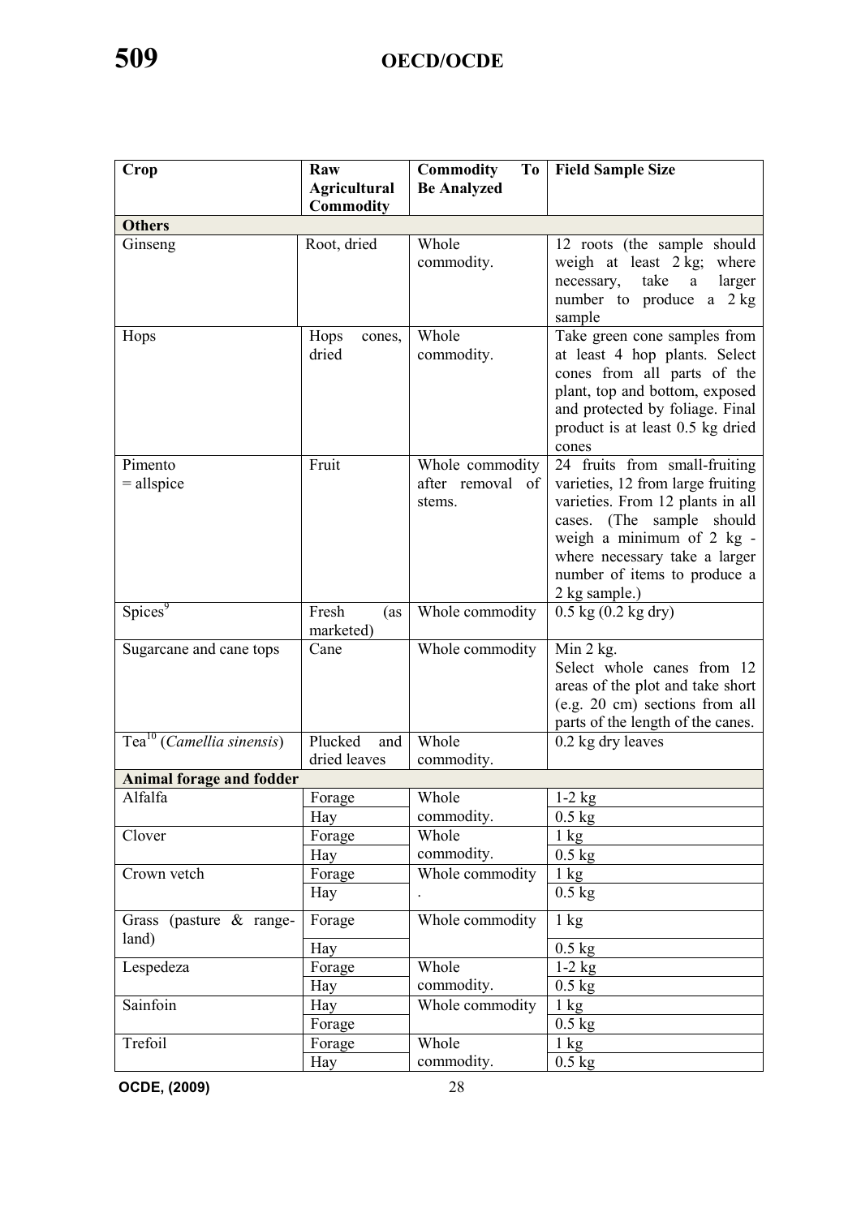| Crop | Raw Agricultural Commodity | Commodity To Be Analyzed | Field Sample Size |
|---|---|---|---|
| **Others** | | | |
| Ginseng | Root, dried | Whole commodity. | 12 roots (the sample should weigh at least 2 kg; where necessary, take a larger number to produce a 2 kg sample |
| Hops | Hops cones, dried | Whole commodity. | Take green cone samples from at least 4 hop plants. Select cones from all parts of the plant, top and bottom, exposed and protected by foliage. Final product is at least 0.5 kg dried cones |
| Pimento = allspice | Fruit | Whole commodity after removal of stems. | 24 fruits from small-fruiting varieties, 12 from large fruiting varieties. From 12 plants in all cases. (The sample should weigh a minimum of 2 kg - where necessary take a larger number of items to produce a 2 kg sample.) |
| Spices[9] | Fresh (as marketed) | Whole commodity | 0.5 kg (0.2 kg dry) |
| Sugarcane and cane tops | Cane | Whole commodity | Min 2 kg. Select whole canes from 12 areas of the plot and take short (e.g. 20 cm) sections from all parts of the length of the canes. |
| Tea[10] (*Camellia sinensis*) | Plucked and dried leaves | Whole commodity. | 0.2 kg dry leaves |
| **Animal forage and fodder** | | | |
| Alfalfa | Forage | Whole commodity. | 1-2 kg |
| | Hay | | 0.5 kg |
| Clover | Forage | Whole commodity. | 1 kg |
| | Hay | | 0.5 kg |
| Crown vetch | Forage | Whole commodity . | 1 kg |
| | Hay | | 0.5 kg |
| Grass (pasture & range-land) | Forage | Whole commodity | 1 kg |
| | Hay | | 0.5 kg |
| Lespedeza | Forage | Whole commodity. | 1-2 kg |
| | Hay | | 0.5 kg |
| Sainfoin | Hay | Whole commodity | 1 kg |
| | Forage | | 0.5 kg |
| Trefoil | Forage | Whole commodity. | 1 kg |
| | Hay | | 0.5 kg |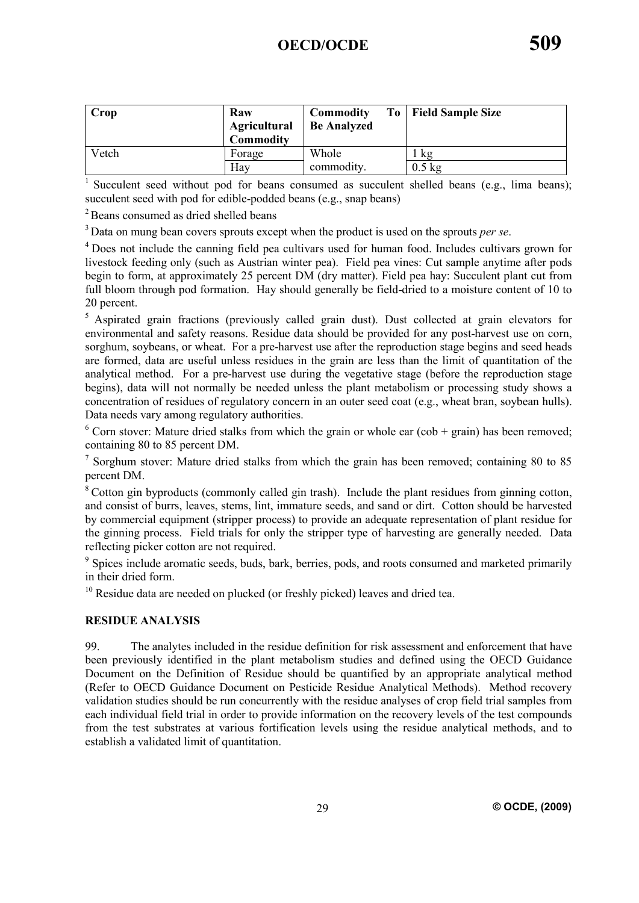| Crop | Raw Agricultural Commodity | Commodity To Be Analyzed | Field Sample Size |
|---|---|---|---|
| Vetch | Forage | Whole commodity. | 1 kg |
| | Hay | | 0.5 kg |

[1] Succulent seed without pod for beans consumed as succulent shelled beans (e.g., lima beans); succulent seed with pod for edible-podded beans (e.g., snap beans)

[2] Beans consumed as dried shelled beans

[3] Data on mung bean covers sprouts except when the product is used on the sprouts *per se*.

[4] Does not include the canning field pea cultivars used for human food. Includes cultivars grown for livestock feeding only (such as Austrian winter pea). Field pea vines: Cut sample anytime after pods begin to form, at approximately 25 percent DM (dry matter). Field pea hay: Succulent plant cut from full bloom through pod formation. Hay should generally be field-dried to a moisture content of 10 to 20 percent.

[5] Aspirated grain fractions (previously called grain dust). Dust collected at grain elevators for environmental and safety reasons. Residue data should be provided for any post-harvest use on corn, sorghum, soybeans, or wheat. For a pre-harvest use after the reproduction stage begins and seed heads are formed, data are useful unless residues in the grain are less than the limit of quantitation of the analytical method. For a pre-harvest use during the vegetative stage (before the reproduction stage begins), data will not normally be needed unless the plant metabolism or processing study shows a concentration of residues of regulatory concern in an outer seed coat (e.g., wheat bran, soybean hulls). Data needs vary among regulatory authorities.

[6] Corn stover: Mature dried stalks from which the grain or whole ear (cob + grain) has been removed; containing 80 to 85 percent DM.

[7] Sorghum stover: Mature dried stalks from which the grain has been removed; containing 80 to 85 percent DM.

[8] Cotton gin byproducts (commonly called gin trash). Include the plant residues from ginning cotton, and consist of burrs, leaves, stems, lint, immature seeds, and sand or dirt. Cotton should be harvested by commercial equipment (stripper process) to provide an adequate representation of plant residue for the ginning process. Field trials for only the stripper type of harvesting are generally needed. Data reflecting picker cotton are not required.

[9] Spices include aromatic seeds, buds, bark, berries, pods, and roots consumed and marketed primarily in their dried form.

[10] Residue data are needed on plucked (or freshly picked) leaves and dried tea.

## RESIDUE ANALYSIS

99. The analytes included in the residue definition for risk assessment and enforcement that have been previously identified in the plant metabolism studies and defined using the OECD Guidance Document on the Definition of Residue should be quantified by an appropriate analytical method (Refer to OECD Guidance Document on Pesticide Residue Analytical Methods). Method recovery validation studies should be run concurrently with the residue analyses of crop field trial samples from each individual field trial in order to provide information on the recovery levels of the test compounds from the test substrates at various fortification levels using the residue analytical methods, and to establish a validated limit of quantitation.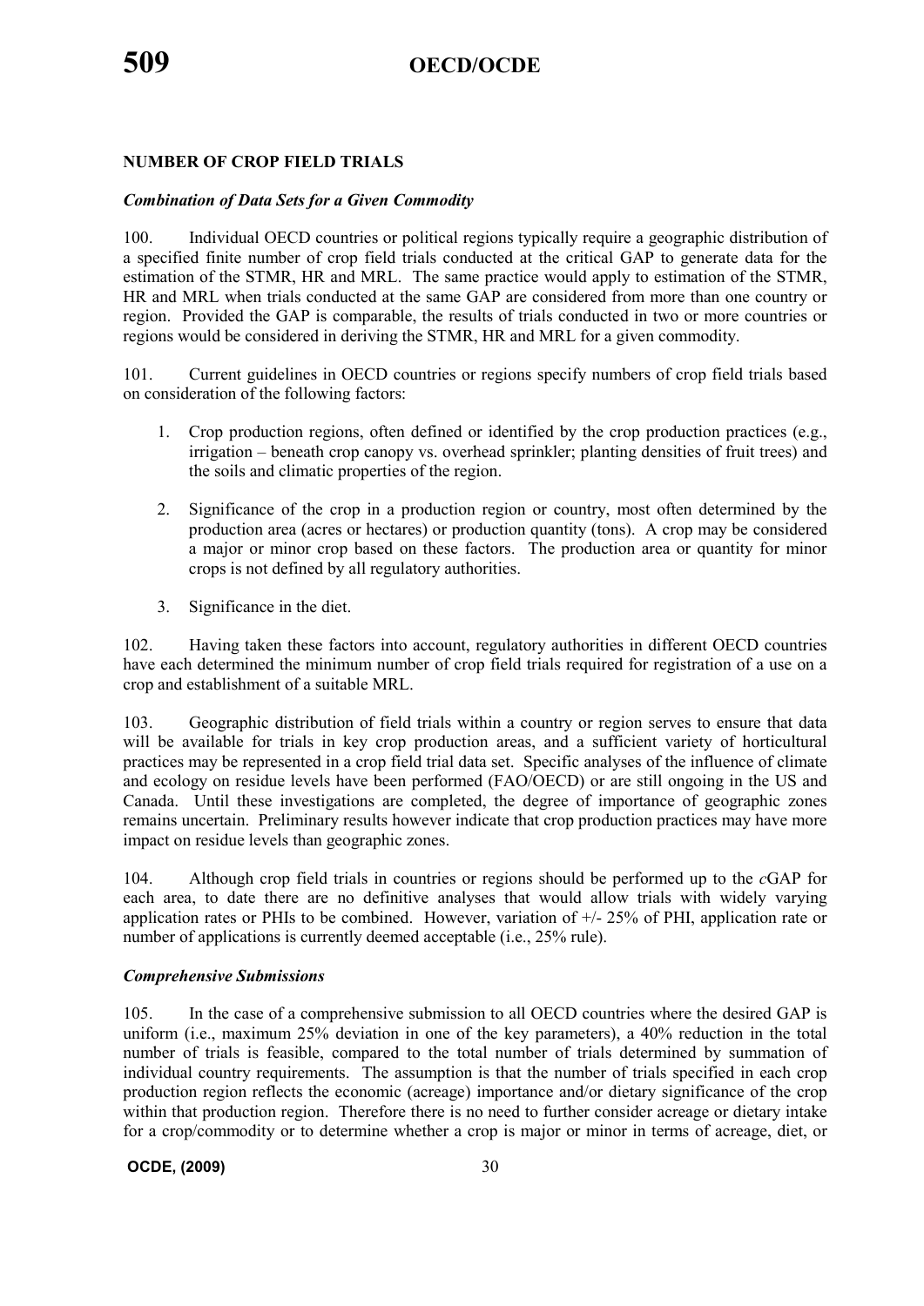### NUMBER OF CROP FIELD TRIALS

#### *Combination of Data Sets for a Given Commodity*

100. Individual OECD countries or political regions typically require a geographic distribution of a specified finite number of crop field trials conducted at the critical GAP to generate data for the estimation of the STMR, HR and MRL. The same practice would apply to estimation of the STMR, HR and MRL when trials conducted at the same GAP are considered from more than one country or region. Provided the GAP is comparable, the results of trials conducted in two or more countries or regions would be considered in deriving the STMR, HR and MRL for a given commodity.

101. Current guidelines in OECD countries or regions specify numbers of crop field trials based on consideration of the following factors:

1. Crop production regions, often defined or identified by the crop production practices (e.g., irrigation – beneath crop canopy vs. overhead sprinkler; planting densities of fruit trees) and the soils and climatic properties of the region.

2. Significance of the crop in a production region or country, most often determined by the production area (acres or hectares) or production quantity (tons). A crop may be considered a major or minor crop based on these factors. The production area or quantity for minor crops is not defined by all regulatory authorities.

3. Significance in the diet.

102. Having taken these factors into account, regulatory authorities in different OECD countries have each determined the minimum number of crop field trials required for registration of a use on a crop and establishment of a suitable MRL.

103. Geographic distribution of field trials within a country or region serves to ensure that data will be available for trials in key crop production areas, and a sufficient variety of horticultural practices may be represented in a crop field trial data set. Specific analyses of the influence of climate and ecology on residue levels have been performed (FAO/OECD) or are still ongoing in the US and Canada. Until these investigations are completed, the degree of importance of geographic zones remains uncertain. Preliminary results however indicate that crop production practices may have more impact on residue levels than geographic zones.

104. Although crop field trials in countries or regions should be performed up to the *c*GAP for each area, to date there are no definitive analyses that would allow trials with widely varying application rates or PHIs to be combined. However, variation of +/- 25% of PHI, application rate or number of applications is currently deemed acceptable (i.e., 25% rule).

#### *Comprehensive Submissions*

105. In the case of a comprehensive submission to all OECD countries where the desired GAP is uniform (i.e., maximum 25% deviation in one of the key parameters), a 40% reduction in the total number of trials is feasible, compared to the total number of trials determined by summation of individual country requirements. The assumption is that the number of trials specified in each crop production region reflects the economic (acreage) importance and/or dietary significance of the crop within that production region. Therefore there is no need to further consider acreage or dietary intake for a crop/commodity or to determine whether a crop is major or minor in terms of acreage, diet, or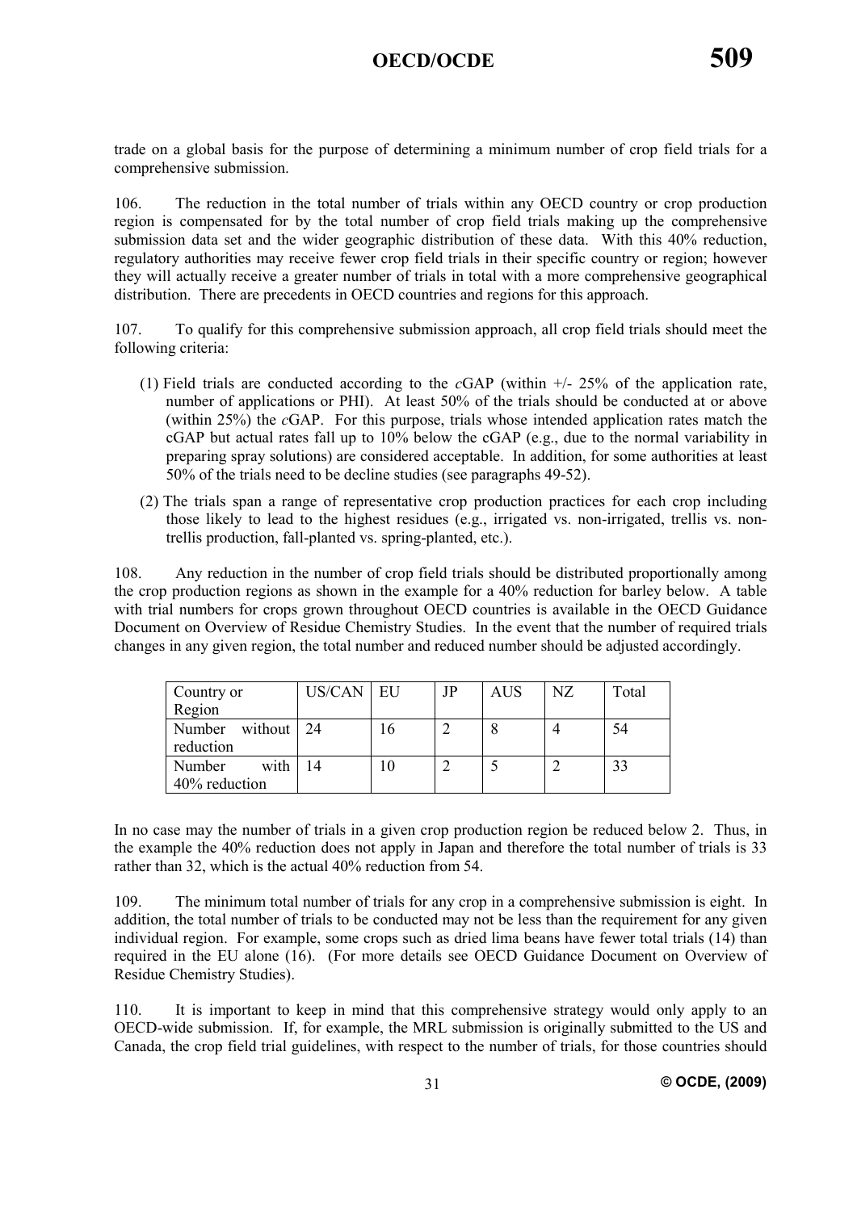trade on a global basis for the purpose of determining a minimum number of crop field trials for a comprehensive submission.

106. The reduction in the total number of trials within any OECD country or crop production region is compensated for by the total number of crop field trials making up the comprehensive submission data set and the wider geographic distribution of these data. With this 40% reduction, regulatory authorities may receive fewer crop field trials in their specific country or region; however they will actually receive a greater number of trials in total with a more comprehensive geographical distribution. There are precedents in OECD countries and regions for this approach.

107. To qualify for this comprehensive submission approach, all crop field trials should meet the following criteria:

(1) Field trials are conducted according to the *c*GAP (within +/- 25% of the application rate, number of applications or PHI). At least 50% of the trials should be conducted at or above (within 25%) the *c*GAP. For this purpose, trials whose intended application rates match the cGAP but actual rates fall up to 10% below the cGAP (e.g., due to the normal variability in preparing spray solutions) are considered acceptable. In addition, for some authorities at least 50% of the trials need to be decline studies (see paragraphs 49-52).

(2) The trials span a range of representative crop production practices for each crop including those likely to lead to the highest residues (e.g., irrigated vs. non-irrigated, trellis vs. non-trellis production, fall-planted vs. spring-planted, etc.).

108. Any reduction in the number of crop field trials should be distributed proportionally among the crop production regions as shown in the example for a 40% reduction for barley below. A table with trial numbers for crops grown throughout OECD countries is available in the OECD Guidance Document on Overview of Residue Chemistry Studies. In the event that the number of required trials changes in any given region, the total number and reduced number should be adjusted accordingly.

| Country or Region | US/CAN | EU | JP | AUS | NZ | Total |
|---|---|---|---|---|---|---|
| Number without reduction | 24 | 16 | 2 | 8 | 4 | 54 |
| Number with 40% reduction | 14 | 10 | 2 | 5 | 2 | 33 |

In no case may the number of trials in a given crop production region be reduced below 2. Thus, in the example the 40% reduction does not apply in Japan and therefore the total number of trials is 33 rather than 32, which is the actual 40% reduction from 54.

109. The minimum total number of trials for any crop in a comprehensive submission is eight. In addition, the total number of trials to be conducted may not be less than the requirement for any given individual region. For example, some crops such as dried lima beans have fewer total trials (14) than required in the EU alone (16). (For more details see OECD Guidance Document on Overview of Residue Chemistry Studies).

110. It is important to keep in mind that this comprehensive strategy would only apply to an OECD-wide submission. If, for example, the MRL submission is originally submitted to the US and Canada, the crop field trial guidelines, with respect to the number of trials, for those countries should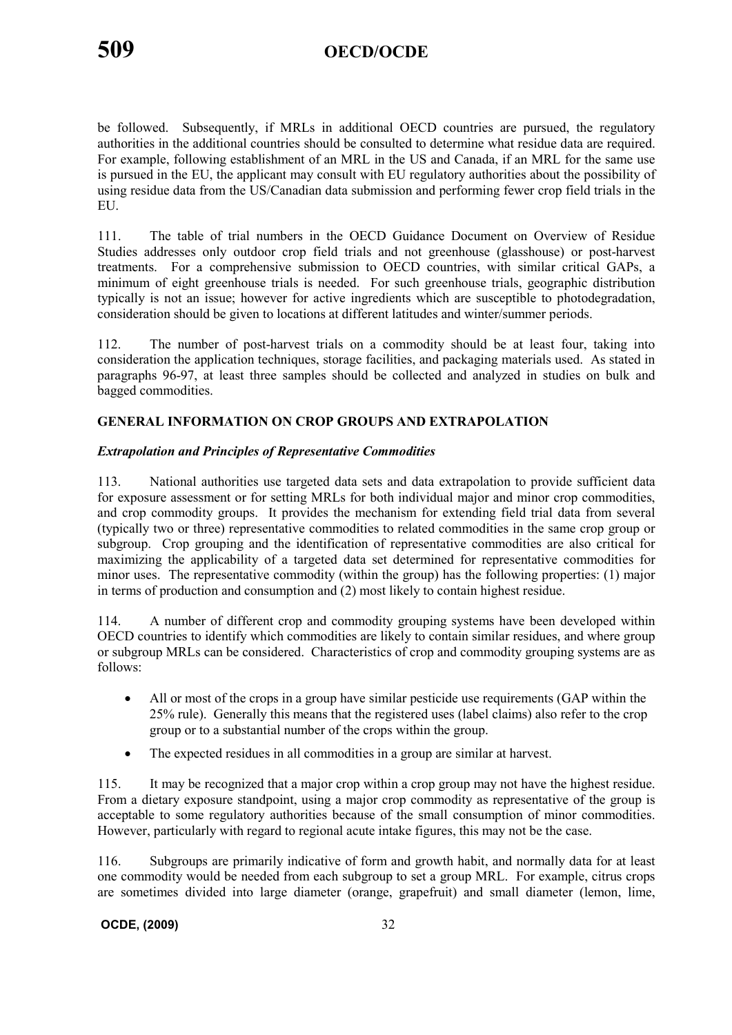be followed. Subsequently, if MRLs in additional OECD countries are pursued, the regulatory authorities in the additional countries should be consulted to determine what residue data are required. For example, following establishment of an MRL in the US and Canada, if an MRL for the same use is pursued in the EU, the applicant may consult with EU regulatory authorities about the possibility of using residue data from the US/Canadian data submission and performing fewer crop field trials in the EU.

111. The table of trial numbers in the OECD Guidance Document on Overview of Residue Studies addresses only outdoor crop field trials and not greenhouse (glasshouse) or post-harvest treatments. For a comprehensive submission to OECD countries, with similar critical GAPs, a minimum of eight greenhouse trials is needed. For such greenhouse trials, geographic distribution typically is not an issue; however for active ingredients which are susceptible to photodegradation, consideration should be given to locations at different latitudes and winter/summer periods.

112. The number of post-harvest trials on a commodity should be at least four, taking into consideration the application techniques, storage facilities, and packaging materials used. As stated in paragraphs 96-97, at least three samples should be collected and analyzed in studies on bulk and bagged commodities.

## GENERAL INFORMATION ON CROP GROUPS AND EXTRAPOLATION

### *Extrapolation and Principles of Representative Commodities*

113. National authorities use targeted data sets and data extrapolation to provide sufficient data for exposure assessment or for setting MRLs for both individual major and minor crop commodities, and crop commodity groups. It provides the mechanism for extending field trial data from several (typically two or three) representative commodities to related commodities in the same crop group or subgroup. Crop grouping and the identification of representative commodities are also critical for maximizing the applicability of a targeted data set determined for representative commodities for minor uses. The representative commodity (within the group) has the following properties: (1) major in terms of production and consumption and (2) most likely to contain highest residue.

114. A number of different crop and commodity grouping systems have been developed within OECD countries to identify which commodities are likely to contain similar residues, and where group or subgroup MRLs can be considered. Characteristics of crop and commodity grouping systems are as follows:

- All or most of the crops in a group have similar pesticide use requirements (GAP within the 25% rule). Generally this means that the registered uses (label claims) also refer to the crop group or to a substantial number of the crops within the group.
- The expected residues in all commodities in a group are similar at harvest.

115. It may be recognized that a major crop within a crop group may not have the highest residue. From a dietary exposure standpoint, using a major crop commodity as representative of the group is acceptable to some regulatory authorities because of the small consumption of minor commodities. However, particularly with regard to regional acute intake figures, this may not be the case.

116. Subgroups are primarily indicative of form and growth habit, and normally data for at least one commodity would be needed from each subgroup to set a group MRL. For example, citrus crops are sometimes divided into large diameter (orange, grapefruit) and small diameter (lemon, lime,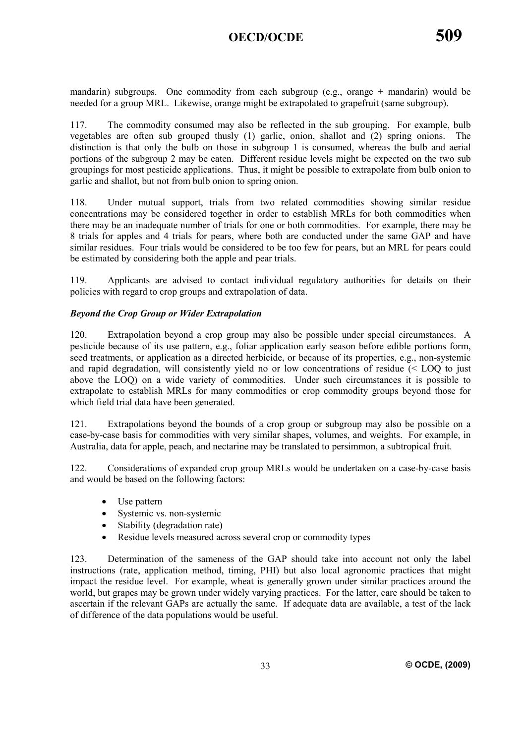mandarin) subgroups. One commodity from each subgroup (e.g., orange + mandarin) would be needed for a group MRL. Likewise, orange might be extrapolated to grapefruit (same subgroup).

117. The commodity consumed may also be reflected in the sub grouping. For example, bulb vegetables are often sub grouped thusly (1) garlic, onion, shallot and (2) spring onions. The distinction is that only the bulb on those in subgroup 1 is consumed, whereas the bulb and aerial portions of the subgroup 2 may be eaten. Different residue levels might be expected on the two sub groupings for most pesticide applications. Thus, it might be possible to extrapolate from bulb onion to garlic and shallot, but not from bulb onion to spring onion.

118. Under mutual support, trials from two related commodities showing similar residue concentrations may be considered together in order to establish MRLs for both commodities when there may be an inadequate number of trials for one or both commodities. For example, there may be 8 trials for apples and 4 trials for pears, where both are conducted under the same GAP and have similar residues. Four trials would be considered to be too few for pears, but an MRL for pears could be estimated by considering both the apple and pear trials.

119. Applicants are advised to contact individual regulatory authorities for details on their policies with regard to crop groups and extrapolation of data.

***Beyond the Crop Group or Wider Extrapolation***

120. Extrapolation beyond a crop group may also be possible under special circumstances. A pesticide because of its use pattern, e.g., foliar application early season before edible portions form, seed treatments, or application as a directed herbicide, or because of its properties, e.g., non-systemic and rapid degradation, will consistently yield no or low concentrations of residue (< LOQ to just above the LOQ) on a wide variety of commodities. Under such circumstances it is possible to extrapolate to establish MRLs for many commodities or crop commodity groups beyond those for which field trial data have been generated.

121. Extrapolations beyond the bounds of a crop group or subgroup may also be possible on a case-by-case basis for commodities with very similar shapes, volumes, and weights. For example, in Australia, data for apple, peach, and nectarine may be translated to persimmon, a subtropical fruit.

122. Considerations of expanded crop group MRLs would be undertaken on a case-by-case basis and would be based on the following factors:

- Use pattern
- Systemic vs. non-systemic
- Stability (degradation rate)
- Residue levels measured across several crop or commodity types

123. Determination of the sameness of the GAP should take into account not only the label instructions (rate, application method, timing, PHI) but also local agronomic practices that might impact the residue level. For example, wheat is generally grown under similar practices around the world, but grapes may be grown under widely varying practices. For the latter, care should be taken to ascertain if the relevant GAPs are actually the same. If adequate data are available, a test of the lack of difference of the data populations would be useful.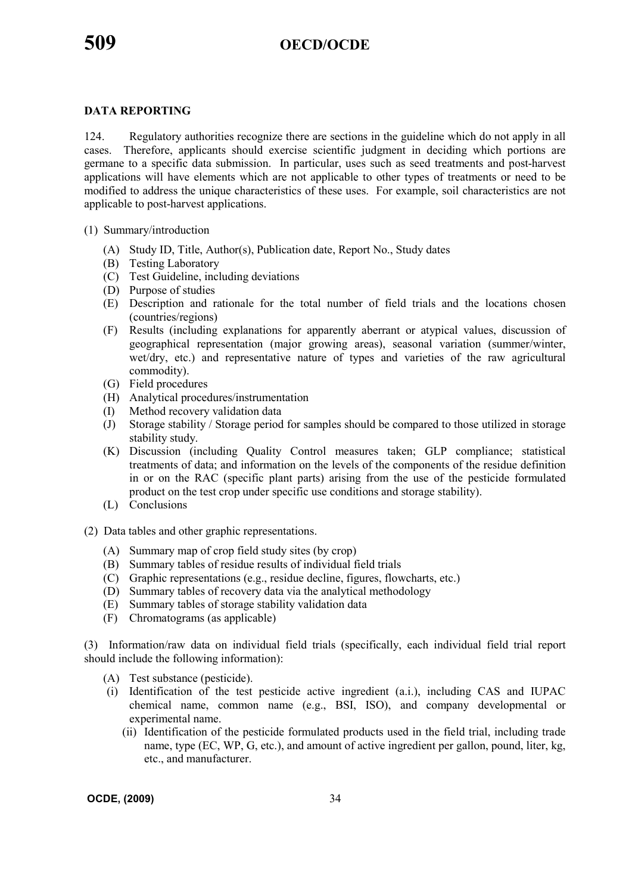## DATA REPORTING

124. Regulatory authorities recognize there are sections in the guideline which do not apply in all cases. Therefore, applicants should exercise scientific judgment in deciding which portions are germane to a specific data submission. In particular, uses such as seed treatments and post-harvest applications will have elements which are not applicable to other types of treatments or need to be modified to address the unique characteristics of these uses. For example, soil characteristics are not applicable to post-harvest applications.

(1) Summary/introduction

- (A) Study ID, Title, Author(s), Publication date, Report No., Study dates
- (B) Testing Laboratory
- (C) Test Guideline, including deviations
- (D) Purpose of studies
- (E) Description and rationale for the total number of field trials and the locations chosen (countries/regions)
- (F) Results (including explanations for apparently aberrant or atypical values, discussion of geographical representation (major growing areas), seasonal variation (summer/winter, wet/dry, etc.) and representative nature of types and varieties of the raw agricultural commodity).
- (G) Field procedures
- (H) Analytical procedures/instrumentation
- (I) Method recovery validation data
- (J) Storage stability / Storage period for samples should be compared to those utilized in storage stability study.
- (K) Discussion (including Quality Control measures taken; GLP compliance; statistical treatments of data; and information on the levels of the components of the residue definition in or on the RAC (specific plant parts) arising from the use of the pesticide formulated product on the test crop under specific use conditions and storage stability).
- (L) Conclusions

(2) Data tables and other graphic representations.

- (A) Summary map of crop field study sites (by crop)
- (B) Summary tables of residue results of individual field trials
- (C) Graphic representations (e.g., residue decline, figures, flowcharts, etc.)
- (D) Summary tables of recovery data via the analytical methodology
- (E) Summary tables of storage stability validation data
- (F) Chromatograms (as applicable)

(3) Information/raw data on individual field trials (specifically, each individual field trial report should include the following information):

- (A) Test substance (pesticide).
  - (i) Identification of the test pesticide active ingredient (a.i.), including CAS and IUPAC chemical name, common name (e.g., BSI, ISO), and company developmental or experimental name.
  - (ii) Identification of the pesticide formulated products used in the field trial, including trade name, type (EC, WP, G, etc.), and amount of active ingredient per gallon, pound, liter, kg, etc., and manufacturer.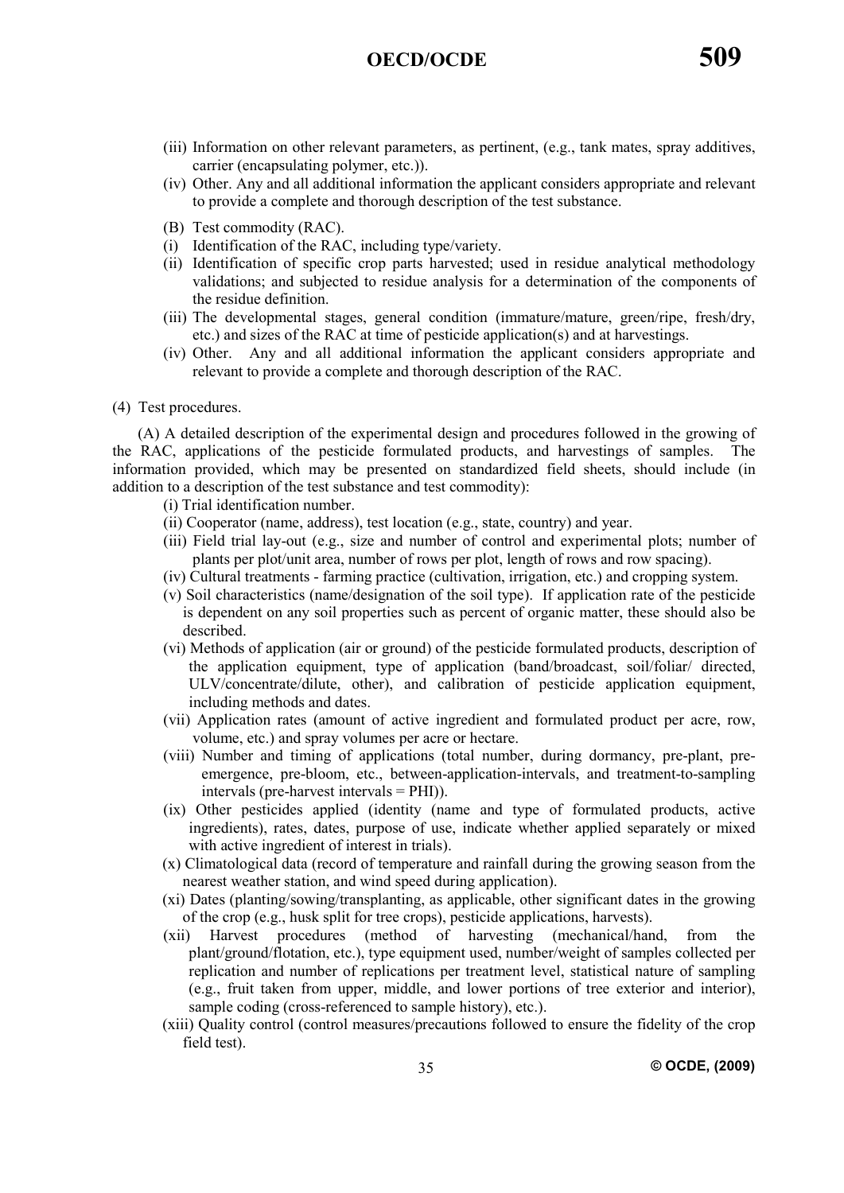(iii) Information on other relevant parameters, as pertinent, (e.g., tank mates, spray additives, carrier (encapsulating polymer, etc.)).

(iv) Other. Any and all additional information the applicant considers appropriate and relevant to provide a complete and thorough description of the test substance.

(B) Test commodity (RAC).

(i) Identification of the RAC, including type/variety.

(ii) Identification of specific crop parts harvested; used in residue analytical methodology validations; and subjected to residue analysis for a determination of the components of the residue definition.

(iii) The developmental stages, general condition (immature/mature, green/ripe, fresh/dry, etc.) and sizes of the RAC at time of pesticide application(s) and at harvestings.

(iv) Other. Any and all additional information the applicant considers appropriate and relevant to provide a complete and thorough description of the RAC.

(4) Test procedures.

(A) A detailed description of the experimental design and procedures followed in the growing of the RAC, applications of the pesticide formulated products, and harvestings of samples. The information provided, which may be presented on standardized field sheets, should include (in addition to a description of the test substance and test commodity):

(i) Trial identification number.

(ii) Cooperator (name, address), test location (e.g., state, country) and year.

(iii) Field trial lay-out (e.g., size and number of control and experimental plots; number of plants per plot/unit area, number of rows per plot, length of rows and row spacing).

(iv) Cultural treatments - farming practice (cultivation, irrigation, etc.) and cropping system.

(v) Soil characteristics (name/designation of the soil type). If application rate of the pesticide is dependent on any soil properties such as percent of organic matter, these should also be described.

(vi) Methods of application (air or ground) of the pesticide formulated products, description of the application equipment, type of application (band/broadcast, soil/foliar/ directed, ULV/concentrate/dilute, other), and calibration of pesticide application equipment, including methods and dates.

(vii) Application rates (amount of active ingredient and formulated product per acre, row, volume, etc.) and spray volumes per acre or hectare.

(viii) Number and timing of applications (total number, during dormancy, pre-plant, pre-emergence, pre-bloom, etc., between-application-intervals, and treatment-to-sampling intervals (pre-harvest intervals = PHI)).

(ix) Other pesticides applied (identity (name and type of formulated products, active ingredients), rates, dates, purpose of use, indicate whether applied separately or mixed with active ingredient of interest in trials).

(x) Climatological data (record of temperature and rainfall during the growing season from the nearest weather station, and wind speed during application).

(xi) Dates (planting/sowing/transplanting, as applicable, other significant dates in the growing of the crop (e.g., husk split for tree crops), pesticide applications, harvests).

(xii) Harvest procedures (method of harvesting (mechanical/hand, from the plant/ground/flotation, etc.), type equipment used, number/weight of samples collected per replication and number of replications per treatment level, statistical nature of sampling (e.g., fruit taken from upper, middle, and lower portions of tree exterior and interior), sample coding (cross-referenced to sample history), etc.).

(xiii) Quality control (control measures/precautions followed to ensure the fidelity of the crop field test).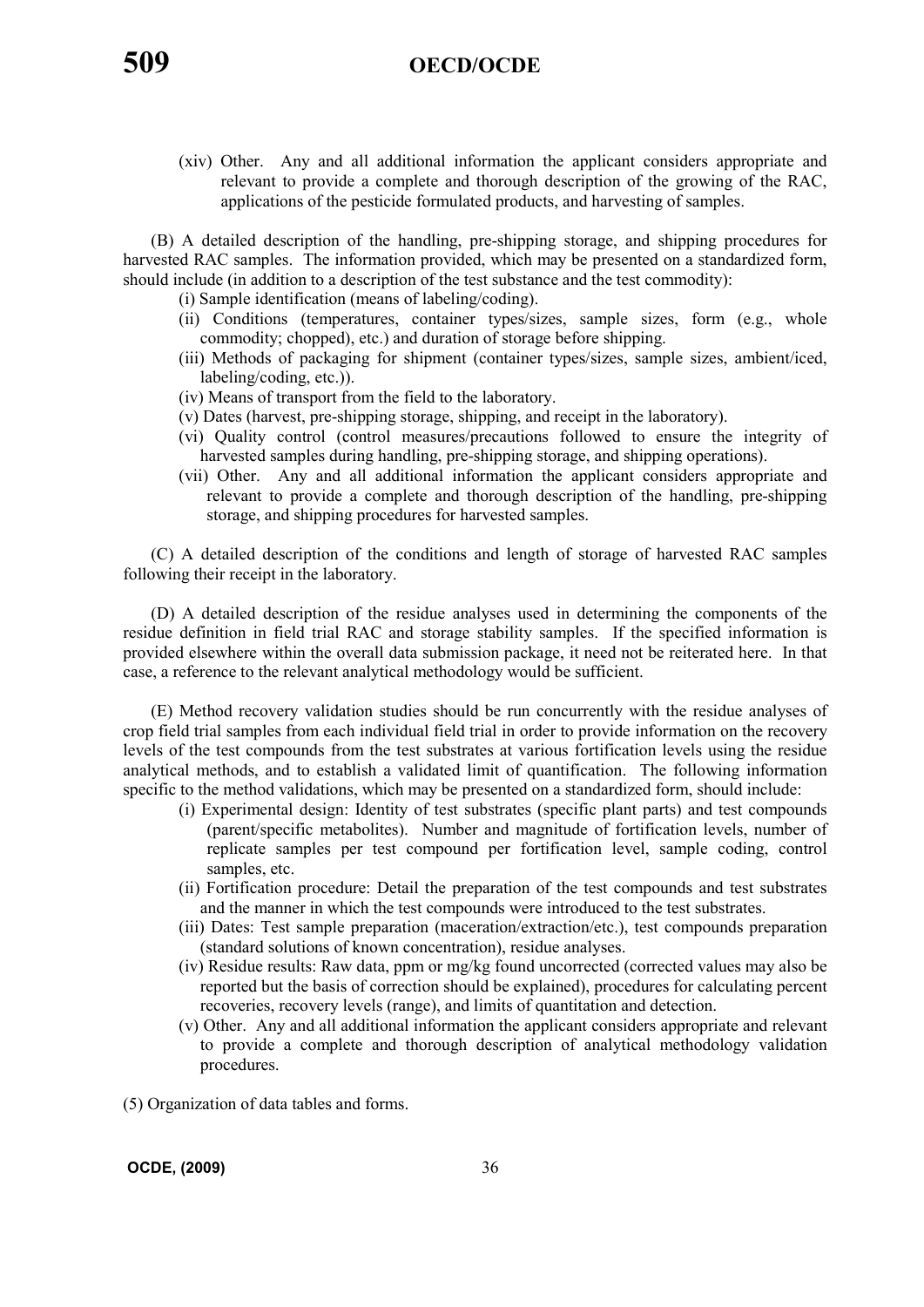(xiv) Other. Any and all additional information the applicant considers appropriate and relevant to provide a complete and thorough description of the growing of the RAC, applications of the pesticide formulated products, and harvesting of samples.

(B) A detailed description of the handling, pre-shipping storage, and shipping procedures for harvested RAC samples. The information provided, which may be presented on a standardized form, should include (in addition to a description of the test substance and the test commodity):

(i) Sample identification (means of labeling/coding).

(ii) Conditions (temperatures, container types/sizes, sample sizes, form (e.g., whole commodity; chopped), etc.) and duration of storage before shipping.

(iii) Methods of packaging for shipment (container types/sizes, sample sizes, ambient/iced, labeling/coding, etc.)).

(iv) Means of transport from the field to the laboratory.

(v) Dates (harvest, pre-shipping storage, shipping, and receipt in the laboratory).

(vi) Quality control (control measures/precautions followed to ensure the integrity of harvested samples during handling, pre-shipping storage, and shipping operations).

(vii) Other. Any and all additional information the applicant considers appropriate and relevant to provide a complete and thorough description of the handling, pre-shipping storage, and shipping procedures for harvested samples.

(C) A detailed description of the conditions and length of storage of harvested RAC samples following their receipt in the laboratory.

(D) A detailed description of the residue analyses used in determining the components of the residue definition in field trial RAC and storage stability samples. If the specified information is provided elsewhere within the overall data submission package, it need not be reiterated here. In that case, a reference to the relevant analytical methodology would be sufficient.

(E) Method recovery validation studies should be run concurrently with the residue analyses of crop field trial samples from each individual field trial in order to provide information on the recovery levels of the test compounds from the test substrates at various fortification levels using the residue analytical methods, and to establish a validated limit of quantification. The following information specific to the method validations, which may be presented on a standardized form, should include:

(i) Experimental design: Identity of test substrates (specific plant parts) and test compounds (parent/specific metabolites). Number and magnitude of fortification levels, number of replicate samples per test compound per fortification level, sample coding, control samples, etc.

(ii) Fortification procedure: Detail the preparation of the test compounds and test substrates and the manner in which the test compounds were introduced to the test substrates.

(iii) Dates: Test sample preparation (maceration/extraction/etc.), test compounds preparation (standard solutions of known concentration), residue analyses.

(iv) Residue results: Raw data, ppm or mg/kg found uncorrected (corrected values may also be reported but the basis of correction should be explained), procedures for calculating percent recoveries, recovery levels (range), and limits of quantitation and detection.

(v) Other. Any and all additional information the applicant considers appropriate and relevant to provide a complete and thorough description of analytical methodology validation procedures.

(5) Organization of data tables and forms.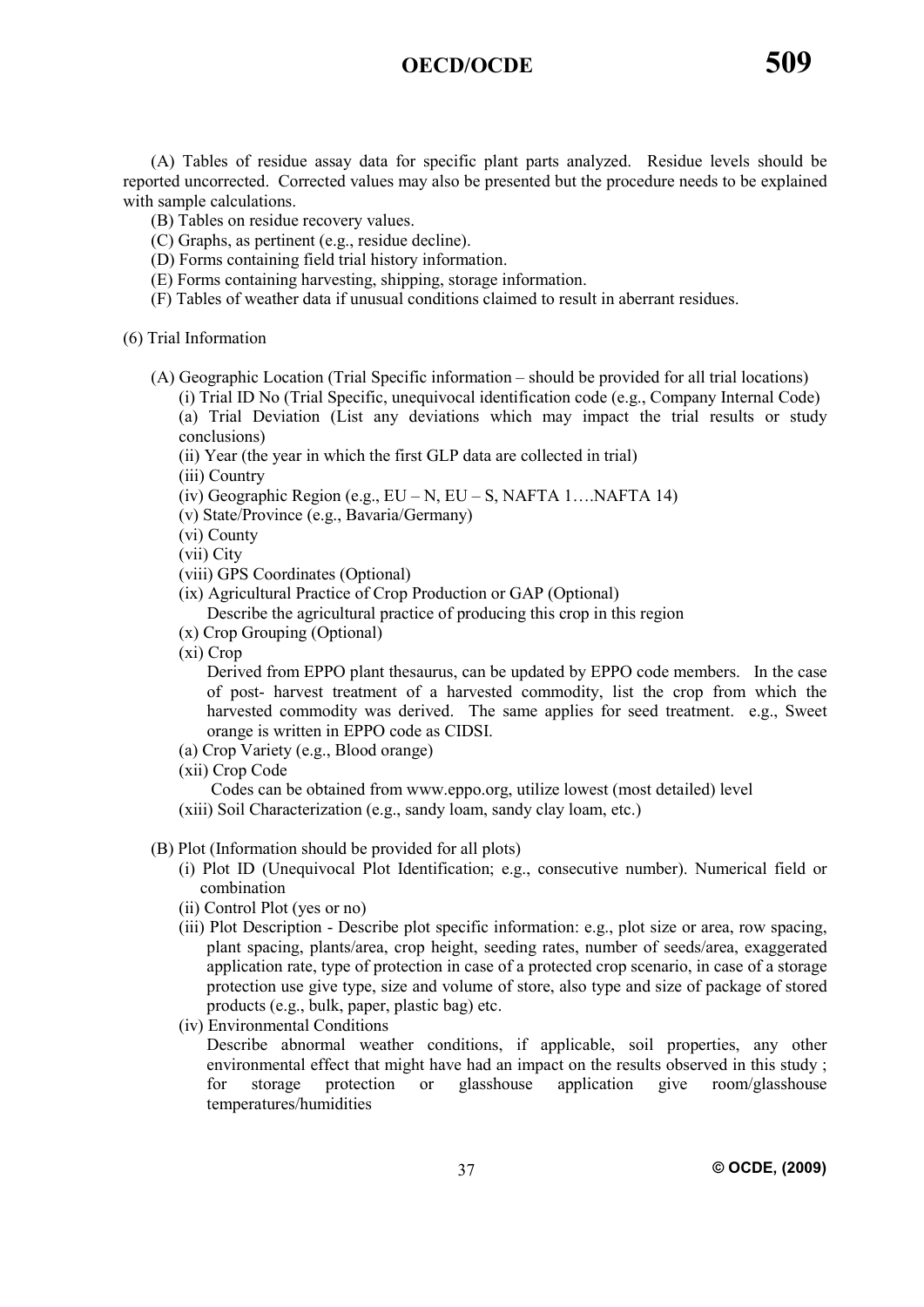(A) Tables of residue assay data for specific plant parts analyzed. Residue levels should be reported uncorrected. Corrected values may also be presented but the procedure needs to be explained with sample calculations.

(B) Tables on residue recovery values.

(C) Graphs, as pertinent (e.g., residue decline).

(D) Forms containing field trial history information.

(E) Forms containing harvesting, shipping, storage information.

(F) Tables of weather data if unusual conditions claimed to result in aberrant residues.

(6) Trial Information

(A) Geographic Location (Trial Specific information – should be provided for all trial locations)

(i) Trial ID No (Trial Specific, unequivocal identification code (e.g., Company Internal Code)

(a) Trial Deviation (List any deviations which may impact the trial results or study conclusions)

(ii) Year (the year in which the first GLP data are collected in trial)

(iii) Country

(iv) Geographic Region (e.g., EU – N, EU – S, NAFTA 1….NAFTA 14)

(v) State/Province (e.g., Bavaria/Germany)

(vi) County

(vii) City

(viii) GPS Coordinates (Optional)

(ix) Agricultural Practice of Crop Production or GAP (Optional)
Describe the agricultural practice of producing this crop in this region

(x) Crop Grouping (Optional)

(xi) Crop
Derived from EPPO plant thesaurus, can be updated by EPPO code members. In the case of post- harvest treatment of a harvested commodity, list the crop from which the harvested commodity was derived. The same applies for seed treatment. e.g., Sweet orange is written in EPPO code as CIDSI.

(a) Crop Variety (e.g., Blood orange)

(xii) Crop Code
Codes can be obtained from www.eppo.org, utilize lowest (most detailed) level

(xiii) Soil Characterization (e.g., sandy loam, sandy clay loam, etc.)

(B) Plot (Information should be provided for all plots)

(i) Plot ID (Unequivocal Plot Identification; e.g., consecutive number). Numerical field or combination

(ii) Control Plot (yes or no)

(iii) Plot Description - Describe plot specific information: e.g., plot size or area, row spacing, plant spacing, plants/area, crop height, seeding rates, number of seeds/area, exaggerated application rate, type of protection in case of a protected crop scenario, in case of a storage protection use give type, size and volume of store, also type and size of package of stored products (e.g., bulk, paper, plastic bag) etc.

(iv) Environmental Conditions
Describe abnormal weather conditions, if applicable, soil properties, any other environmental effect that might have had an impact on the results observed in this study ; for storage protection or glasshouse application give room/glasshouse temperatures/humidities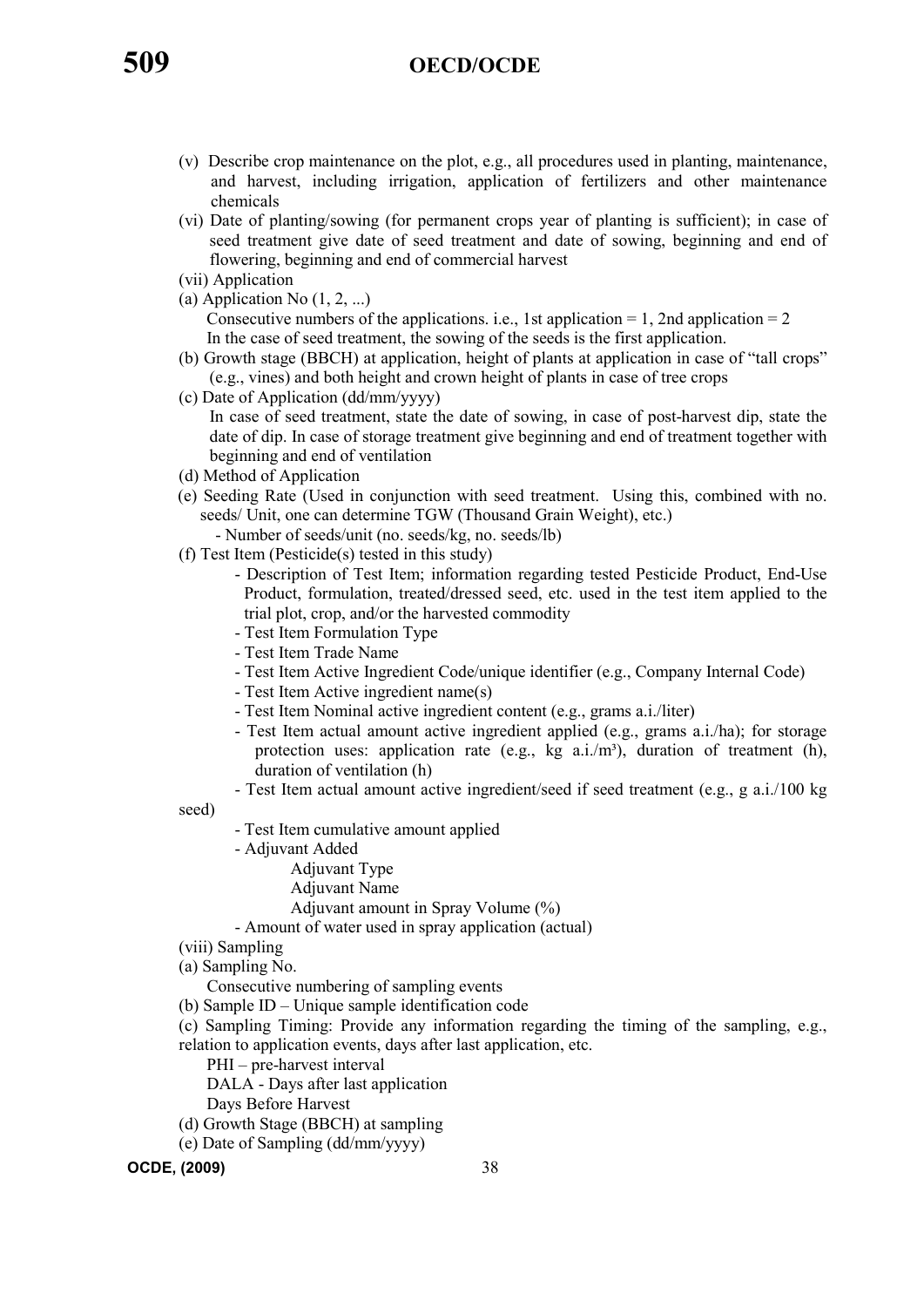(v) Describe crop maintenance on the plot, e.g., all procedures used in planting, maintenance, and harvest, including irrigation, application of fertilizers and other maintenance chemicals

(vi) Date of planting/sowing (for permanent crops year of planting is sufficient); in case of seed treatment give date of seed treatment and date of sowing, beginning and end of flowering, beginning and end of commercial harvest

(vii) Application

(a) Application No (1, 2, ...)

Consecutive numbers of the applications. i.e., 1st application = 1, 2nd application = 2
In the case of seed treatment, the sowing of the seeds is the first application.

(b) Growth stage (BBCH) at application, height of plants at application in case of "tall crops" (e.g., vines) and both height and crown height of plants in case of tree crops

(c) Date of Application (dd/mm/yyyy)

In case of seed treatment, state the date of sowing, in case of post-harvest dip, state the date of dip. In case of storage treatment give beginning and end of treatment together with beginning and end of ventilation

(d) Method of Application

(e) Seeding Rate (Used in conjunction with seed treatment. Using this, combined with no. seeds/ Unit, one can determine TGW (Thousand Grain Weight), etc.)

- Number of seeds/unit (no. seeds/kg, no. seeds/lb)

(f) Test Item (Pesticide(s) tested in this study)

- Description of Test Item; information regarding tested Pesticide Product, End-Use Product, formulation, treated/dressed seed, etc. used in the test item applied to the trial plot, crop, and/or the harvested commodity
- Test Item Formulation Type
- Test Item Trade Name
- Test Item Active Ingredient Code/unique identifier (e.g., Company Internal Code)
- Test Item Active ingredient name(s)
- Test Item Nominal active ingredient content (e.g., grams a.i./liter)
- Test Item actual amount active ingredient applied (e.g., grams a.i./ha); for storage protection uses: application rate (e.g., kg a.i./m³), duration of treatment (h), duration of ventilation (h)
- Test Item actual amount active ingredient/seed if seed treatment (e.g., g a.i./100 kg seed)
- Test Item cumulative amount applied
- Adjuvant Added
    - Adjuvant Type
    - Adjuvant Name
    - Adjuvant amount in Spray Volume (%)
- Amount of water used in spray application (actual)

(viii) Sampling

(a) Sampling No.

Consecutive numbering of sampling events

(b) Sample ID – Unique sample identification code

(c) Sampling Timing: Provide any information regarding the timing of the sampling, e.g., relation to application events, days after last application, etc.

PHI – pre-harvest interval
DALA - Days after last application
Days Before Harvest

(d) Growth Stage (BBCH) at sampling

(e) Date of Sampling (dd/mm/yyyy)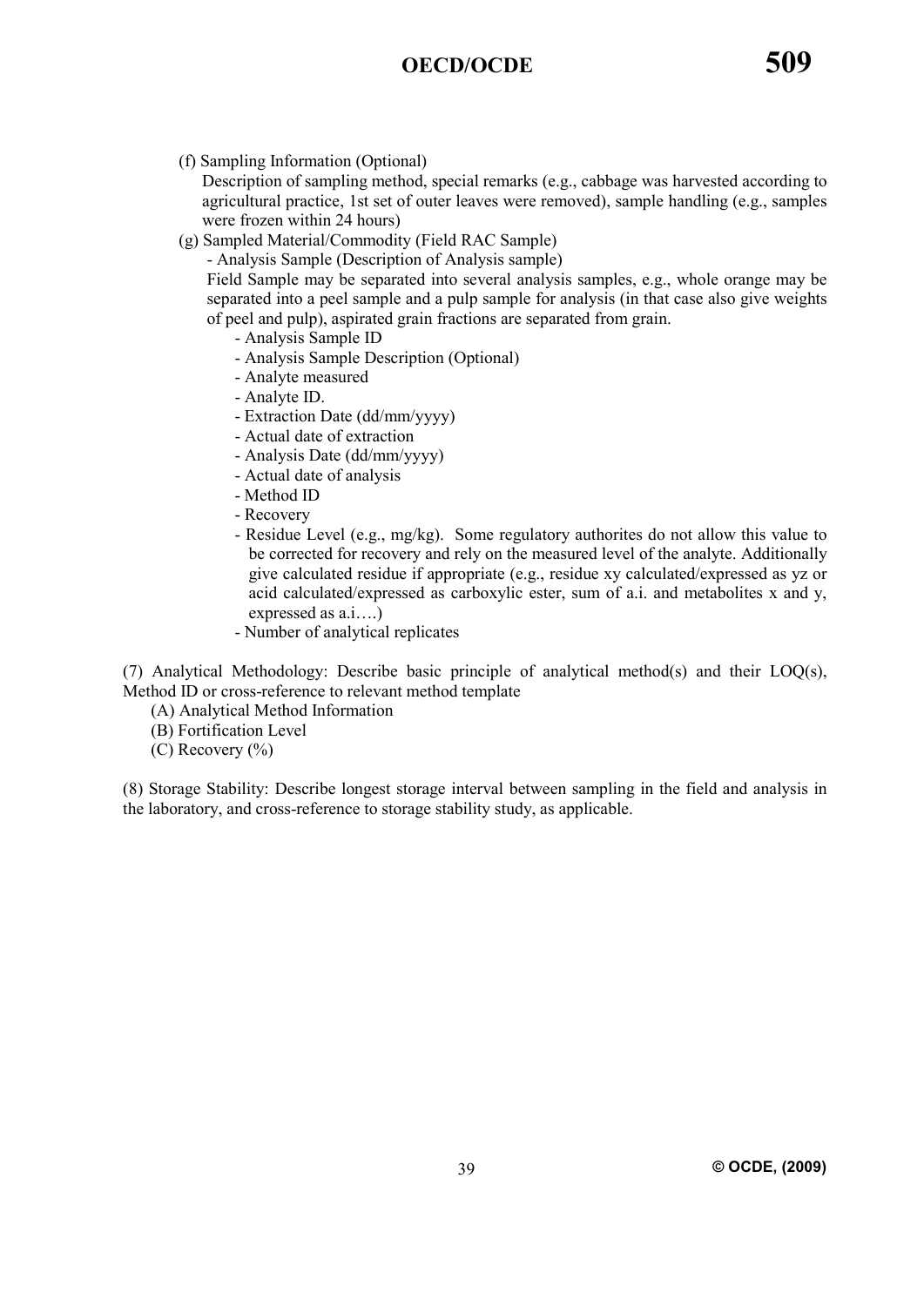(f) Sampling Information (Optional)

Description of sampling method, special remarks (e.g., cabbage was harvested according to agricultural practice, 1st set of outer leaves were removed), sample handling (e.g., samples were frozen within 24 hours)

(g) Sampled Material/Commodity (Field RAC Sample)

- Analysis Sample (Description of Analysis sample)

Field Sample may be separated into several analysis samples, e.g., whole orange may be separated into a peel sample and a pulp sample for analysis (in that case also give weights of peel and pulp), aspirated grain fractions are separated from grain.

- Analysis Sample ID
- Analysis Sample Description (Optional)
- Analyte measured
- Analyte ID.
- Extraction Date (dd/mm/yyyy)
- Actual date of extraction
- Analysis Date (dd/mm/yyyy)
- Actual date of analysis
- Method ID
- Recovery
- Residue Level (e.g., mg/kg). Some regulatory authorites do not allow this value to be corrected for recovery and rely on the measured level of the analyte. Additionally give calculated residue if appropriate (e.g., residue xy calculated/expressed as yz or acid calculated/expressed as carboxylic ester, sum of a.i. and metabolites x and y, expressed as a.i….)
- Number of analytical replicates

(7) Analytical Methodology: Describe basic principle of analytical method(s) and their LOQ(s), Method ID or cross-reference to relevant method template

(A) Analytical Method Information

(B) Fortification Level

(C) Recovery (%)

(8) Storage Stability: Describe longest storage interval between sampling in the field and analysis in the laboratory, and cross-reference to storage stability study, as applicable.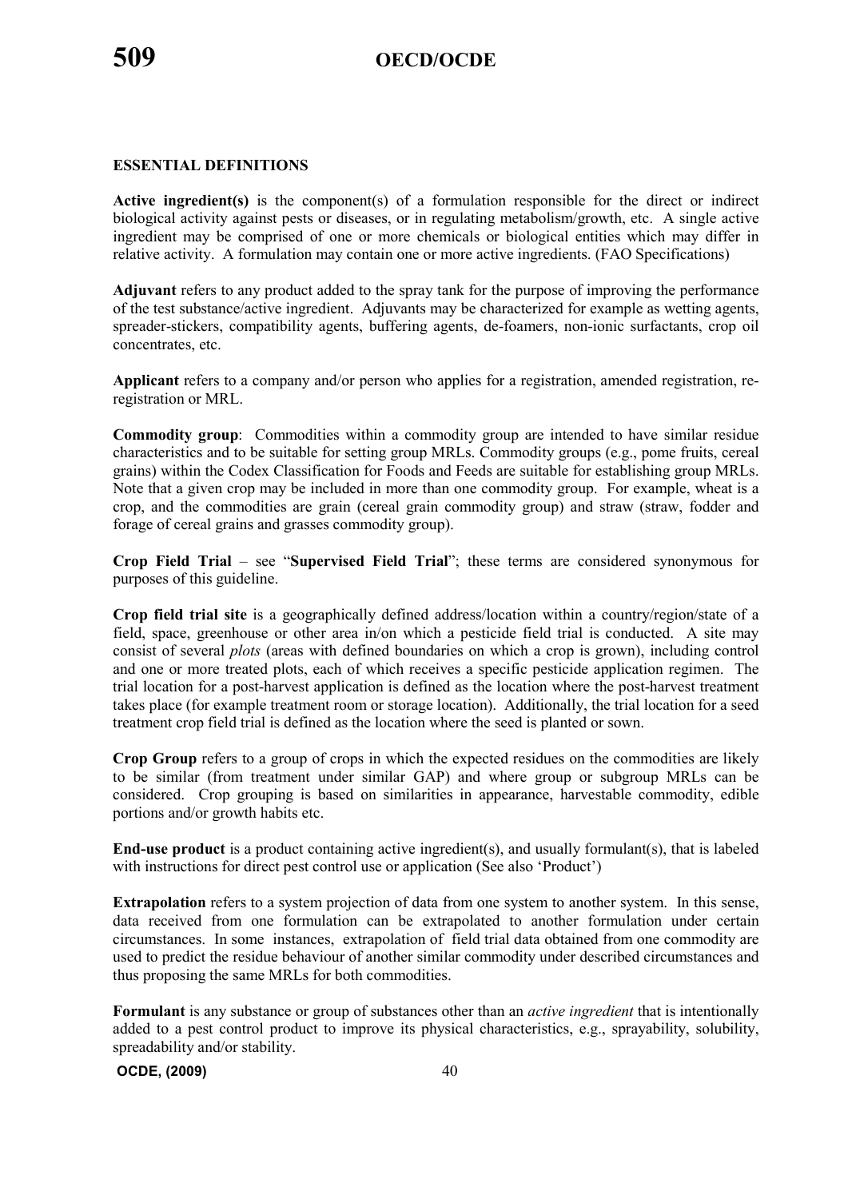## ESSENTIAL DEFINITIONS

**Active ingredient(s)** is the component(s) of a formulation responsible for the direct or indirect biological activity against pests or diseases, or in regulating metabolism/growth, etc. A single active ingredient may be comprised of one or more chemicals or biological entities which may differ in relative activity. A formulation may contain one or more active ingredients. (FAO Specifications)

**Adjuvant** refers to any product added to the spray tank for the purpose of improving the performance of the test substance/active ingredient. Adjuvants may be characterized for example as wetting agents, spreader-stickers, compatibility agents, buffering agents, de-foamers, non-ionic surfactants, crop oil concentrates, etc.

**Applicant** refers to a company and/or person who applies for a registration, amended registration, re-registration or MRL.

**Commodity group**: Commodities within a commodity group are intended to have similar residue characteristics and to be suitable for setting group MRLs. Commodity groups (e.g., pome fruits, cereal grains) within the Codex Classification for Foods and Feeds are suitable for establishing group MRLs. Note that a given crop may be included in more than one commodity group. For example, wheat is a crop, and the commodities are grain (cereal grain commodity group) and straw (straw, fodder and forage of cereal grains and grasses commodity group).

**Crop Field Trial** – see "**Supervised Field Trial**"; these terms are considered synonymous for purposes of this guideline.

**Crop field trial site** is a geographically defined address/location within a country/region/state of a field, space, greenhouse or other area in/on which a pesticide field trial is conducted. A site may consist of several *plots* (areas with defined boundaries on which a crop is grown), including control and one or more treated plots, each of which receives a specific pesticide application regimen. The trial location for a post-harvest application is defined as the location where the post-harvest treatment takes place (for example treatment room or storage location). Additionally, the trial location for a seed treatment crop field trial is defined as the location where the seed is planted or sown.

**Crop Group** refers to a group of crops in which the expected residues on the commodities are likely to be similar (from treatment under similar GAP) and where group or subgroup MRLs can be considered. Crop grouping is based on similarities in appearance, harvestable commodity, edible portions and/or growth habits etc.

**End-use product** is a product containing active ingredient(s), and usually formulant(s), that is labeled with instructions for direct pest control use or application (See also 'Product')

**Extrapolation** refers to a system projection of data from one system to another system. In this sense, data received from one formulation can be extrapolated to another formulation under certain circumstances. In some instances, extrapolation of field trial data obtained from one commodity are used to predict the residue behaviour of another similar commodity under described circumstances and thus proposing the same MRLs for both commodities.

**Formulant** is any substance or group of substances other than an *active ingredient* that is intentionally added to a pest control product to improve its physical characteristics, e.g., sprayability, solubility, spreadability and/or stability.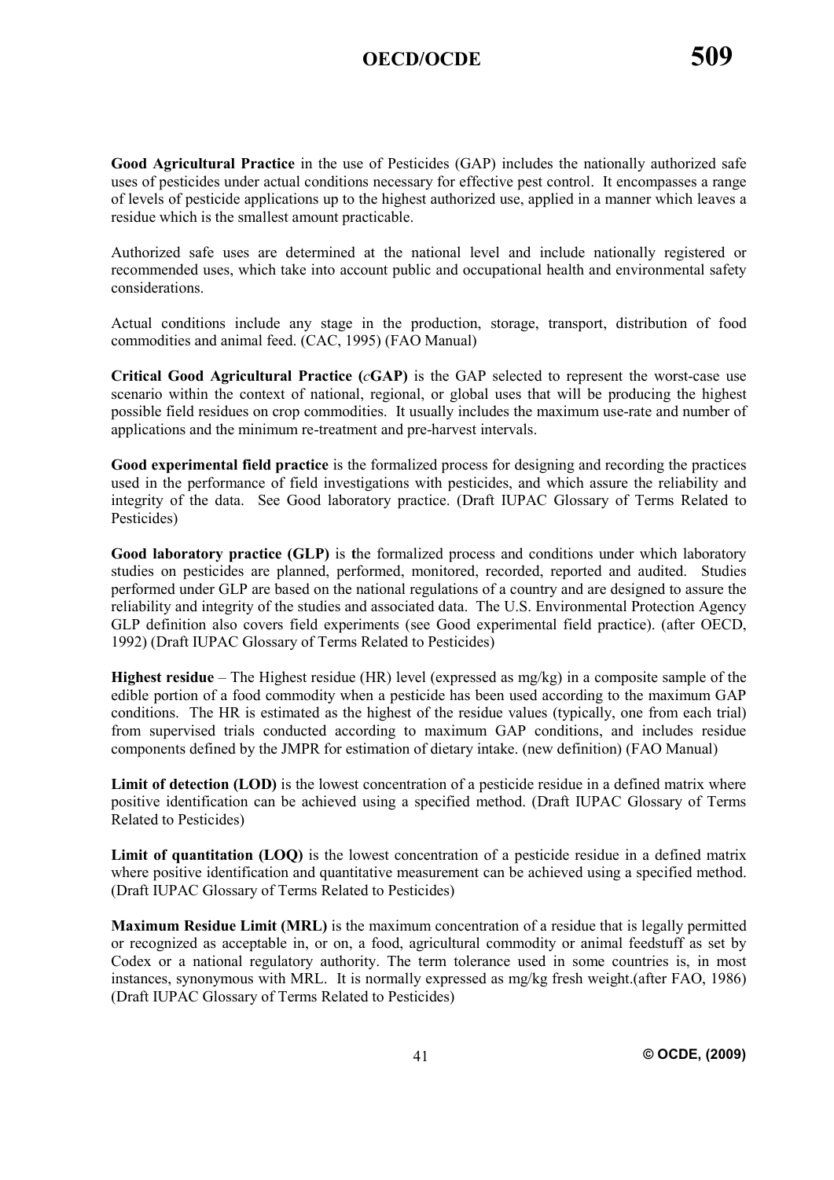**Good Agricultural Practice** in the use of Pesticides (GAP) includes the nationally authorized safe uses of pesticides under actual conditions necessary for effective pest control. It encompasses a range of levels of pesticide applications up to the highest authorized use, applied in a manner which leaves a residue which is the smallest amount practicable.

Authorized safe uses are determined at the national level and include nationally registered or recommended uses, which take into account public and occupational health and environmental safety considerations.

Actual conditions include any stage in the production, storage, transport, distribution of food commodities and animal feed. (CAC, 1995) (FAO Manual)

**Critical Good Agricultural Practice (*c*GAP)** is the GAP selected to represent the worst-case use scenario within the context of national, regional, or global uses that will be producing the highest possible field residues on crop commodities. It usually includes the maximum use-rate and number of applications and the minimum re-treatment and pre-harvest intervals.

**Good experimental field practice** is the formalized process for designing and recording the practices used in the performance of field investigations with pesticides, and which assure the reliability and integrity of the data. See Good laboratory practice. (Draft IUPAC Glossary of Terms Related to Pesticides)

**Good laboratory practice (GLP)** is **t**he formalized process and conditions under which laboratory studies on pesticides are planned, performed, monitored, recorded, reported and audited. Studies performed under GLP are based on the national regulations of a country and are designed to assure the reliability and integrity of the studies and associated data. The U.S. Environmental Protection Agency GLP definition also covers field experiments (see Good experimental field practice). (after OECD, 1992) (Draft IUPAC Glossary of Terms Related to Pesticides)

**Highest residue** – The Highest residue (HR) level (expressed as mg/kg) in a composite sample of the edible portion of a food commodity when a pesticide has been used according to the maximum GAP conditions. The HR is estimated as the highest of the residue values (typically, one from each trial) from supervised trials conducted according to maximum GAP conditions, and includes residue components defined by the JMPR for estimation of dietary intake. (new definition) (FAO Manual)

**Limit of detection (LOD)** is the lowest concentration of a pesticide residue in a defined matrix where positive identification can be achieved using a specified method. (Draft IUPAC Glossary of Terms Related to Pesticides)

**Limit of quantitation (LOQ)** is the lowest concentration of a pesticide residue in a defined matrix where positive identification and quantitative measurement can be achieved using a specified method. (Draft IUPAC Glossary of Terms Related to Pesticides)

**Maximum Residue Limit (MRL)** is the maximum concentration of a residue that is legally permitted or recognized as acceptable in, or on, a food, agricultural commodity or animal feedstuff as set by Codex or a national regulatory authority. The term tolerance used in some countries is, in most instances, synonymous with MRL. It is normally expressed as mg/kg fresh weight.(after FAO, 1986) (Draft IUPAC Glossary of Terms Related to Pesticides)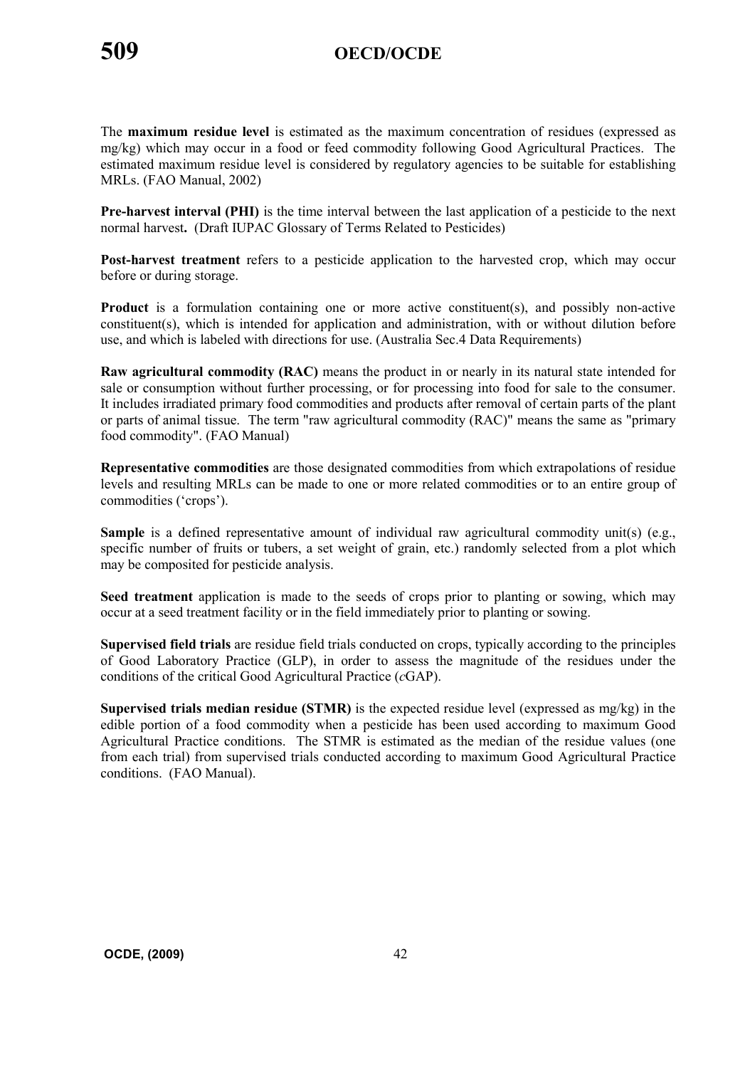The **maximum residue level** is estimated as the maximum concentration of residues (expressed as mg/kg) which may occur in a food or feed commodity following Good Agricultural Practices. The estimated maximum residue level is considered by regulatory agencies to be suitable for establishing MRLs. (FAO Manual, 2002)

**Pre-harvest interval (PHI)** is the time interval between the last application of a pesticide to the next normal harvest**.** (Draft IUPAC Glossary of Terms Related to Pesticides)

**Post-harvest treatment** refers to a pesticide application to the harvested crop, which may occur before or during storage.

**Product** is a formulation containing one or more active constituent(s), and possibly non-active constituent(s), which is intended for application and administration, with or without dilution before use, and which is labeled with directions for use. (Australia Sec.4 Data Requirements)

**Raw agricultural commodity (RAC)** means the product in or nearly in its natural state intended for sale or consumption without further processing, or for processing into food for sale to the consumer. It includes irradiated primary food commodities and products after removal of certain parts of the plant or parts of animal tissue. The term "raw agricultural commodity (RAC)" means the same as "primary food commodity". (FAO Manual)

**Representative commodities** are those designated commodities from which extrapolations of residue levels and resulting MRLs can be made to one or more related commodities or to an entire group of commodities ('crops').

**Sample** is a defined representative amount of individual raw agricultural commodity unit(s) (e.g., specific number of fruits or tubers, a set weight of grain, etc.) randomly selected from a plot which may be composited for pesticide analysis.

**Seed treatment** application is made to the seeds of crops prior to planting or sowing, which may occur at a seed treatment facility or in the field immediately prior to planting or sowing.

**Supervised field trials** are residue field trials conducted on crops, typically according to the principles of Good Laboratory Practice (GLP), in order to assess the magnitude of the residues under the conditions of the critical Good Agricultural Practice (*c*GAP).

**Supervised trials median residue (STMR)** is the expected residue level (expressed as mg/kg) in the edible portion of a food commodity when a pesticide has been used according to maximum Good Agricultural Practice conditions. The STMR is estimated as the median of the residue values (one from each trial) from supervised trials conducted according to maximum Good Agricultural Practice conditions. (FAO Manual).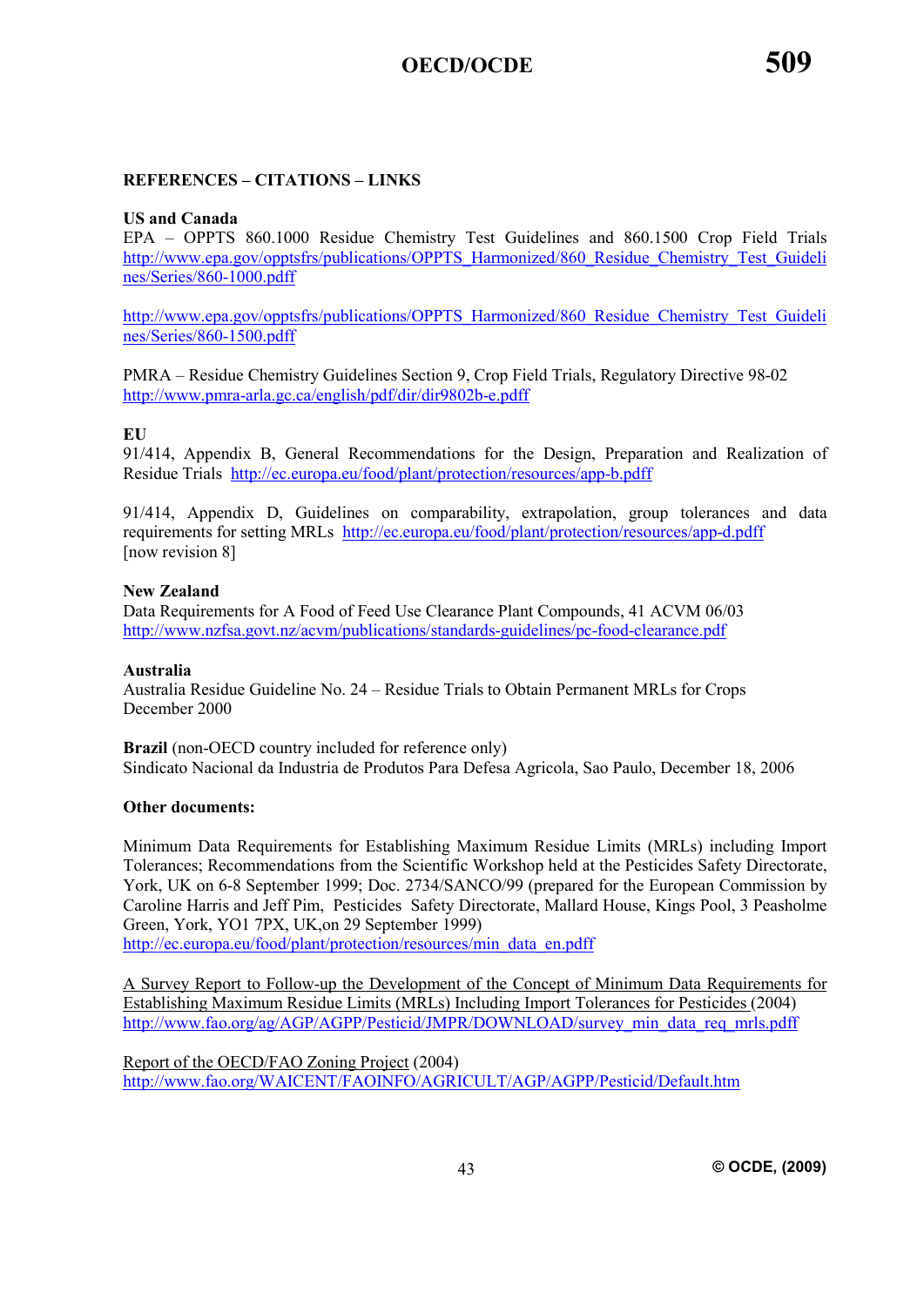**REFERENCES – CITATIONS – LINKS**

**US and Canada**

EPA – OPPTS 860.1000 Residue Chemistry Test Guidelines and 860.1500 Crop Field Trials http://www.epa.gov/opptsfrs/publications/OPPTS_Harmonized/860_Residue_Chemistry_Test_Guidelines/Series/860-1000.pdff

http://www.epa.gov/opptsfrs/publications/OPPTS_Harmonized/860_Residue_Chemistry_Test_Guidelines/Series/860-1500.pdff

PMRA – Residue Chemistry Guidelines Section 9, Crop Field Trials, Regulatory Directive 98-02 http://www.pmra-arla.gc.ca/english/pdf/dir/dir9802b-e.pdff

**EU**

91/414, Appendix B, General Recommendations for the Design, Preparation and Realization of Residue Trials http://ec.europa.eu/food/plant/protection/resources/app-b.pdff

91/414, Appendix D, Guidelines on comparability, extrapolation, group tolerances and data requirements for setting MRLs http://ec.europa.eu/food/plant/protection/resources/app-d.pdff [now revision 8]

**New Zealand**

Data Requirements for A Food of Feed Use Clearance Plant Compounds, 41 ACVM 06/03 http://www.nzfsa.govt.nz/acvm/publications/standards-guidelines/pc-food-clearance.pdf

**Australia**

Australia Residue Guideline No. 24 – Residue Trials to Obtain Permanent MRLs for Crops December 2000

**Brazil** (non-OECD country included for reference only)
Sindicato Nacional da Industria de Produtos Para Defesa Agricola, Sao Paulo, December 18, 2006

**Other documents:**

Minimum Data Requirements for Establishing Maximum Residue Limits (MRLs) including Import Tolerances; Recommendations from the Scientific Workshop held at the Pesticides Safety Directorate, York, UK on 6-8 September 1999; Doc. 2734/SANCO/99 (prepared for the European Commission by Caroline Harris and Jeff Pim, Pesticides Safety Directorate, Mallard House, Kings Pool, 3 Peasholme Green, York, YO1 7PX, UK,on 29 September 1999)
http://ec.europa.eu/food/plant/protection/resources/min_data_en.pdff

A Survey Report to Follow-up the Development of the Concept of Minimum Data Requirements for Establishing Maximum Residue Limits (MRLs) Including Import Tolerances for Pesticides (2004)
http://www.fao.org/ag/AGP/AGPP/Pesticid/JMPR/DOWNLOAD/survey_min_data_req_mrls.pdff

Report of the OECD/FAO Zoning Project (2004)
http://www.fao.org/WAICENT/FAOINFO/AGRICULT/AGP/AGPP/Pesticid/Default.htm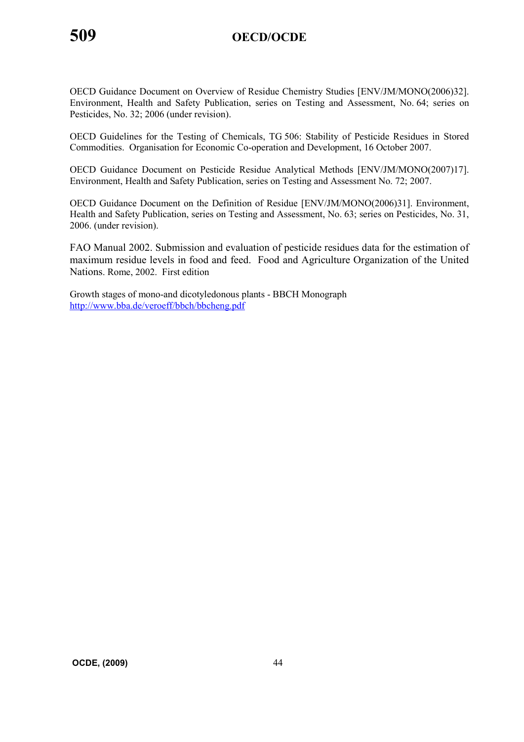OECD Guidance Document on Overview of Residue Chemistry Studies [ENV/JM/MONO(2006)32]. Environment, Health and Safety Publication, series on Testing and Assessment, No. 64; series on Pesticides, No. 32; 2006 (under revision).

OECD Guidelines for the Testing of Chemicals, TG 506: Stability of Pesticide Residues in Stored Commodities. Organisation for Economic Co-operation and Development, 16 October 2007.

OECD Guidance Document on Pesticide Residue Analytical Methods [ENV/JM/MONO(2007)17]. Environment, Health and Safety Publication, series on Testing and Assessment No. 72; 2007.

OECD Guidance Document on the Definition of Residue [ENV/JM/MONO(2006)31]. Environment, Health and Safety Publication, series on Testing and Assessment, No. 63; series on Pesticides, No. 31, 2006. (under revision).

FAO Manual 2002. Submission and evaluation of pesticide residues data for the estimation of maximum residue levels in food and feed. Food and Agriculture Organization of the United Nations. Rome, 2002. First edition

Growth stages of mono-and dicotyledonous plants - BBCH Monograph
http://www.bba.de/veroeff/bbch/bbcheng.pdf